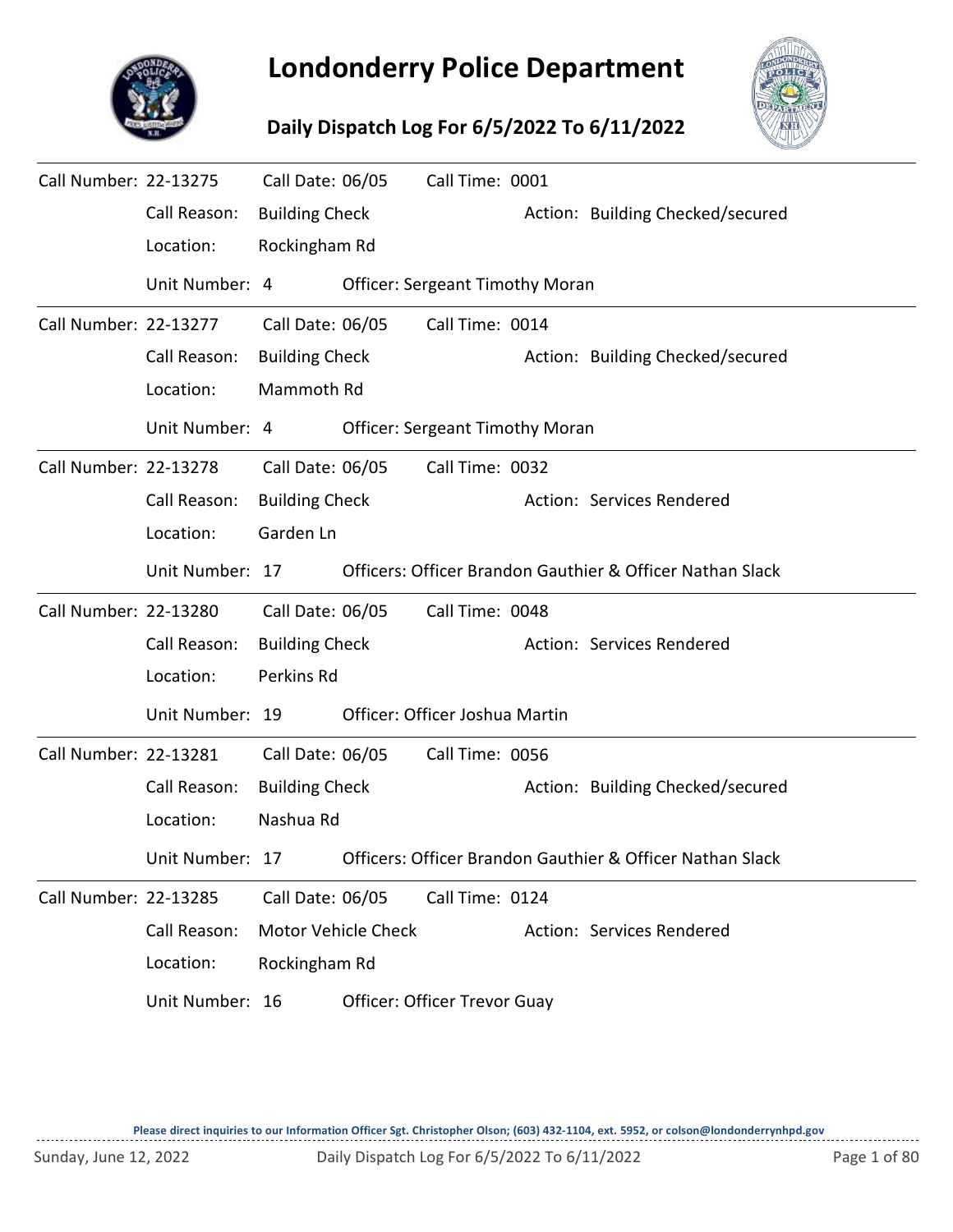# Londonderry Police Department

## Daily Dispatch Log For 6/5/2022 To 6/11/2022

Call Number: 22-13275 Call Date: 06/05 Call Time: 0001
Call Reason: Building Check Action: Building Checked/secured
Location: Rockingham Rd
Unit Number: 4 Officer: Sergeant Timothy Moran

---

Call Number: 22-13277 Call Date: 06/05 Call Time: 0014
Call Reason: Building Check Action: Building Checked/secured
Location: Mammoth Rd
Unit Number: 4 Officer: Sergeant Timothy Moran

---

Call Number: 22-13278 Call Date: 06/05 Call Time: 0032
Call Reason: Building Check Action: Services Rendered
Location: Garden Ln
Unit Number: 17 Officers: Officer Brandon Gauthier & Officer Nathan Slack

---

Call Number: 22-13280 Call Date: 06/05 Call Time: 0048
Call Reason: Building Check Action: Services Rendered
Location: Perkins Rd
Unit Number: 19 Officer: Officer Joshua Martin

---

Call Number: 22-13281 Call Date: 06/05 Call Time: 0056
Call Reason: Building Check Action: Building Checked/secured
Location: Nashua Rd
Unit Number: 17 Officers: Officer Brandon Gauthier & Officer Nathan Slack

---

Call Number: 22-13285 Call Date: 06/05 Call Time: 0124
Call Reason: Motor Vehicle Check Action: Services Rendered
Location: Rockingham Rd
Unit Number: 16 Officer: Officer Trevor Guay

Please direct inquiries to our Information Officer Sgt. Christopher Olson; (603) 432-1104, ext. 5952, or colson@londonderrynhpd.gov

Sunday, June 12, 2022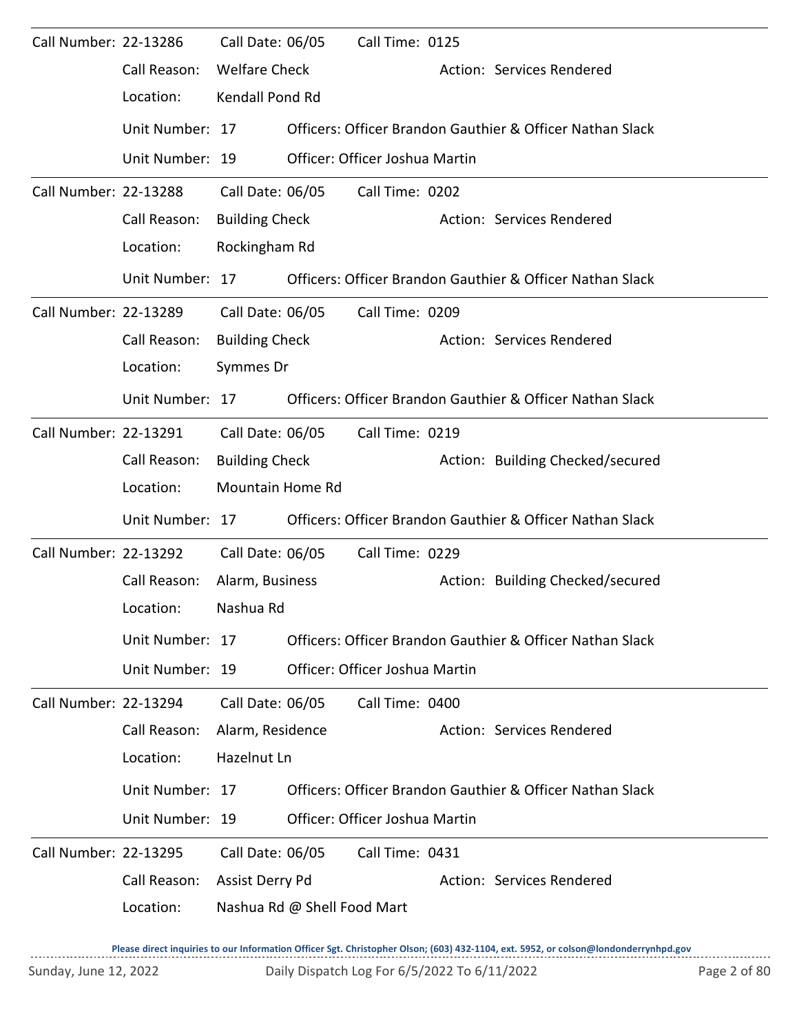Call Number: 22-13286 Call Date: 06/05 Call Time: 0125

Call Reason: Welfare Check Action: Services Rendered

Location: Kendall Pond Rd

Unit Number: 17 Officers: Officer Brandon Gauthier & Officer Nathan Slack

Unit Number: 19 Officer: Officer Joshua Martin

---

Call Number: 22-13288 Call Date: 06/05 Call Time: 0202

Call Reason: Building Check Action: Services Rendered

Location: Rockingham Rd

Unit Number: 17 Officers: Officer Brandon Gauthier & Officer Nathan Slack

---

Call Number: 22-13289 Call Date: 06/05 Call Time: 0209

Call Reason: Building Check Action: Services Rendered

Location: Symmes Dr

Unit Number: 17 Officers: Officer Brandon Gauthier & Officer Nathan Slack

---

Call Number: 22-13291 Call Date: 06/05 Call Time: 0219

Call Reason: Building Check Action: Building Checked/secured

Location: Mountain Home Rd

Unit Number: 17 Officers: Officer Brandon Gauthier & Officer Nathan Slack

---

Call Number: 22-13292 Call Date: 06/05 Call Time: 0229

Call Reason: Alarm, Business Action: Building Checked/secured

Location: Nashua Rd

Unit Number: 17 Officers: Officer Brandon Gauthier & Officer Nathan Slack

Unit Number: 19 Officer: Officer Joshua Martin

---

Call Number: 22-13294 Call Date: 06/05 Call Time: 0400

Call Reason: Alarm, Residence Action: Services Rendered

Location: Hazelnut Ln

Unit Number: 17 Officers: Officer Brandon Gauthier & Officer Nathan Slack

Unit Number: 19 Officer: Officer Joshua Martin

---

Call Number: 22-13295 Call Date: 06/05 Call Time: 0431

Call Reason: Assist Derry Pd Action: Services Rendered

Location: Nashua Rd @ Shell Food Mart

**Please direct inquiries to our Information Officer Sgt. Christopher Olson; (603) 432-1104, ext. 5952, or colson@londonderrynhpd.gov**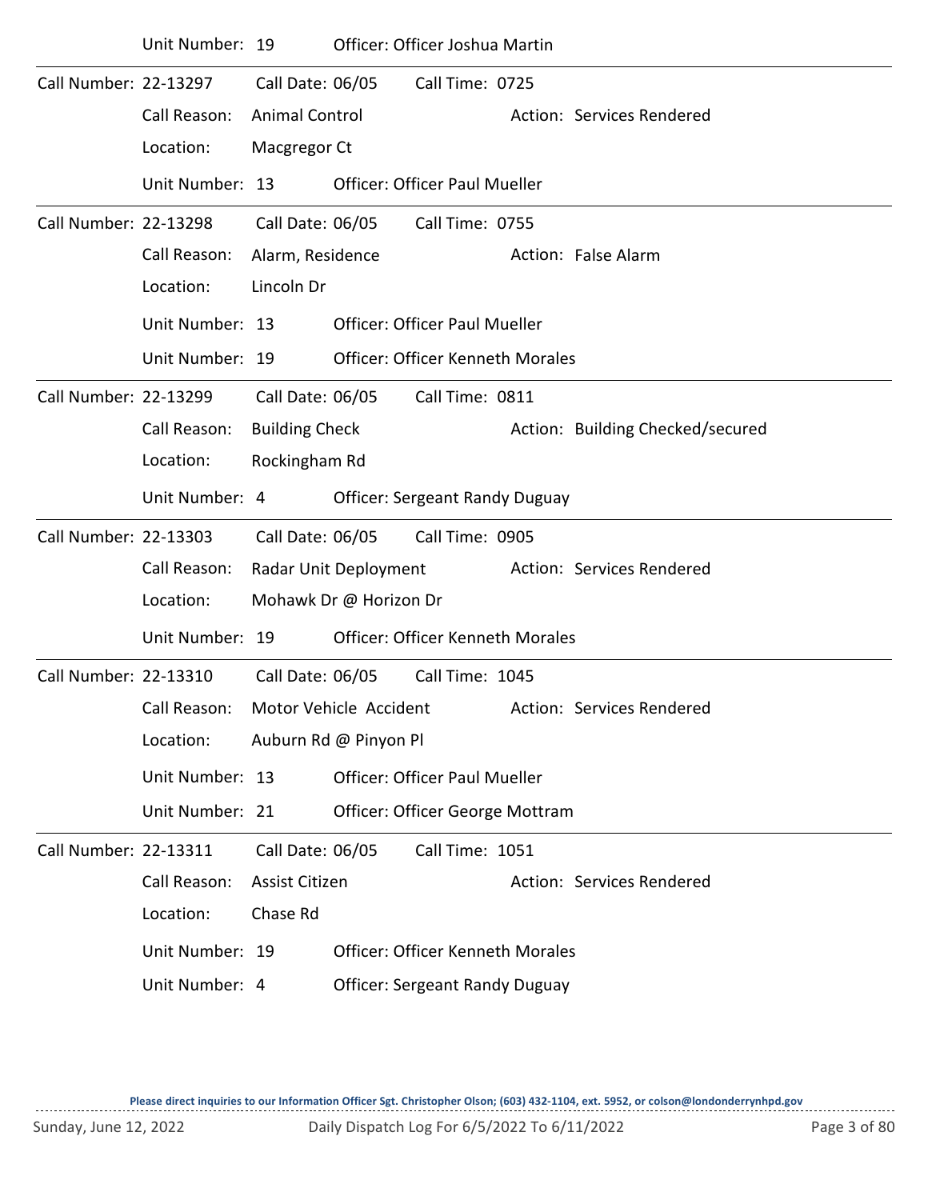Unit Number: 19 Officer: Officer Joshua Martin

---

Call Number: 22-13297 Call Date: 06/05 Call Time: 0725
Call Reason: Animal Control Action: Services Rendered
Location: Macgregor Ct
Unit Number: 13 Officer: Officer Paul Mueller

---

Call Number: 22-13298 Call Date: 06/05 Call Time: 0755
Call Reason: Alarm, Residence Action: False Alarm
Location: Lincoln Dr
Unit Number: 13 Officer: Officer Paul Mueller
Unit Number: 19 Officer: Officer Kenneth Morales

---

Call Number: 22-13299 Call Date: 06/05 Call Time: 0811
Call Reason: Building Check Action: Building Checked/secured
Location: Rockingham Rd
Unit Number: 4 Officer: Sergeant Randy Duguay

---

Call Number: 22-13303 Call Date: 06/05 Call Time: 0905
Call Reason: Radar Unit Deployment Action: Services Rendered
Location: Mohawk Dr @ Horizon Dr
Unit Number: 19 Officer: Officer Kenneth Morales

---

Call Number: 22-13310 Call Date: 06/05 Call Time: 1045
Call Reason: Motor Vehicle Accident Action: Services Rendered
Location: Auburn Rd @ Pinyon Pl
Unit Number: 13 Officer: Officer Paul Mueller
Unit Number: 21 Officer: Officer George Mottram

---

Call Number: 22-13311 Call Date: 06/05 Call Time: 1051
Call Reason: Assist Citizen Action: Services Rendered
Location: Chase Rd
Unit Number: 19 Officer: Officer Kenneth Morales
Unit Number: 4 Officer: Sergeant Randy Duguay

Please direct inquiries to our Information Officer Sgt. Christopher Olson; (603) 432-1104, ext. 5952, or colson@londonderrynhpd.gov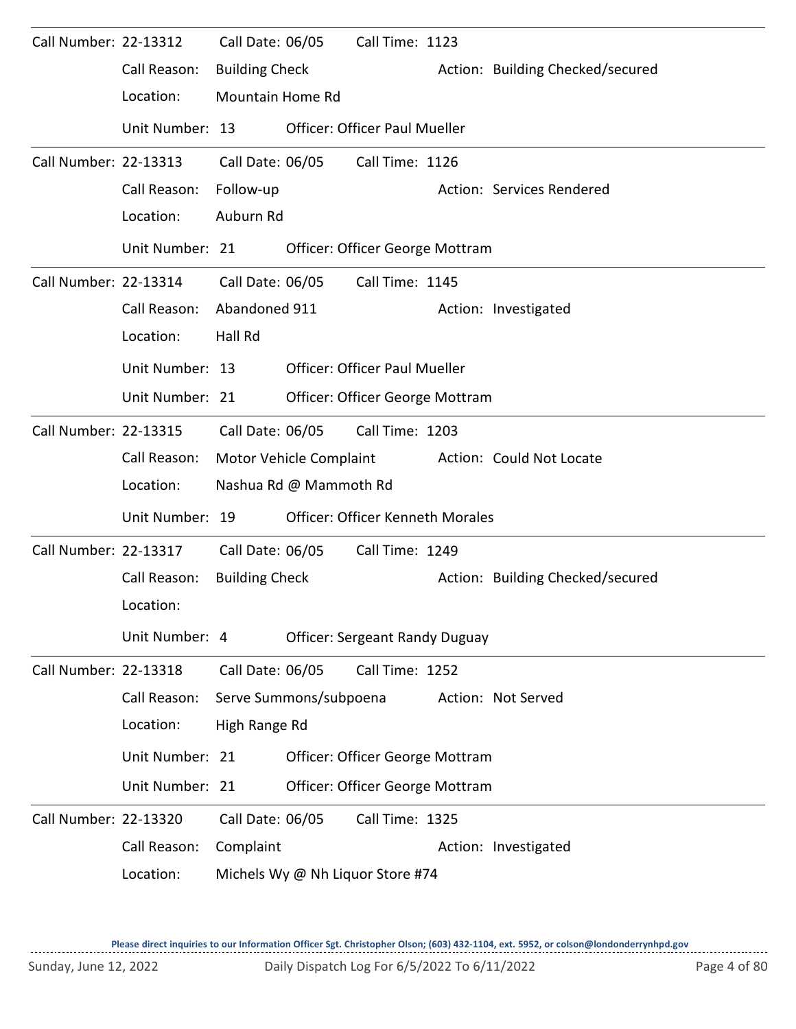Call Number: 22-13312 Call Date: 06/05 Call Time: 1123
Call Reason: Building Check Action: Building Checked/secured
Location: Mountain Home Rd
Unit Number: 13 Officer: Officer Paul Mueller

---

Call Number: 22-13313 Call Date: 06/05 Call Time: 1126
Call Reason: Follow-up Action: Services Rendered
Location: Auburn Rd
Unit Number: 21 Officer: Officer George Mottram

---

Call Number: 22-13314 Call Date: 06/05 Call Time: 1145
Call Reason: Abandoned 911 Action: Investigated
Location: Hall Rd
Unit Number: 13 Officer: Officer Paul Mueller
Unit Number: 21 Officer: Officer George Mottram

---

Call Number: 22-13315 Call Date: 06/05 Call Time: 1203
Call Reason: Motor Vehicle Complaint Action: Could Not Locate
Location: Nashua Rd @ Mammoth Rd
Unit Number: 19 Officer: Officer Kenneth Morales

---

Call Number: 22-13317 Call Date: 06/05 Call Time: 1249
Call Reason: Building Check Action: Building Checked/secured
Location:
Unit Number: 4 Officer: Sergeant Randy Duguay

---

Call Number: 22-13318 Call Date: 06/05 Call Time: 1252
Call Reason: Serve Summons/subpoena Action: Not Served
Location: High Range Rd
Unit Number: 21 Officer: Officer George Mottram
Unit Number: 21 Officer: Officer George Mottram

---

Call Number: 22-13320 Call Date: 06/05 Call Time: 1325
Call Reason: Complaint Action: Investigated
Location: Michels Wy @ Nh Liquor Store #74

**Please direct inquiries to our Information Officer Sgt. Christopher Olson; (603) 432-1104, ext. 5952, or colson@londonderrynhpd.gov**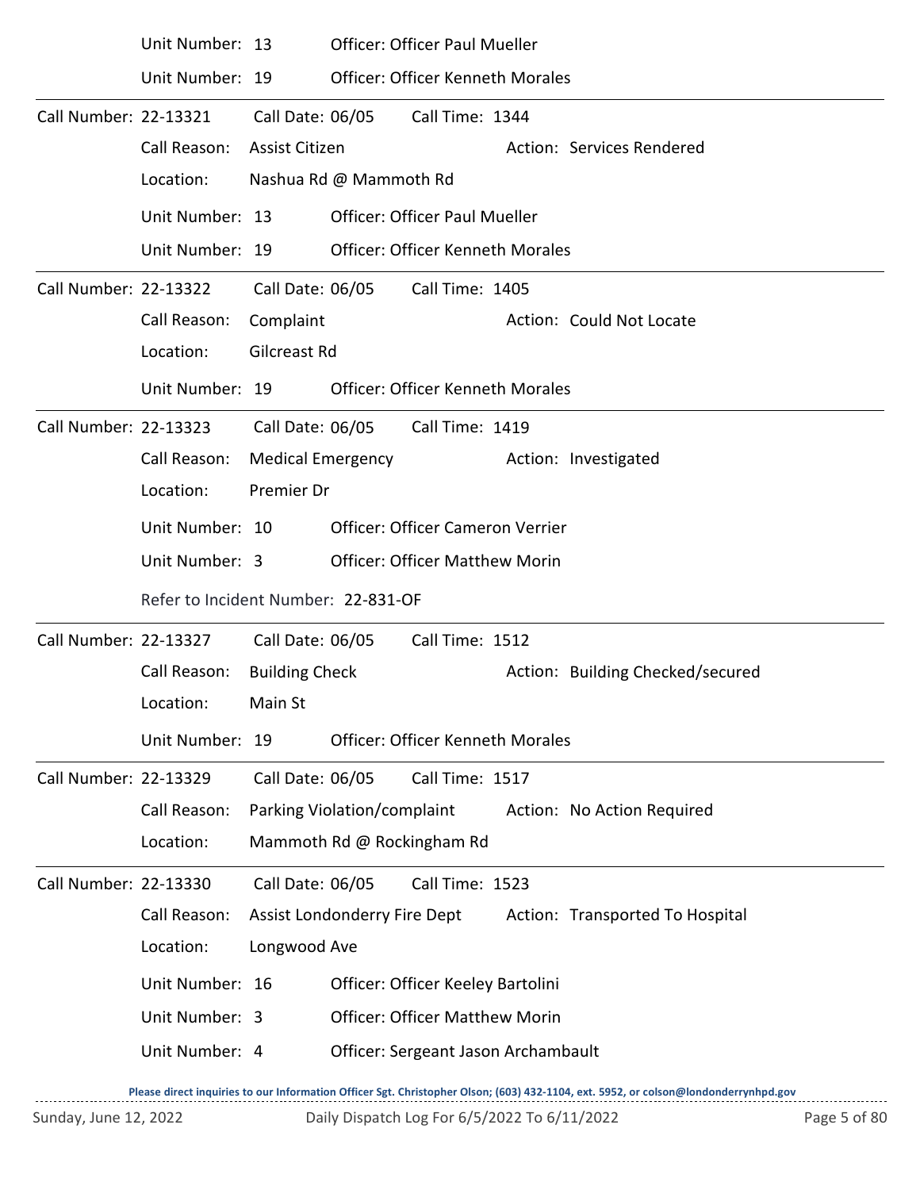Unit Number: 13 Officer: Officer Paul Mueller

Unit Number: 19 Officer: Officer Kenneth Morales

---

Call Number: 22-13321 Call Date: 06/05 Call Time: 1344

Call Reason: Assist Citizen Action: Services Rendered

Location: Nashua Rd @ Mammoth Rd

Unit Number: 13 Officer: Officer Paul Mueller

Unit Number: 19 Officer: Officer Kenneth Morales

---

Call Number: 22-13322 Call Date: 06/05 Call Time: 1405

Call Reason: Complaint Action: Could Not Locate

Location: Gilcreast Rd

Unit Number: 19 Officer: Officer Kenneth Morales

---

Call Number: 22-13323 Call Date: 06/05 Call Time: 1419

Call Reason: Medical Emergency Action: Investigated

Location: Premier Dr

Unit Number: 10 Officer: Officer Cameron Verrier

Unit Number: 3 Officer: Officer Matthew Morin

Refer to Incident Number: 22-831-OF

---

Call Number: 22-13327 Call Date: 06/05 Call Time: 1512

Call Reason: Building Check Action: Building Checked/secured

Location: Main St

Unit Number: 19 Officer: Officer Kenneth Morales

---

Call Number: 22-13329 Call Date: 06/05 Call Time: 1517

Call Reason: Parking Violation/complaint Action: No Action Required

Location: Mammoth Rd @ Rockingham Rd

---

Call Number: 22-13330 Call Date: 06/05 Call Time: 1523

Call Reason: Assist Londonderry Fire Dept Action: Transported To Hospital

Location: Longwood Ave

Unit Number: 16 Officer: Officer Keeley Bartolini

Unit Number: 3 Officer: Officer Matthew Morin

Unit Number: 4 Officer: Sergeant Jason Archambault

Please direct inquiries to our Information Officer Sgt. Christopher Olson; (603) 432-1104, ext. 5952, or colson@londonderrynhpd.gov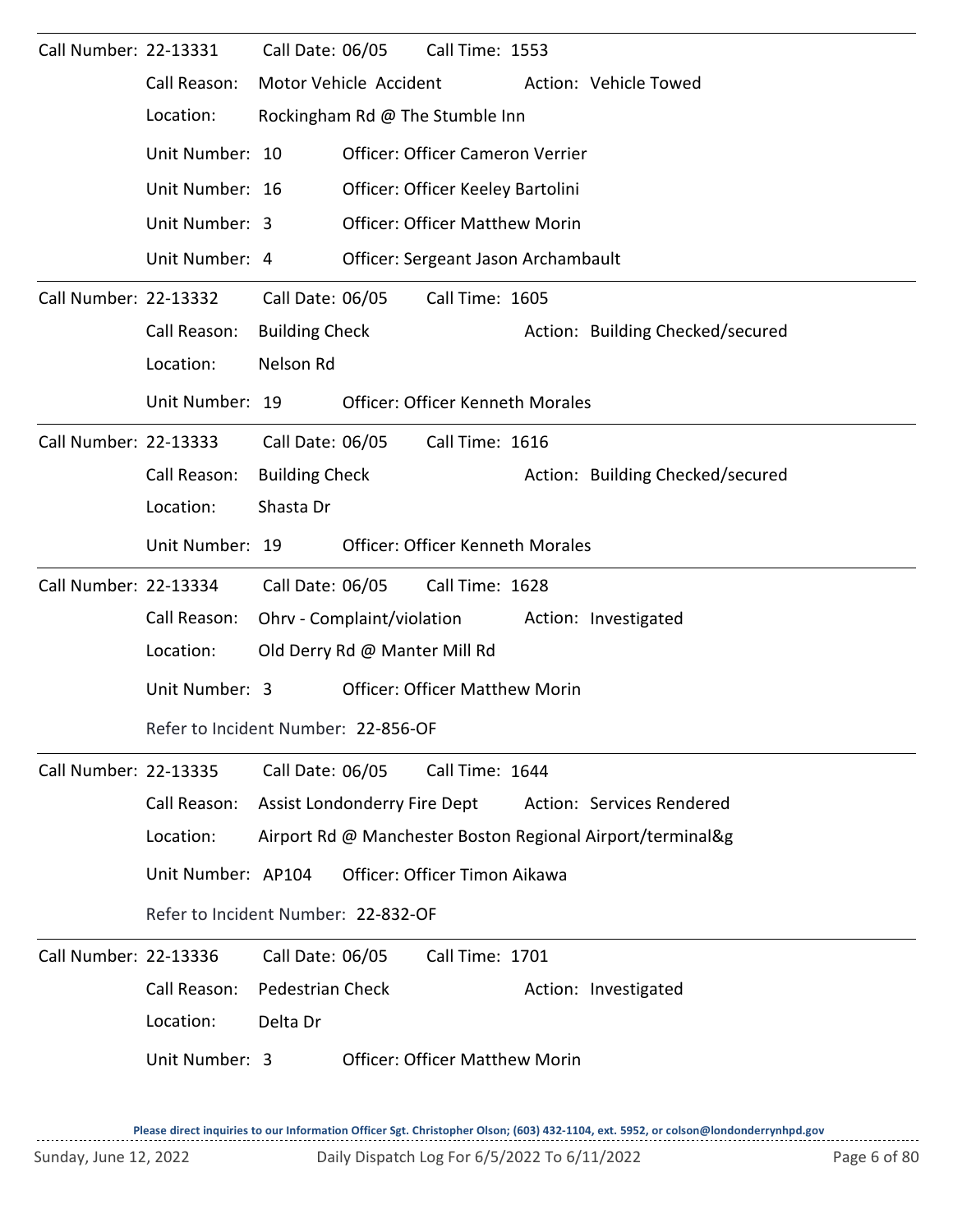Call Number: 22-13331 Call Date: 06/05 Call Time: 1553

Call Reason: Motor Vehicle Accident Action: Vehicle Towed

Location: Rockingham Rd @ The Stumble Inn

Unit Number: 10 Officer: Officer Cameron Verrier

Unit Number: 16 Officer: Officer Keeley Bartolini

Unit Number: 3 Officer: Officer Matthew Morin

Unit Number: 4 Officer: Sergeant Jason Archambault

---

Call Number: 22-13332 Call Date: 06/05 Call Time: 1605

Call Reason: Building Check Action: Building Checked/secured

Location: Nelson Rd

Unit Number: 19 Officer: Officer Kenneth Morales

---

Call Number: 22-13333 Call Date: 06/05 Call Time: 1616

Call Reason: Building Check Action: Building Checked/secured

Location: Shasta Dr

Unit Number: 19 Officer: Officer Kenneth Morales

---

Call Number: 22-13334 Call Date: 06/05 Call Time: 1628

Call Reason: Ohrv - Complaint/violation Action: Investigated

Location: Old Derry Rd @ Manter Mill Rd

Unit Number: 3 Officer: Officer Matthew Morin

Refer to Incident Number: 22-856-OF

---

Call Number: 22-13335 Call Date: 06/05 Call Time: 1644

Call Reason: Assist Londonderry Fire Dept Action: Services Rendered

Location: Airport Rd @ Manchester Boston Regional Airport/terminal&g

Unit Number: AP104 Officer: Officer Timon Aikawa

Refer to Incident Number: 22-832-OF

---

Call Number: 22-13336 Call Date: 06/05 Call Time: 1701

Call Reason: Pedestrian Check Action: Investigated

Location: Delta Dr

Unit Number: 3 Officer: Officer Matthew Morin

Please direct inquiries to our Information Officer Sgt. Christopher Olson; (603) 432-1104, ext. 5952, or colson@londonderrynhpd.gov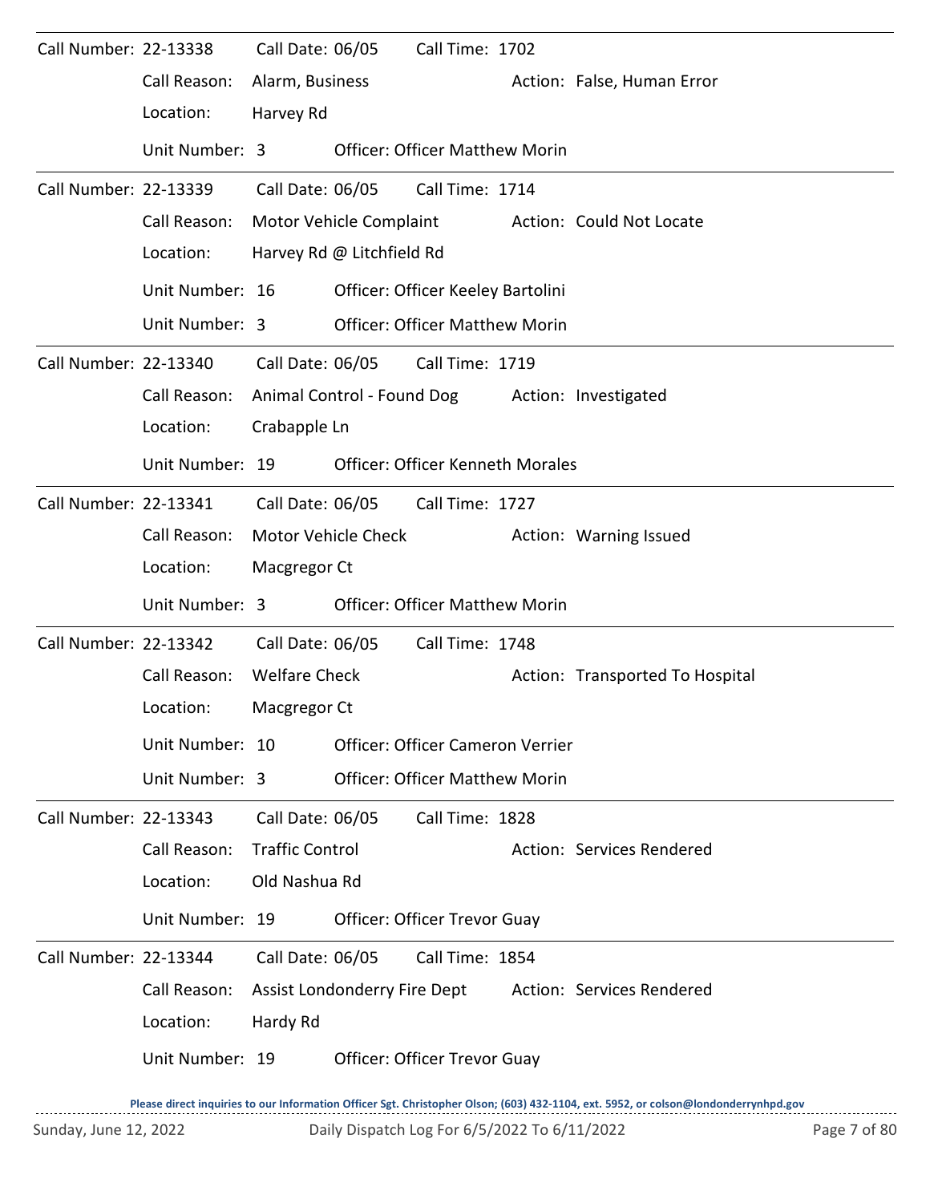Call Number: 22-13338 Call Date: 06/05 Call Time: 1702

Call Reason: Alarm, Business Action: False, Human Error

Location: Harvey Rd

Unit Number: 3 Officer: Officer Matthew Morin

---

Call Number: 22-13339 Call Date: 06/05 Call Time: 1714

Call Reason: Motor Vehicle Complaint Action: Could Not Locate

Location: Harvey Rd @ Litchfield Rd

Unit Number: 16 Officer: Officer Keeley Bartolini

Unit Number: 3 Officer: Officer Matthew Morin

---

Call Number: 22-13340 Call Date: 06/05 Call Time: 1719

Call Reason: Animal Control - Found Dog Action: Investigated

Location: Crabapple Ln

Unit Number: 19 Officer: Officer Kenneth Morales

---

Call Number: 22-13341 Call Date: 06/05 Call Time: 1727

Call Reason: Motor Vehicle Check Action: Warning Issued

Location: Macgregor Ct

Unit Number: 3 Officer: Officer Matthew Morin

---

Call Number: 22-13342 Call Date: 06/05 Call Time: 1748

Call Reason: Welfare Check Action: Transported To Hospital

Location: Macgregor Ct

Unit Number: 10 Officer: Officer Cameron Verrier

Unit Number: 3 Officer: Officer Matthew Morin

---

Call Number: 22-13343 Call Date: 06/05 Call Time: 1828

Call Reason: Traffic Control Action: Services Rendered

Location: Old Nashua Rd

Unit Number: 19 Officer: Officer Trevor Guay

---

Call Number: 22-13344 Call Date: 06/05 Call Time: 1854

Call Reason: Assist Londonderry Fire Dept Action: Services Rendered

Location: Hardy Rd

Unit Number: 19 Officer: Officer Trevor Guay

**Please direct inquiries to our Information Officer Sgt. Christopher Olson; (603) 432-1104, ext. 5952, or colson@londonderrynhpd.gov**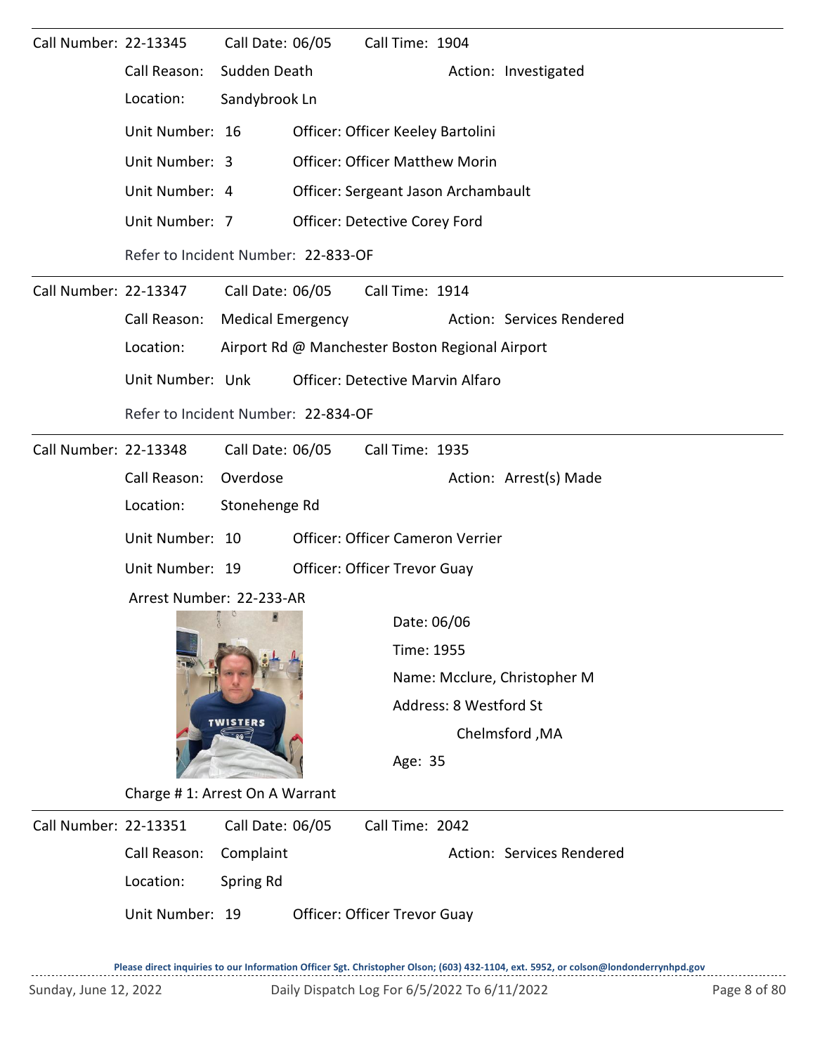Call Number: 22-13345 Call Date: 06/05 Call Time: 1904

Call Reason: Sudden Death Action: Investigated

Location: Sandybrook Ln

Unit Number: 16 Officer: Officer Keeley Bartolini

Unit Number: 3 Officer: Officer Matthew Morin

Unit Number: 4 Officer: Sergeant Jason Archambault

Unit Number: 7 Officer: Detective Corey Ford

Refer to Incident Number: 22-833-OF

---

Call Number: 22-13347 Call Date: 06/05 Call Time: 1914

Call Reason: Medical Emergency Action: Services Rendered

Location: Airport Rd @ Manchester Boston Regional Airport

Unit Number: Unk Officer: Detective Marvin Alfaro

Refer to Incident Number: 22-834-OF

---

Call Number: 22-13348 Call Date: 06/05 Call Time: 1935

Call Reason: Overdose Action: Arrest(s) Made

Location: Stonehenge Rd

Unit Number: 10 Officer: Officer Cameron Verrier

Unit Number: 19 Officer: Officer Trevor Guay

Arrest Number: 22-233-AR

Date: 06/06

Time: 1955

Name: Mcclure, Christopher M

Address: 8 Westford St
Chelmsford ,MA

Age: 35

Charge # 1: Arrest On A Warrant

---

Call Number: 22-13351 Call Date: 06/05 Call Time: 2042

Call Reason: Complaint Action: Services Rendered

Location: Spring Rd

Unit Number: 19 Officer: Officer Trevor Guay

**Please direct inquiries to our Information Officer Sgt. Christopher Olson; (603) 432-1104, ext. 5952, or colson@londonderrynhpd.gov**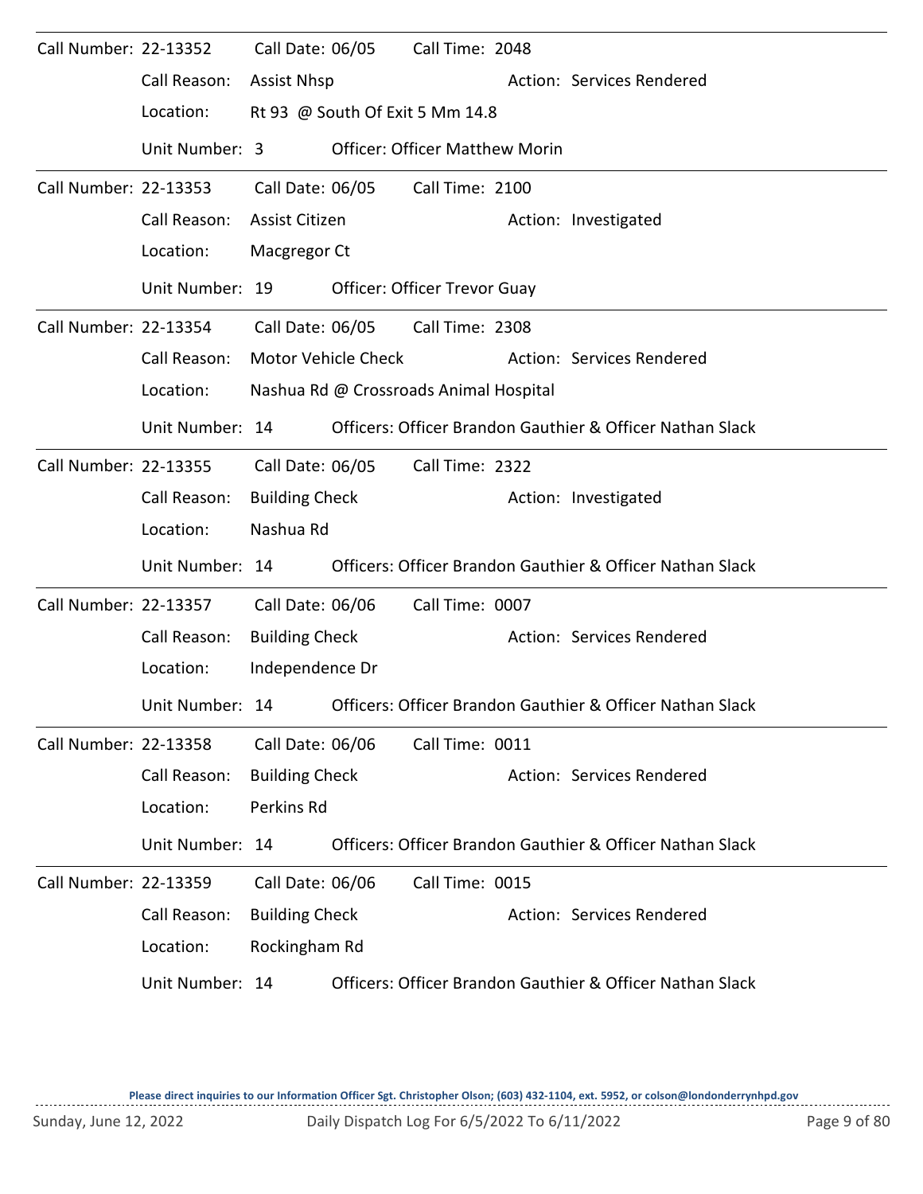Call Number: 22-13352 Call Date: 06/05 Call Time: 2048

Call Reason: Assist Nhsp Action: Services Rendered

Location: Rt 93 @ South Of Exit 5 Mm 14.8

Unit Number: 3 Officer: Officer Matthew Morin

---

Call Number: 22-13353 Call Date: 06/05 Call Time: 2100

Call Reason: Assist Citizen Action: Investigated

Location: Macgregor Ct

Unit Number: 19 Officer: Officer Trevor Guay

---

Call Number: 22-13354 Call Date: 06/05 Call Time: 2308

Call Reason: Motor Vehicle Check Action: Services Rendered

Location: Nashua Rd @ Crossroads Animal Hospital

Unit Number: 14 Officers: Officer Brandon Gauthier & Officer Nathan Slack

---

Call Number: 22-13355 Call Date: 06/05 Call Time: 2322

Call Reason: Building Check Action: Investigated

Location: Nashua Rd

Unit Number: 14 Officers: Officer Brandon Gauthier & Officer Nathan Slack

---

Call Number: 22-13357 Call Date: 06/06 Call Time: 0007

Call Reason: Building Check Action: Services Rendered

Location: Independence Dr

Unit Number: 14 Officers: Officer Brandon Gauthier & Officer Nathan Slack

---

Call Number: 22-13358 Call Date: 06/06 Call Time: 0011

Call Reason: Building Check Action: Services Rendered

Location: Perkins Rd

Unit Number: 14 Officers: Officer Brandon Gauthier & Officer Nathan Slack

---

Call Number: 22-13359 Call Date: 06/06 Call Time: 0015

Call Reason: Building Check Action: Services Rendered

Location: Rockingham Rd

Unit Number: 14 Officers: Officer Brandon Gauthier & Officer Nathan Slack

**Please direct inquiries to our Information Officer Sgt. Christopher Olson; (603) 432-1104, ext. 5952, or colson@londonderrynhpd.gov**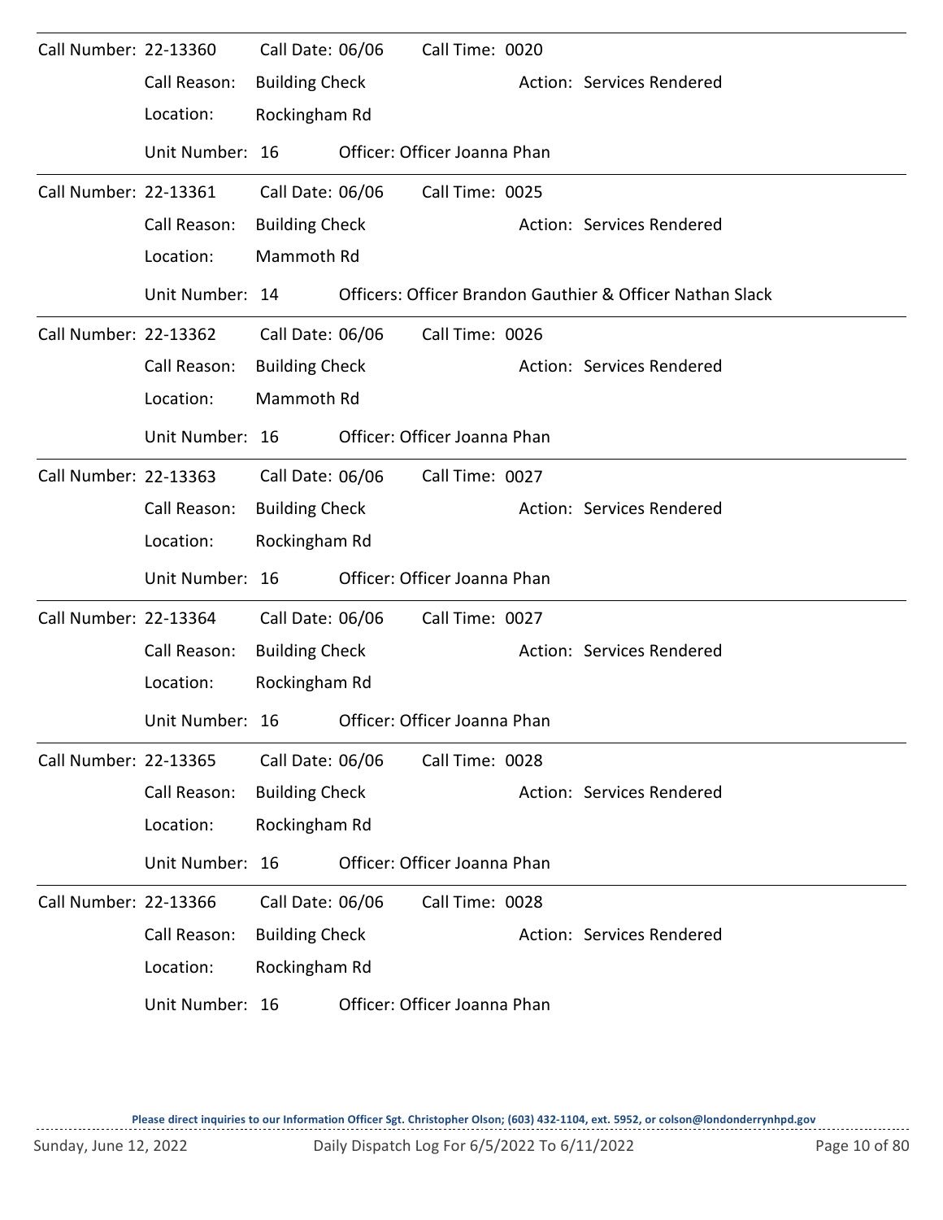Call Number: 22-13360 Call Date: 06/06 Call Time: 0020

Call Reason: Building Check Action: Services Rendered

Location: Rockingham Rd

Unit Number: 16 Officer: Officer Joanna Phan

---

Call Number: 22-13361 Call Date: 06/06 Call Time: 0025

Call Reason: Building Check Action: Services Rendered

Location: Mammoth Rd

Unit Number: 14 Officers: Officer Brandon Gauthier & Officer Nathan Slack

---

Call Number: 22-13362 Call Date: 06/06 Call Time: 0026

Call Reason: Building Check Action: Services Rendered

Location: Mammoth Rd

Unit Number: 16 Officer: Officer Joanna Phan

---

Call Number: 22-13363 Call Date: 06/06 Call Time: 0027

Call Reason: Building Check Action: Services Rendered

Location: Rockingham Rd

Unit Number: 16 Officer: Officer Joanna Phan

---

Call Number: 22-13364 Call Date: 06/06 Call Time: 0027

Call Reason: Building Check Action: Services Rendered

Location: Rockingham Rd

Unit Number: 16 Officer: Officer Joanna Phan

---

Call Number: 22-13365 Call Date: 06/06 Call Time: 0028

Call Reason: Building Check Action: Services Rendered

Location: Rockingham Rd

Unit Number: 16 Officer: Officer Joanna Phan

---

Call Number: 22-13366 Call Date: 06/06 Call Time: 0028

Call Reason: Building Check Action: Services Rendered

Location: Rockingham Rd

Unit Number: 16 Officer: Officer Joanna Phan

**Please direct inquiries to our Information Officer Sgt. Christopher Olson; (603) 432-1104, ext. 5952, or colson@londonderrynhpd.gov**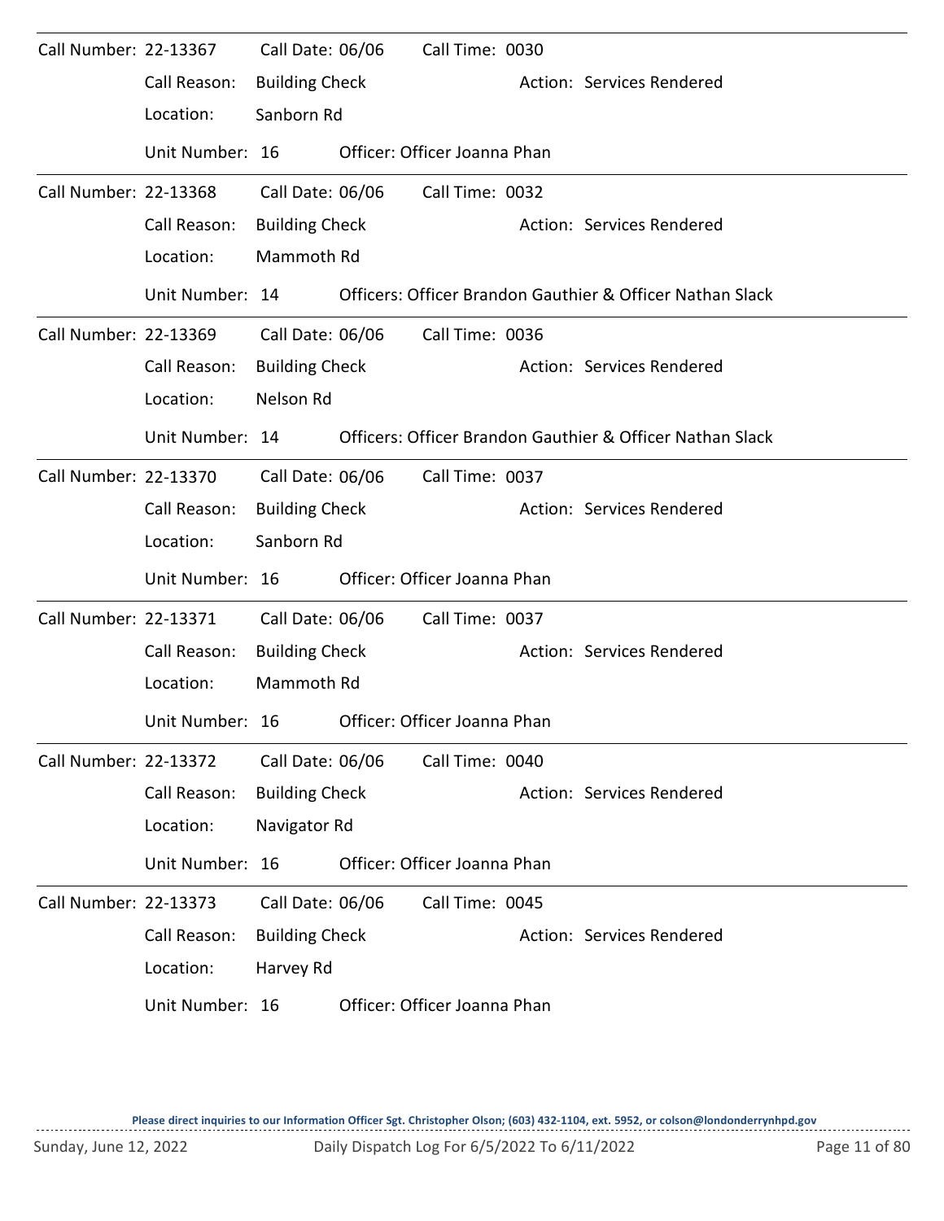Call Number: 22-13367 Call Date: 06/06 Call Time: 0030

Call Reason: Building Check Action: Services Rendered

Location: Sanborn Rd

Unit Number: 16 Officer: Officer Joanna Phan

---

Call Number: 22-13368 Call Date: 06/06 Call Time: 0032

Call Reason: Building Check Action: Services Rendered

Location: Mammoth Rd

Unit Number: 14 Officers: Officer Brandon Gauthier & Officer Nathan Slack

---

Call Number: 22-13369 Call Date: 06/06 Call Time: 0036

Call Reason: Building Check Action: Services Rendered

Location: Nelson Rd

Unit Number: 14 Officers: Officer Brandon Gauthier & Officer Nathan Slack

---

Call Number: 22-13370 Call Date: 06/06 Call Time: 0037

Call Reason: Building Check Action: Services Rendered

Location: Sanborn Rd

Unit Number: 16 Officer: Officer Joanna Phan

---

Call Number: 22-13371 Call Date: 06/06 Call Time: 0037

Call Reason: Building Check Action: Services Rendered

Location: Mammoth Rd

Unit Number: 16 Officer: Officer Joanna Phan

---

Call Number: 22-13372 Call Date: 06/06 Call Time: 0040

Call Reason: Building Check Action: Services Rendered

Location: Navigator Rd

Unit Number: 16 Officer: Officer Joanna Phan

---

Call Number: 22-13373 Call Date: 06/06 Call Time: 0045

Call Reason: Building Check Action: Services Rendered

Location: Harvey Rd

Unit Number: 16 Officer: Officer Joanna Phan

**Please direct inquiries to our Information Officer Sgt. Christopher Olson; (603) 432-1104, ext. 5952, or colson@londonderrynhpd.gov**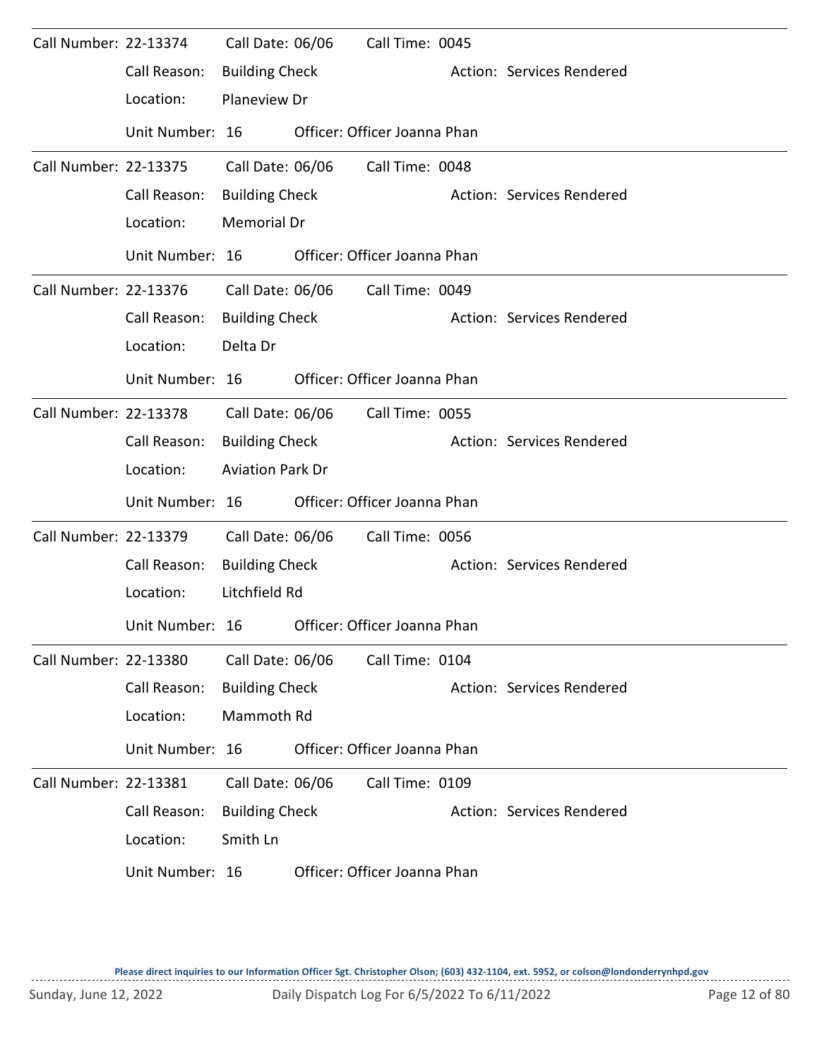Call Number: 22-13374 Call Date: 06/06 Call Time: 0045

Call Reason: Building Check Action: Services Rendered

Location: Planeview Dr

Unit Number: 16 Officer: Officer Joanna Phan

---

Call Number: 22-13375 Call Date: 06/06 Call Time: 0048

Call Reason: Building Check Action: Services Rendered

Location: Memorial Dr

Unit Number: 16 Officer: Officer Joanna Phan

---

Call Number: 22-13376 Call Date: 06/06 Call Time: 0049

Call Reason: Building Check Action: Services Rendered

Location: Delta Dr

Unit Number: 16 Officer: Officer Joanna Phan

---

Call Number: 22-13378 Call Date: 06/06 Call Time: 0055

Call Reason: Building Check Action: Services Rendered

Location: Aviation Park Dr

Unit Number: 16 Officer: Officer Joanna Phan

---

Call Number: 22-13379 Call Date: 06/06 Call Time: 0056

Call Reason: Building Check Action: Services Rendered

Location: Litchfield Rd

Unit Number: 16 Officer: Officer Joanna Phan

---

Call Number: 22-13380 Call Date: 06/06 Call Time: 0104

Call Reason: Building Check Action: Services Rendered

Location: Mammoth Rd

Unit Number: 16 Officer: Officer Joanna Phan

---

Call Number: 22-13381 Call Date: 06/06 Call Time: 0109

Call Reason: Building Check Action: Services Rendered

Location: Smith Ln

Unit Number: 16 Officer: Officer Joanna Phan

**Please direct inquiries to our Information Officer Sgt. Christopher Olson; (603) 432-1104, ext. 5952, or colson@londonderrynhpd.gov**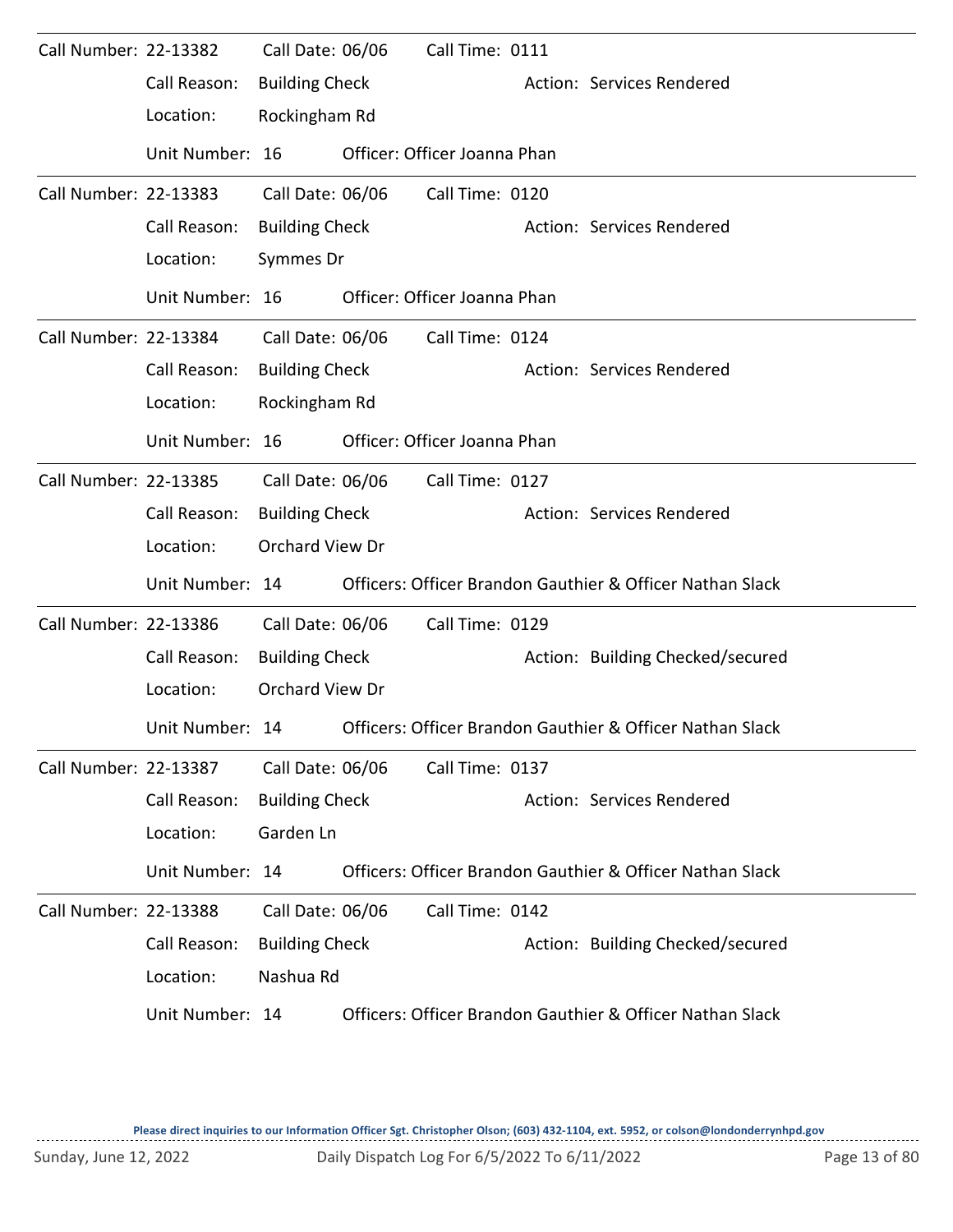Call Number: 22-13382 Call Date: 06/06 Call Time: 0111

Call Reason: Building Check Action: Services Rendered

Location: Rockingham Rd

Unit Number: 16 Officer: Officer Joanna Phan

---

Call Number: 22-13383 Call Date: 06/06 Call Time: 0120

Call Reason: Building Check Action: Services Rendered

Location: Symmes Dr

Unit Number: 16 Officer: Officer Joanna Phan

---

Call Number: 22-13384 Call Date: 06/06 Call Time: 0124

Call Reason: Building Check Action: Services Rendered

Location: Rockingham Rd

Unit Number: 16 Officer: Officer Joanna Phan

---

Call Number: 22-13385 Call Date: 06/06 Call Time: 0127

Call Reason: Building Check Action: Services Rendered

Location: Orchard View Dr

Unit Number: 14 Officers: Officer Brandon Gauthier & Officer Nathan Slack

---

Call Number: 22-13386 Call Date: 06/06 Call Time: 0129

Call Reason: Building Check Action: Building Checked/secured

Location: Orchard View Dr

Unit Number: 14 Officers: Officer Brandon Gauthier & Officer Nathan Slack

---

Call Number: 22-13387 Call Date: 06/06 Call Time: 0137

Call Reason: Building Check Action: Services Rendered

Location: Garden Ln

Unit Number: 14 Officers: Officer Brandon Gauthier & Officer Nathan Slack

---

Call Number: 22-13388 Call Date: 06/06 Call Time: 0142

Call Reason: Building Check Action: Building Checked/secured

Location: Nashua Rd

Unit Number: 14 Officers: Officer Brandon Gauthier & Officer Nathan Slack

Please direct inquiries to our Information Officer Sgt. Christopher Olson; (603) 432-1104, ext. 5952, or colson@londonderrynhpd.gov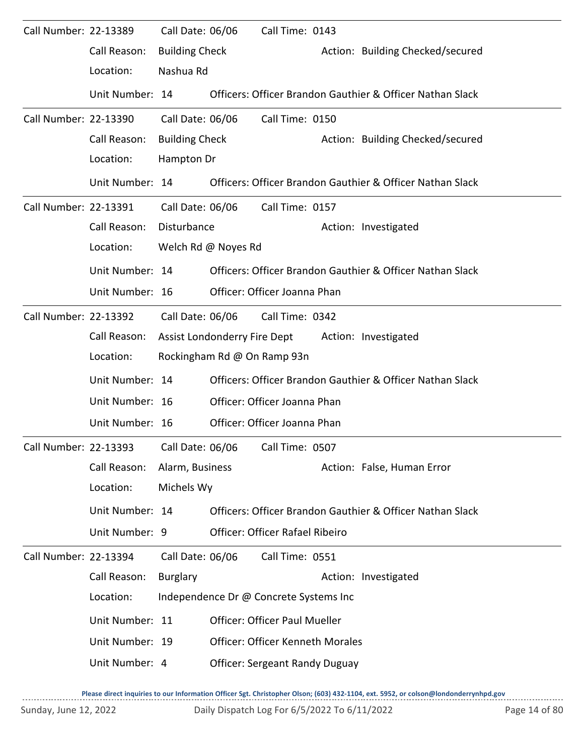Call Number: 22-13389 Call Date: 06/06 Call Time: 0143

Call Reason: Building Check Action: Building Checked/secured

Location: Nashua Rd

Unit Number: 14 Officers: Officer Brandon Gauthier & Officer Nathan Slack

---

Call Number: 22-13390 Call Date: 06/06 Call Time: 0150

Call Reason: Building Check Action: Building Checked/secured

Location: Hampton Dr

Unit Number: 14 Officers: Officer Brandon Gauthier & Officer Nathan Slack

---

Call Number: 22-13391 Call Date: 06/06 Call Time: 0157

Call Reason: Disturbance Action: Investigated

Location: Welch Rd @ Noyes Rd

Unit Number: 14 Officers: Officer Brandon Gauthier & Officer Nathan Slack

Unit Number: 16 Officer: Officer Joanna Phan

---

Call Number: 22-13392 Call Date: 06/06 Call Time: 0342

Call Reason: Assist Londonderry Fire Dept Action: Investigated

Location: Rockingham Rd @ On Ramp 93n

Unit Number: 14 Officers: Officer Brandon Gauthier & Officer Nathan Slack

Unit Number: 16 Officer: Officer Joanna Phan

Unit Number: 16 Officer: Officer Joanna Phan

---

Call Number: 22-13393 Call Date: 06/06 Call Time: 0507

Call Reason: Alarm, Business Action: False, Human Error

Location: Michels Wy

Unit Number: 14 Officers: Officer Brandon Gauthier & Officer Nathan Slack

Unit Number: 9 Officer: Officer Rafael Ribeiro

---

Call Number: 22-13394 Call Date: 06/06 Call Time: 0551

Call Reason: Burglary Action: Investigated

Location: Independence Dr @ Concrete Systems Inc

Unit Number: 11 Officer: Officer Paul Mueller

Unit Number: 19 Officer: Officer Kenneth Morales

Unit Number: 4 Officer: Sergeant Randy Duguay

**Please direct inquiries to our Information Officer Sgt. Christopher Olson; (603) 432-1104, ext. 5952, or colson@londonderrynhpd.gov**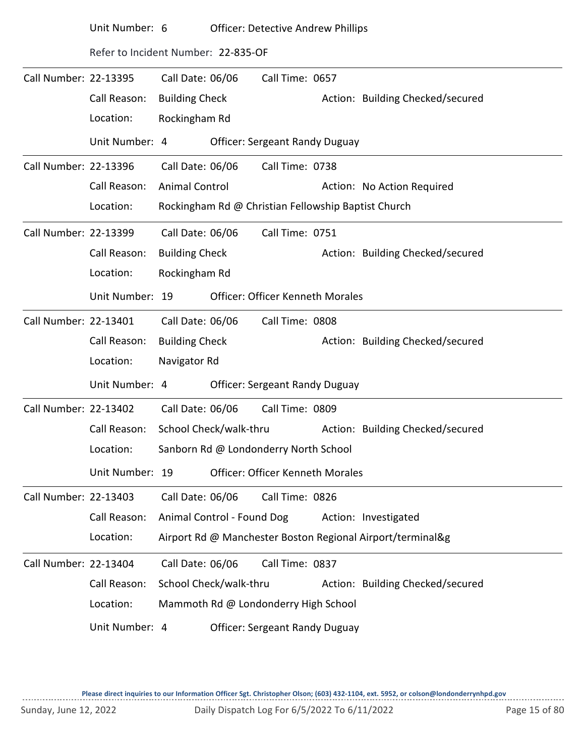Unit Number: 6 Officer: Detective Andrew Phillips

Refer to Incident Number: 22-835-OF

---

Call Number: 22-13395 Call Date: 06/06 Call Time: 0657

Call Reason: Building Check Action: Building Checked/secured

Location: Rockingham Rd

Unit Number: 4 Officer: Sergeant Randy Duguay

---

Call Number: 22-13396 Call Date: 06/06 Call Time: 0738

Call Reason: Animal Control Action: No Action Required

Location: Rockingham Rd @ Christian Fellowship Baptist Church

---

Call Number: 22-13399 Call Date: 06/06 Call Time: 0751

Call Reason: Building Check Action: Building Checked/secured

Location: Rockingham Rd

Unit Number: 19 Officer: Officer Kenneth Morales

---

Call Number: 22-13401 Call Date: 06/06 Call Time: 0808

Call Reason: Building Check Action: Building Checked/secured

Location: Navigator Rd

Unit Number: 4 Officer: Sergeant Randy Duguay

---

Call Number: 22-13402 Call Date: 06/06 Call Time: 0809

Call Reason: School Check/walk-thru Action: Building Checked/secured

Location: Sanborn Rd @ Londonderry North School

Unit Number: 19 Officer: Officer Kenneth Morales

---

Call Number: 22-13403 Call Date: 06/06 Call Time: 0826

Call Reason: Animal Control - Found Dog Action: Investigated

Location: Airport Rd @ Manchester Boston Regional Airport/terminal&g

---

Call Number: 22-13404 Call Date: 06/06 Call Time: 0837

Call Reason: School Check/walk-thru Action: Building Checked/secured

Location: Mammoth Rd @ Londonderry High School

Unit Number: 4 Officer: Sergeant Randy Duguay

Please direct inquiries to our Information Officer Sgt. Christopher Olson; (603) 432-1104, ext. 5952, or colson@londonderrynhpd.gov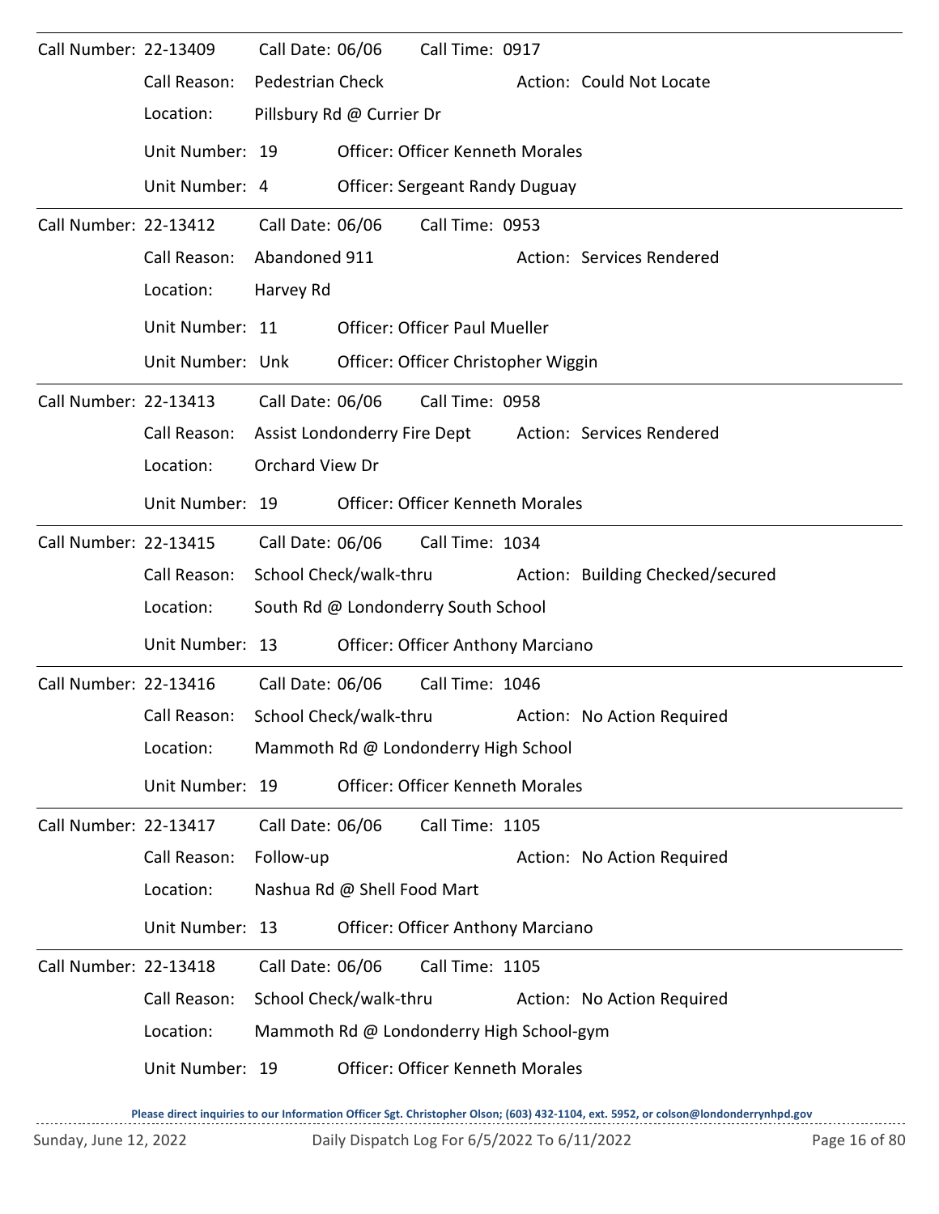Call Number: 22-13409  Call Date: 06/06  Call Time: 0917

Call Reason: Pedestrian Check  Action: Could Not Locate

Location: Pillsbury Rd @ Currier Dr

Unit Number: 19  Officer: Officer Kenneth Morales

Unit Number: 4  Officer: Sergeant Randy Duguay

---

Call Number: 22-13412  Call Date: 06/06  Call Time: 0953

Call Reason: Abandoned 911  Action: Services Rendered

Location: Harvey Rd

Unit Number: 11  Officer: Officer Paul Mueller

Unit Number: Unk  Officer: Officer Christopher Wiggin

---

Call Number: 22-13413  Call Date: 06/06  Call Time: 0958

Call Reason: Assist Londonderry Fire Dept  Action: Services Rendered

Location: Orchard View Dr

Unit Number: 19  Officer: Officer Kenneth Morales

---

Call Number: 22-13415  Call Date: 06/06  Call Time: 1034

Call Reason: School Check/walk-thru  Action: Building Checked/secured

Location: South Rd @ Londonderry South School

Unit Number: 13  Officer: Officer Anthony Marciano

---

Call Number: 22-13416  Call Date: 06/06  Call Time: 1046

Call Reason: School Check/walk-thru  Action: No Action Required

Location: Mammoth Rd @ Londonderry High School

Unit Number: 19  Officer: Officer Kenneth Morales

---

Call Number: 22-13417  Call Date: 06/06  Call Time: 1105

Call Reason: Follow-up  Action: No Action Required

Location: Nashua Rd @ Shell Food Mart

Unit Number: 13  Officer: Officer Anthony Marciano

---

Call Number: 22-13418  Call Date: 06/06  Call Time: 1105

Call Reason: School Check/walk-thru  Action: No Action Required

Location: Mammoth Rd @ Londonderry High School-gym

Unit Number: 19  Officer: Officer Kenneth Morales

Please direct inquiries to our Information Officer Sgt. Christopher Olson; (603) 432-1104, ext. 5952, or colson@londonderrynhpd.gov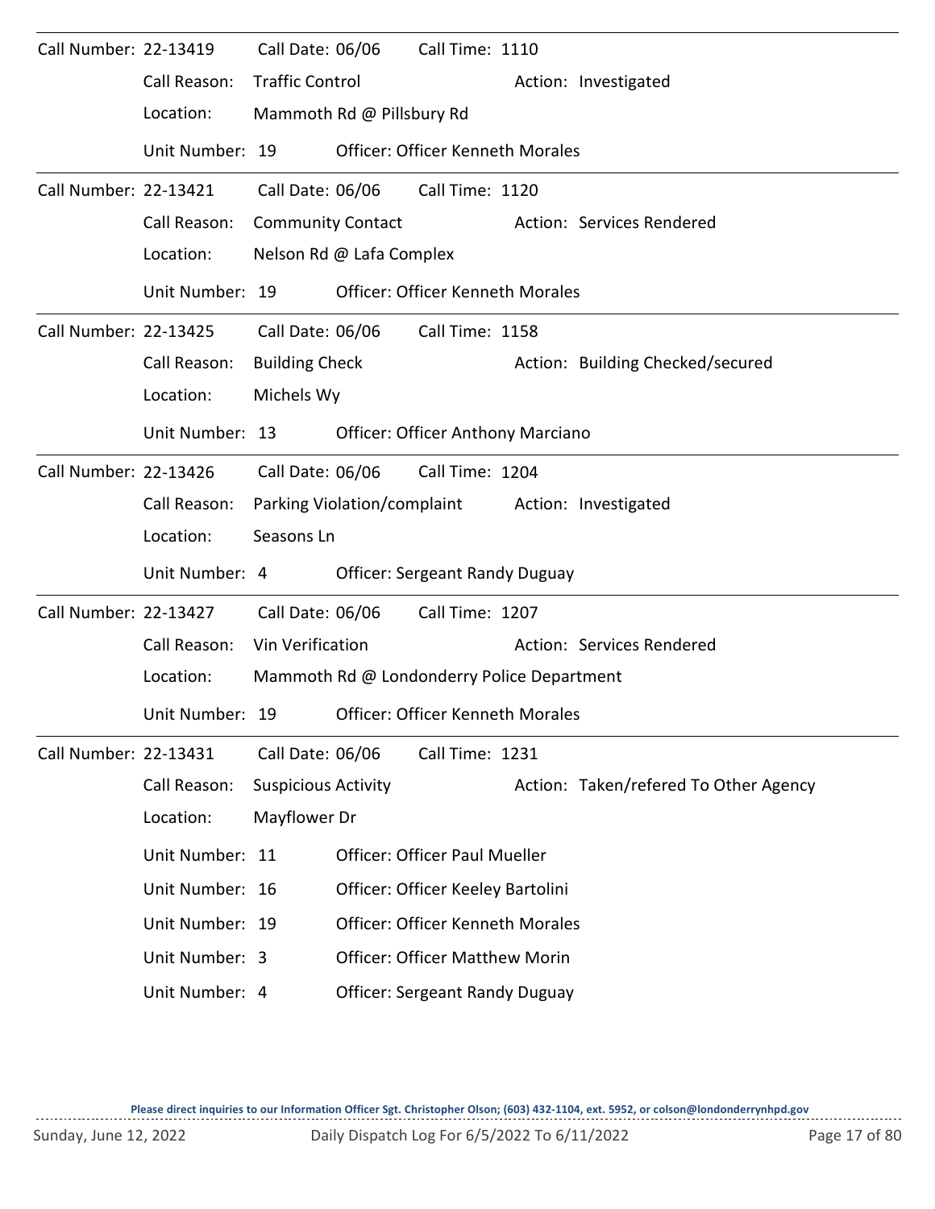Call Number: 22-13419 Call Date: 06/06 Call Time: 1110

Call Reason: Traffic Control Action: Investigated

Location: Mammoth Rd @ Pillsbury Rd

Unit Number: 19 Officer: Officer Kenneth Morales

---

Call Number: 22-13421 Call Date: 06/06 Call Time: 1120

Call Reason: Community Contact Action: Services Rendered

Location: Nelson Rd @ Lafa Complex

Unit Number: 19 Officer: Officer Kenneth Morales

---

Call Number: 22-13425 Call Date: 06/06 Call Time: 1158

Call Reason: Building Check Action: Building Checked/secured

Location: Michels Wy

Unit Number: 13 Officer: Officer Anthony Marciano

---

Call Number: 22-13426 Call Date: 06/06 Call Time: 1204

Call Reason: Parking Violation/complaint Action: Investigated

Location: Seasons Ln

Unit Number: 4 Officer: Sergeant Randy Duguay

---

Call Number: 22-13427 Call Date: 06/06 Call Time: 1207

Call Reason: Vin Verification Action: Services Rendered

Location: Mammoth Rd @ Londonderry Police Department

Unit Number: 19 Officer: Officer Kenneth Morales

---

Call Number: 22-13431 Call Date: 06/06 Call Time: 1231

Call Reason: Suspicious Activity Action: Taken/refered To Other Agency

Location: Mayflower Dr

Unit Number: 11 Officer: Officer Paul Mueller

Unit Number: 16 Officer: Officer Keeley Bartolini

Unit Number: 19 Officer: Officer Kenneth Morales

Unit Number: 3 Officer: Officer Matthew Morin

Unit Number: 4 Officer: Sergeant Randy Duguay

Please direct inquiries to our Information Officer Sgt. Christopher Olson; (603) 432-1104, ext. 5952, or colson@londonderrynhpd.gov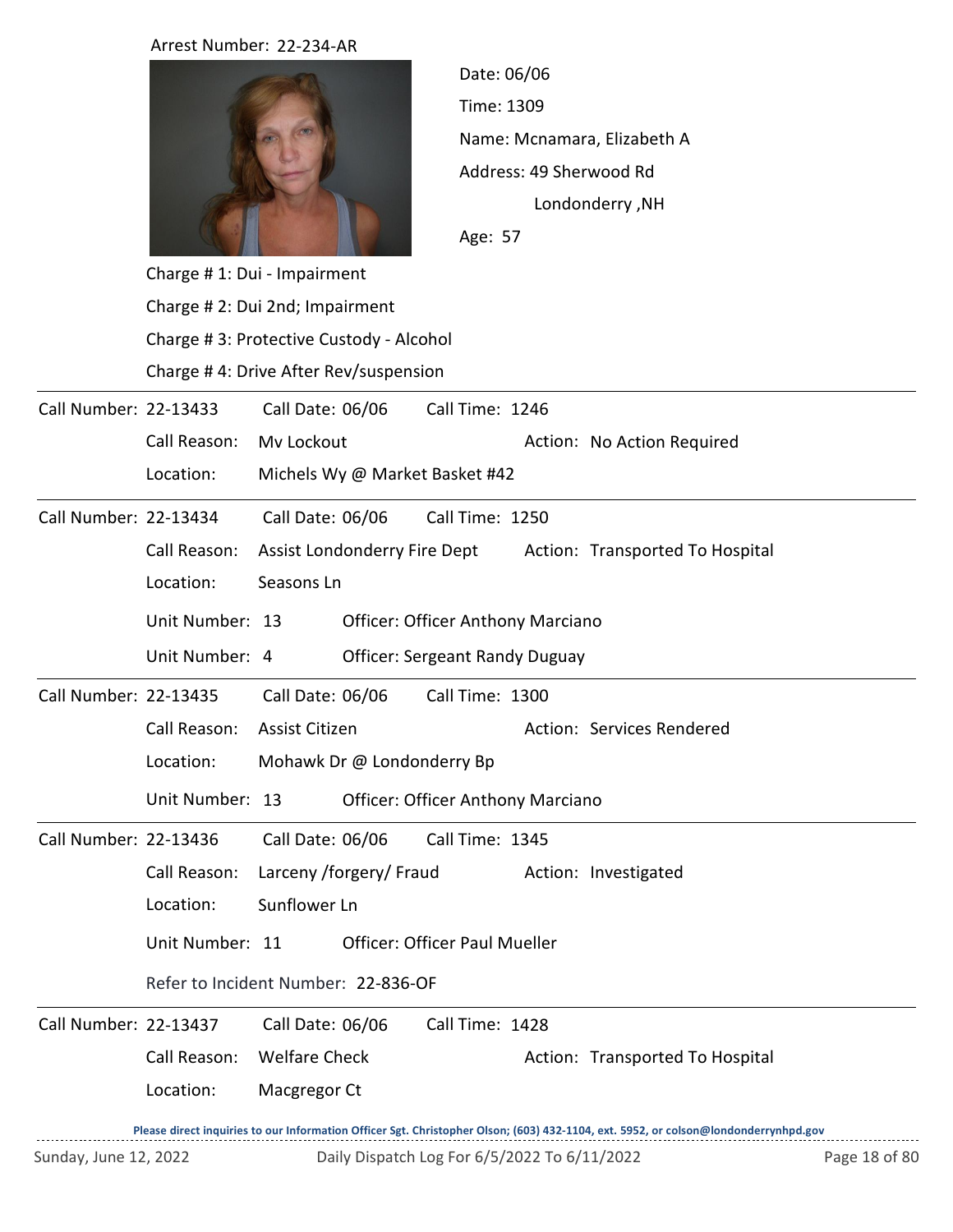Arrest Number: 22-234-AR

Date: 06/06

Time: 1309

Name: Mcnamara, Elizabeth A

Address: 49 Sherwood Rd

Londonderry ,NH

Age: 57

Charge # 1: Dui - Impairment

Charge # 2: Dui 2nd; Impairment

Charge # 3: Protective Custody - Alcohol

Charge # 4: Drive After Rev/suspension

---

Call Number: 22-13433 Call Date: 06/06 Call Time: 1246

Call Reason: Mv Lockout Action: No Action Required

Location: Michels Wy @ Market Basket #42

---

Call Number: 22-13434 Call Date: 06/06 Call Time: 1250

Call Reason: Assist Londonderry Fire Dept Action: Transported To Hospital

Location: Seasons Ln

Unit Number: 13 Officer: Officer Anthony Marciano

Unit Number: 4 Officer: Sergeant Randy Duguay

---

Call Number: 22-13435 Call Date: 06/06 Call Time: 1300

Call Reason: Assist Citizen Action: Services Rendered

Location: Mohawk Dr @ Londonderry Bp

Unit Number: 13 Officer: Officer Anthony Marciano

---

Call Number: 22-13436 Call Date: 06/06 Call Time: 1345

Call Reason: Larceny /forgery/ Fraud Action: Investigated

Location: Sunflower Ln

Unit Number: 11 Officer: Officer Paul Mueller

Refer to Incident Number: 22-836-OF

---

Call Number: 22-13437 Call Date: 06/06 Call Time: 1428

Call Reason: Welfare Check Action: Transported To Hospital

Location: Macgregor Ct

**Please direct inquiries to our Information Officer Sgt. Christopher Olson; (603) 432-1104, ext. 5952, or colson@londonderrynhpd.gov**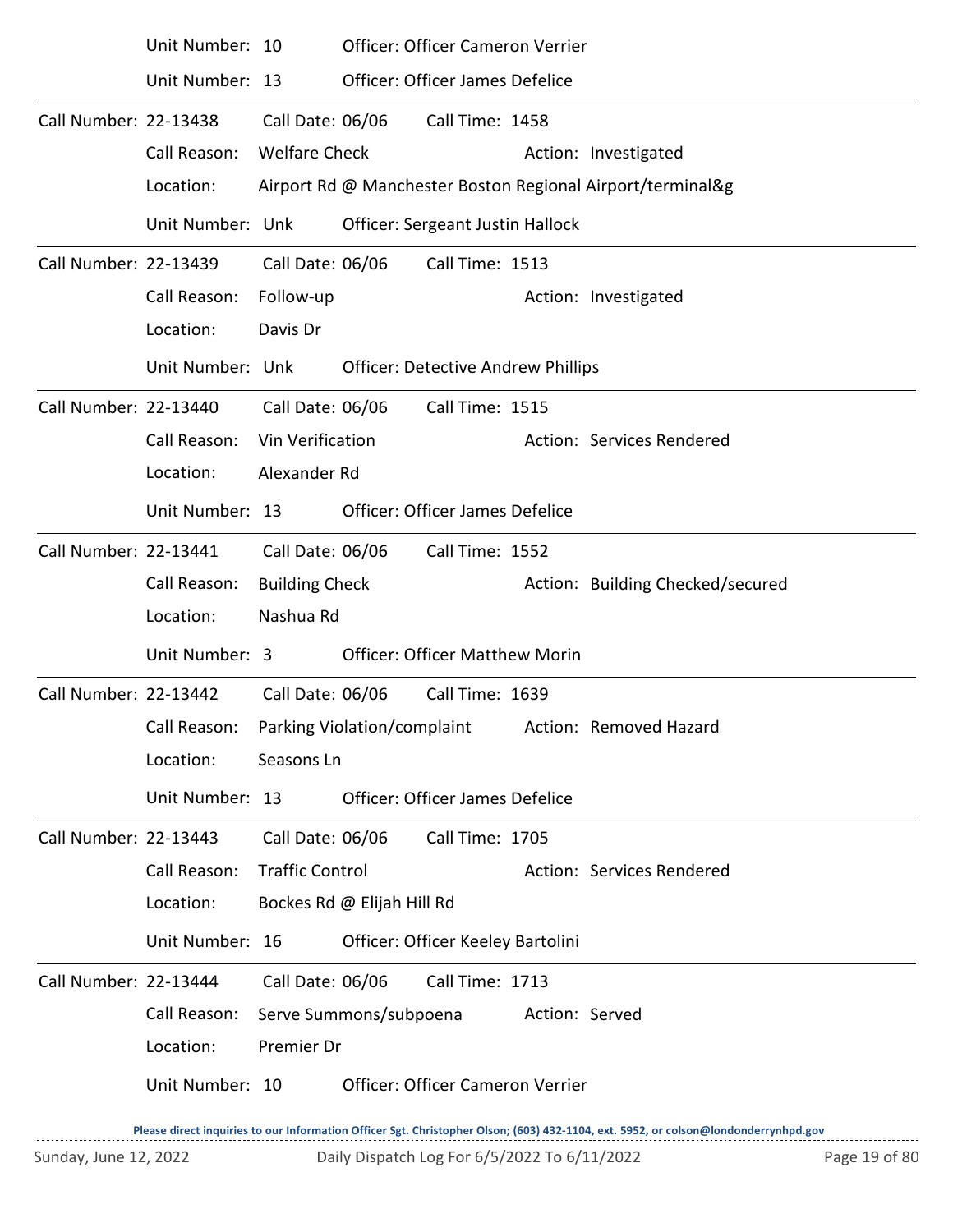Unit Number: 10 Officer: Officer Cameron Verrier

Unit Number: 13 Officer: Officer James Defelice

---

Call Number: 22-13438 Call Date: 06/06 Call Time: 1458

Call Reason: Welfare Check Action: Investigated

Location: Airport Rd @ Manchester Boston Regional Airport/terminal&g

Unit Number: Unk Officer: Sergeant Justin Hallock

---

Call Number: 22-13439 Call Date: 06/06 Call Time: 1513

Call Reason: Follow-up Action: Investigated

Location: Davis Dr

Unit Number: Unk Officer: Detective Andrew Phillips

---

Call Number: 22-13440 Call Date: 06/06 Call Time: 1515

Call Reason: Vin Verification Action: Services Rendered

Location: Alexander Rd

Unit Number: 13 Officer: Officer James Defelice

---

Call Number: 22-13441 Call Date: 06/06 Call Time: 1552

Call Reason: Building Check Action: Building Checked/secured

Location: Nashua Rd

Unit Number: 3 Officer: Officer Matthew Morin

---

Call Number: 22-13442 Call Date: 06/06 Call Time: 1639

Call Reason: Parking Violation/complaint Action: Removed Hazard

Location: Seasons Ln

Unit Number: 13 Officer: Officer James Defelice

---

Call Number: 22-13443 Call Date: 06/06 Call Time: 1705

Call Reason: Traffic Control Action: Services Rendered

Location: Bockes Rd @ Elijah Hill Rd

Unit Number: 16 Officer: Officer Keeley Bartolini

---

Call Number: 22-13444 Call Date: 06/06 Call Time: 1713

Call Reason: Serve Summons/subpoena Action: Served

Location: Premier Dr

Unit Number: 10 Officer: Officer Cameron Verrier

**Please direct inquiries to our Information Officer Sgt. Christopher Olson; (603) 432-1104, ext. 5952, or colson@londonderrynhpd.gov**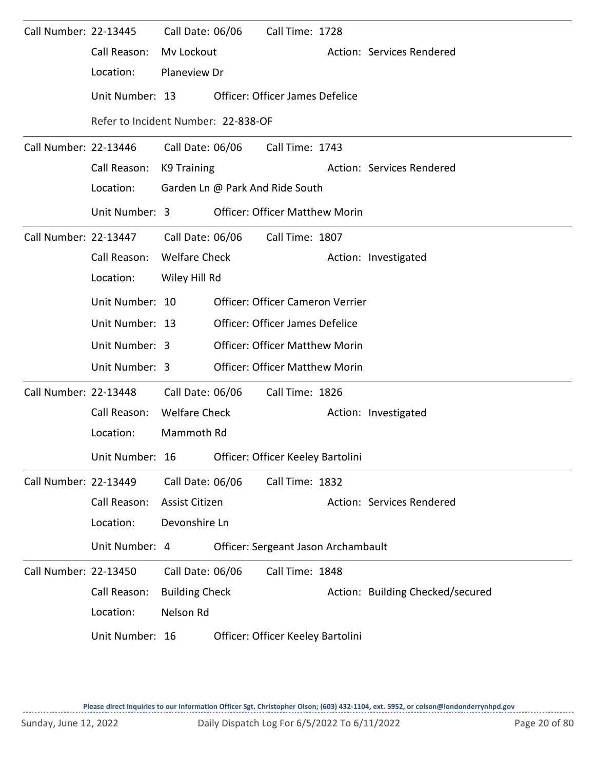**Call Number:** 22-13445  **Call Date:** 06/06  **Call Time:** 1728

Call Reason: Mv Lockout  Action: Services Rendered

Location: Planeview Dr

Unit Number: 13  Officer: Officer James Defelice

Refer to Incident Number: 22-838-OF

---

**Call Number:** 22-13446  **Call Date:** 06/06  **Call Time:** 1743

Call Reason: K9 Training  Action: Services Rendered

Location: Garden Ln @ Park And Ride South

Unit Number: 3  Officer: Officer Matthew Morin

---

**Call Number:** 22-13447  **Call Date:** 06/06  **Call Time:** 1807

Call Reason: Welfare Check  Action: Investigated

Location: Wiley Hill Rd

Unit Number: 10  Officer: Officer Cameron Verrier

Unit Number: 13  Officer: Officer James Defelice

Unit Number: 3  Officer: Officer Matthew Morin

Unit Number: 3  Officer: Officer Matthew Morin

---

**Call Number:** 22-13448  **Call Date:** 06/06  **Call Time:** 1826

Call Reason: Welfare Check  Action: Investigated

Location: Mammoth Rd

Unit Number: 16  Officer: Officer Keeley Bartolini

---

**Call Number:** 22-13449  **Call Date:** 06/06  **Call Time:** 1832

Call Reason: Assist Citizen  Action: Services Rendered

Location: Devonshire Ln

Unit Number: 4  Officer: Sergeant Jason Archambault

---

**Call Number:** 22-13450  **Call Date:** 06/06  **Call Time:** 1848

Call Reason: Building Check  Action: Building Checked/secured

Location: Nelson Rd

Unit Number: 16  Officer: Officer Keeley Bartolini

Please direct inquiries to our Information Officer Sgt. Christopher Olson; (603) 432-1104, ext. 5952, or colson@londonderrynhpd.gov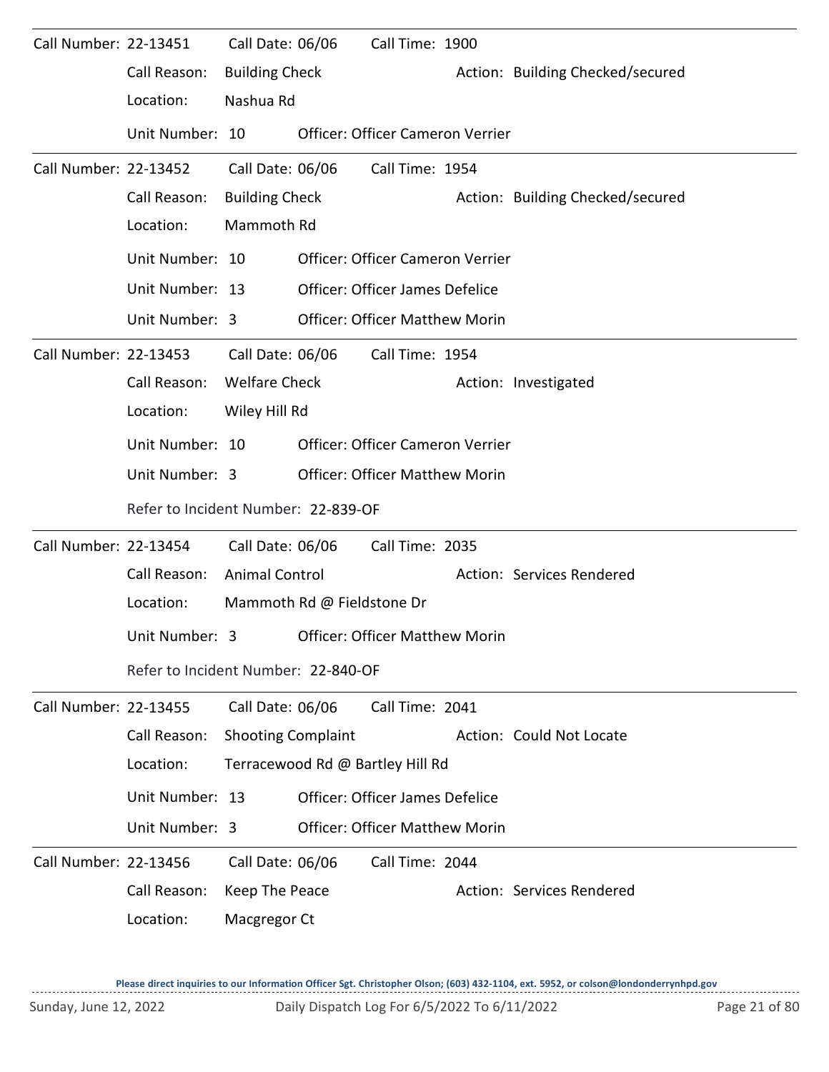Call Number: 22-13451 Call Date: 06/06 Call Time: 1900

Call Reason: Building Check Action: Building Checked/secured

Location: Nashua Rd

Unit Number: 10 Officer: Officer Cameron Verrier

---

Call Number: 22-13452 Call Date: 06/06 Call Time: 1954

Call Reason: Building Check Action: Building Checked/secured

Location: Mammoth Rd

Unit Number: 10 Officer: Officer Cameron Verrier

Unit Number: 13 Officer: Officer James Defelice

Unit Number: 3 Officer: Officer Matthew Morin

---

Call Number: 22-13453 Call Date: 06/06 Call Time: 1954

Call Reason: Welfare Check Action: Investigated

Location: Wiley Hill Rd

Unit Number: 10 Officer: Officer Cameron Verrier

Unit Number: 3 Officer: Officer Matthew Morin

Refer to Incident Number: 22-839-OF

---

Call Number: 22-13454 Call Date: 06/06 Call Time: 2035

Call Reason: Animal Control Action: Services Rendered

Location: Mammoth Rd @ Fieldstone Dr

Unit Number: 3 Officer: Officer Matthew Morin

Refer to Incident Number: 22-840-OF

---

Call Number: 22-13455 Call Date: 06/06 Call Time: 2041

Call Reason: Shooting Complaint Action: Could Not Locate

Location: Terracewood Rd @ Bartley Hill Rd

Unit Number: 13 Officer: Officer James Defelice

Unit Number: 3 Officer: Officer Matthew Morin

---

Call Number: 22-13456 Call Date: 06/06 Call Time: 2044

Call Reason: Keep The Peace Action: Services Rendered

Location: Macgregor Ct

Please direct inquiries to our Information Officer Sgt. Christopher Olson; (603) 432-1104, ext. 5952, or colson@londonderrynhpd.gov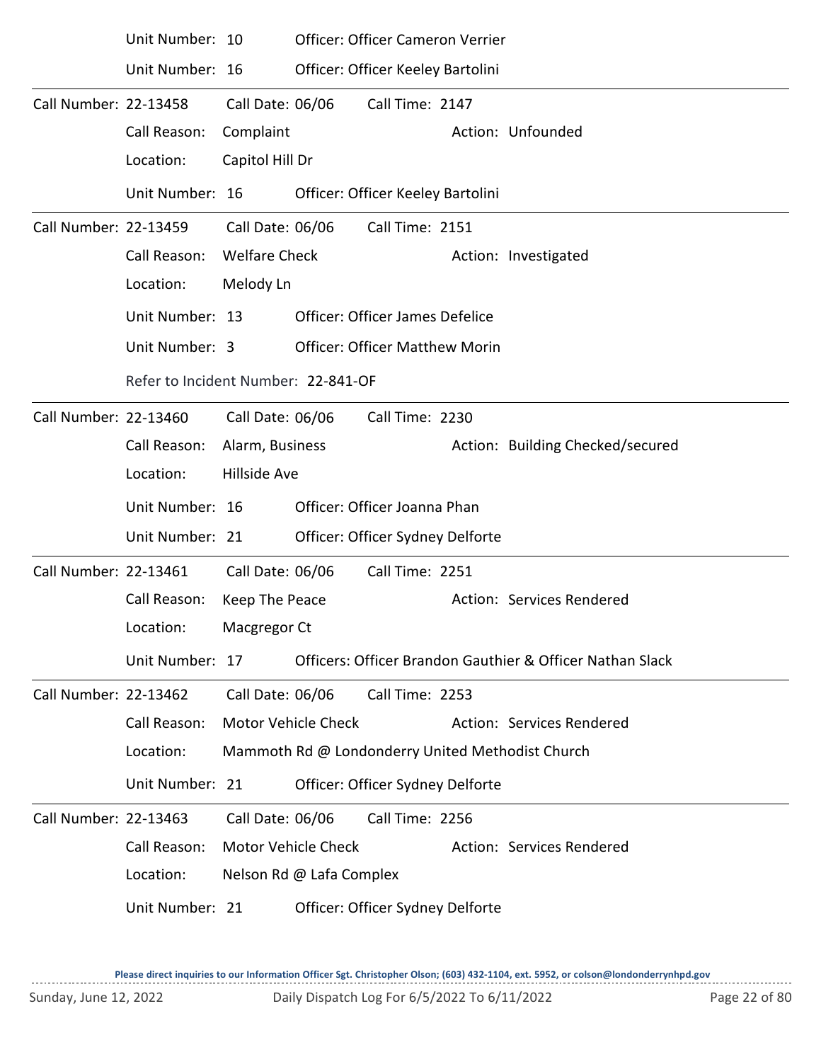Unit Number: 10 Officer: Officer Cameron Verrier

Unit Number: 16 Officer: Officer Keeley Bartolini

---

**Call Number:** 22-13458 **Call Date:** 06/06 **Call Time:** 2147

Call Reason: Complaint Action: Unfounded

Location: Capitol Hill Dr

Unit Number: 16 Officer: Officer Keeley Bartolini

---

**Call Number:** 22-13459 **Call Date:** 06/06 **Call Time:** 2151

Call Reason: Welfare Check Action: Investigated

Location: Melody Ln

Unit Number: 13 Officer: Officer James Defelice

Unit Number: 3 Officer: Officer Matthew Morin

Refer to Incident Number: 22-841-OF

---

**Call Number:** 22-13460 **Call Date:** 06/06 **Call Time:** 2230

Call Reason: Alarm, Business Action: Building Checked/secured

Location: Hillside Ave

Unit Number: 16 Officer: Officer Joanna Phan

Unit Number: 21 Officer: Officer Sydney Delforte

---

**Call Number:** 22-13461 **Call Date:** 06/06 **Call Time:** 2251

Call Reason: Keep The Peace Action: Services Rendered

Location: Macgregor Ct

Unit Number: 17 Officers: Officer Brandon Gauthier & Officer Nathan Slack

---

**Call Number:** 22-13462 **Call Date:** 06/06 **Call Time:** 2253

Call Reason: Motor Vehicle Check Action: Services Rendered

Location: Mammoth Rd @ Londonderry United Methodist Church

Unit Number: 21 Officer: Officer Sydney Delforte

---

**Call Number:** 22-13463 **Call Date:** 06/06 **Call Time:** 2256

Call Reason: Motor Vehicle Check Action: Services Rendered

Location: Nelson Rd @ Lafa Complex

Unit Number: 21 Officer: Officer Sydney Delforte

Please direct inquiries to our Information Officer Sgt. Christopher Olson; (603) 432-1104, ext. 5952, or colson@londonderrynhpd.gov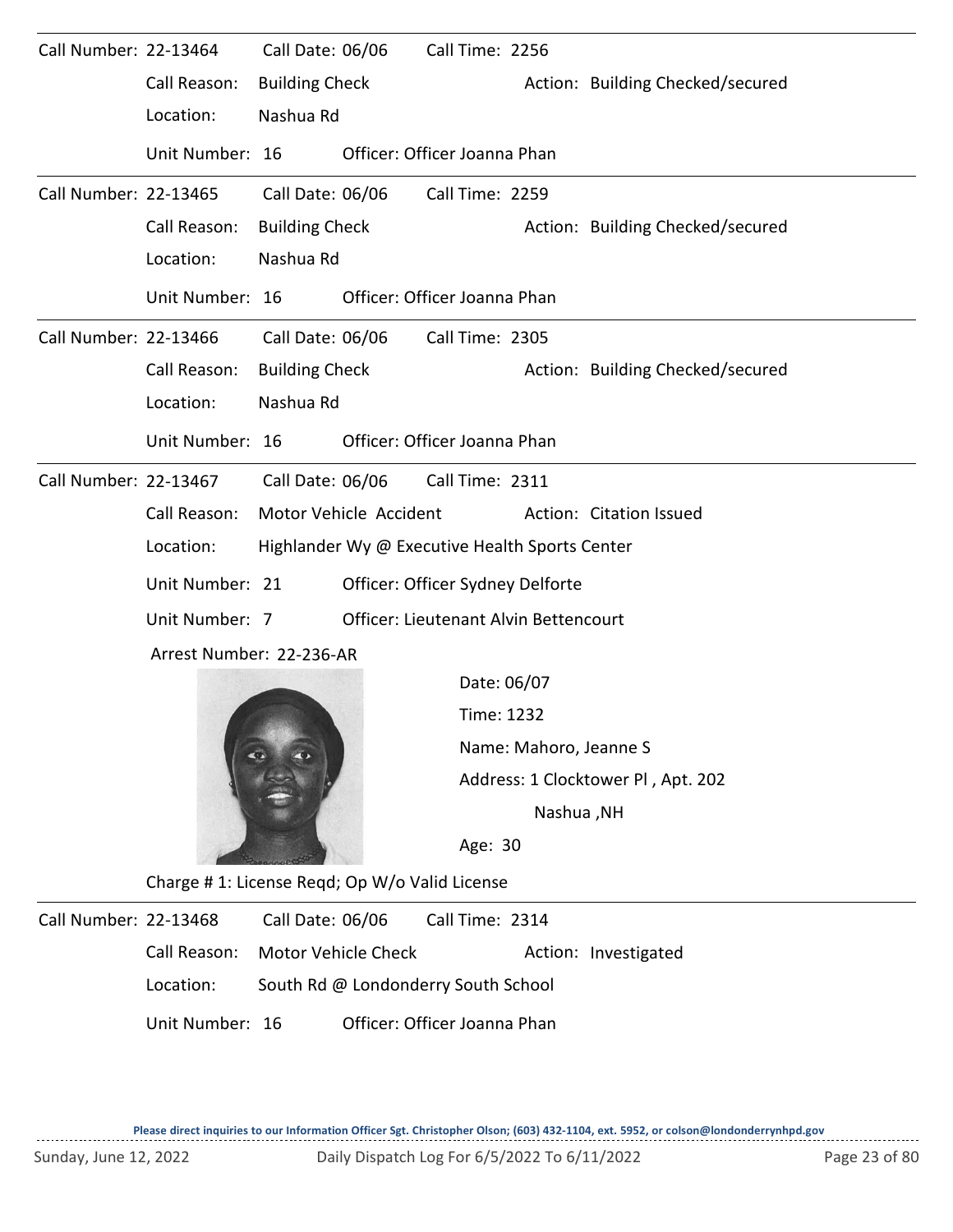Call Number: 22-13464 Call Date: 06/06 Call Time: 2256

Call Reason: Building Check Action: Building Checked/secured

Location: Nashua Rd

Unit Number: 16 Officer: Officer Joanna Phan

---

Call Number: 22-13465 Call Date: 06/06 Call Time: 2259

Call Reason: Building Check Action: Building Checked/secured

Location: Nashua Rd

Unit Number: 16 Officer: Officer Joanna Phan

---

Call Number: 22-13466 Call Date: 06/06 Call Time: 2305

Call Reason: Building Check Action: Building Checked/secured

Location: Nashua Rd

Unit Number: 16 Officer: Officer Joanna Phan

---

Call Number: 22-13467 Call Date: 06/06 Call Time: 2311

Call Reason: Motor Vehicle Accident Action: Citation Issued

Location: Highlander Wy @ Executive Health Sports Center

Unit Number: 21 Officer: Officer Sydney Delforte

Unit Number: 7 Officer: Lieutenant Alvin Bettencourt

Arrest Number: 22-236-AR

Date: 06/07

Time: 1232

Name: Mahoro, Jeanne S

Address: 1 Clocktower Pl , Apt. 202

Nashua ,NH

Age: 30

Charge # 1: License Reqd; Op W/o Valid License

---

Call Number: 22-13468 Call Date: 06/06 Call Time: 2314

Call Reason: Motor Vehicle Check Action: Investigated

Location: South Rd @ Londonderry South School

Unit Number: 16 Officer: Officer Joanna Phan

Please direct inquiries to our Information Officer Sgt. Christopher Olson; (603) 432-1104, ext. 5952, or colson@londonderrynhpd.gov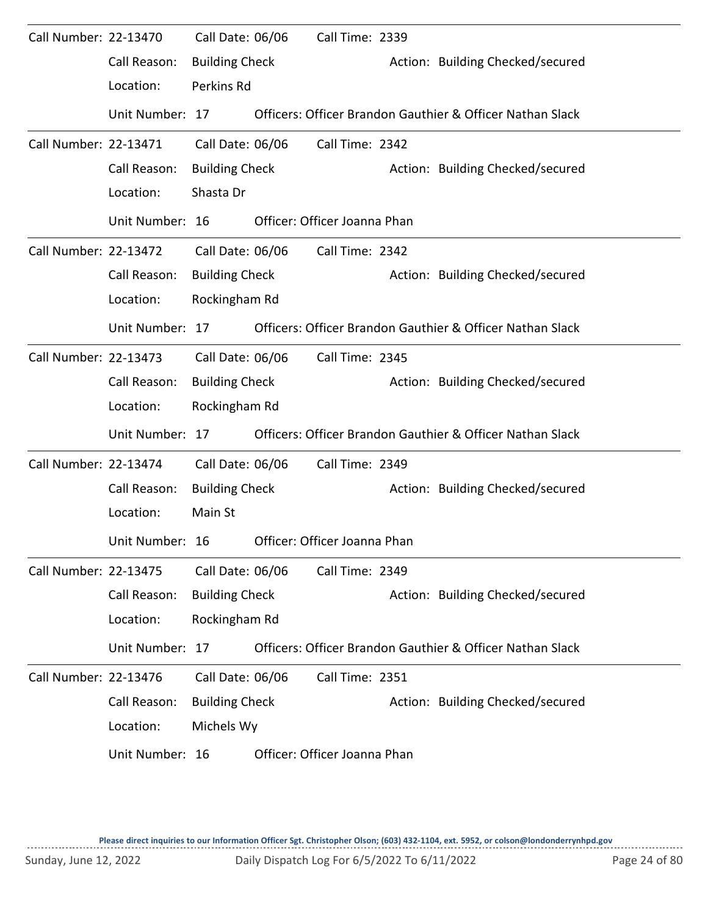| Call Number | Call Date | Call Time | Call Reason | Action | Location | Unit Number | Officer(s) |
|---|---|---|---|---|---|---|---|
| 22-13470 | 06/06 | 2339 | Building Check | Building Checked/secured | Perkins Rd | 17 | Officers: Officer Brandon Gauthier & Officer Nathan Slack |
| 22-13471 | 06/06 | 2342 | Building Check | Building Checked/secured | Shasta Dr | 16 | Officer: Officer Joanna Phan |
| 22-13472 | 06/06 | 2342 | Building Check | Building Checked/secured | Rockingham Rd | 17 | Officers: Officer Brandon Gauthier & Officer Nathan Slack |
| 22-13473 | 06/06 | 2345 | Building Check | Building Checked/secured | Rockingham Rd | 17 | Officers: Officer Brandon Gauthier & Officer Nathan Slack |
| 22-13474 | 06/06 | 2349 | Building Check | Building Checked/secured | Main St | 16 | Officer: Officer Joanna Phan |
| 22-13475 | 06/06 | 2349 | Building Check | Building Checked/secured | Rockingham Rd | 17 | Officers: Officer Brandon Gauthier & Officer Nathan Slack |
| 22-13476 | 06/06 | 2351 | Building Check | Building Checked/secured | Michels Wy | 16 | Officer: Officer Joanna Phan |

**Please direct inquiries to our Information Officer Sgt. Christopher Olson; (603) 432-1104, ext. 5952, or colson@londonderrynhpd.gov**

Sunday, June 12, 2022 — Daily Dispatch Log For 6/5/2022 To 6/11/2022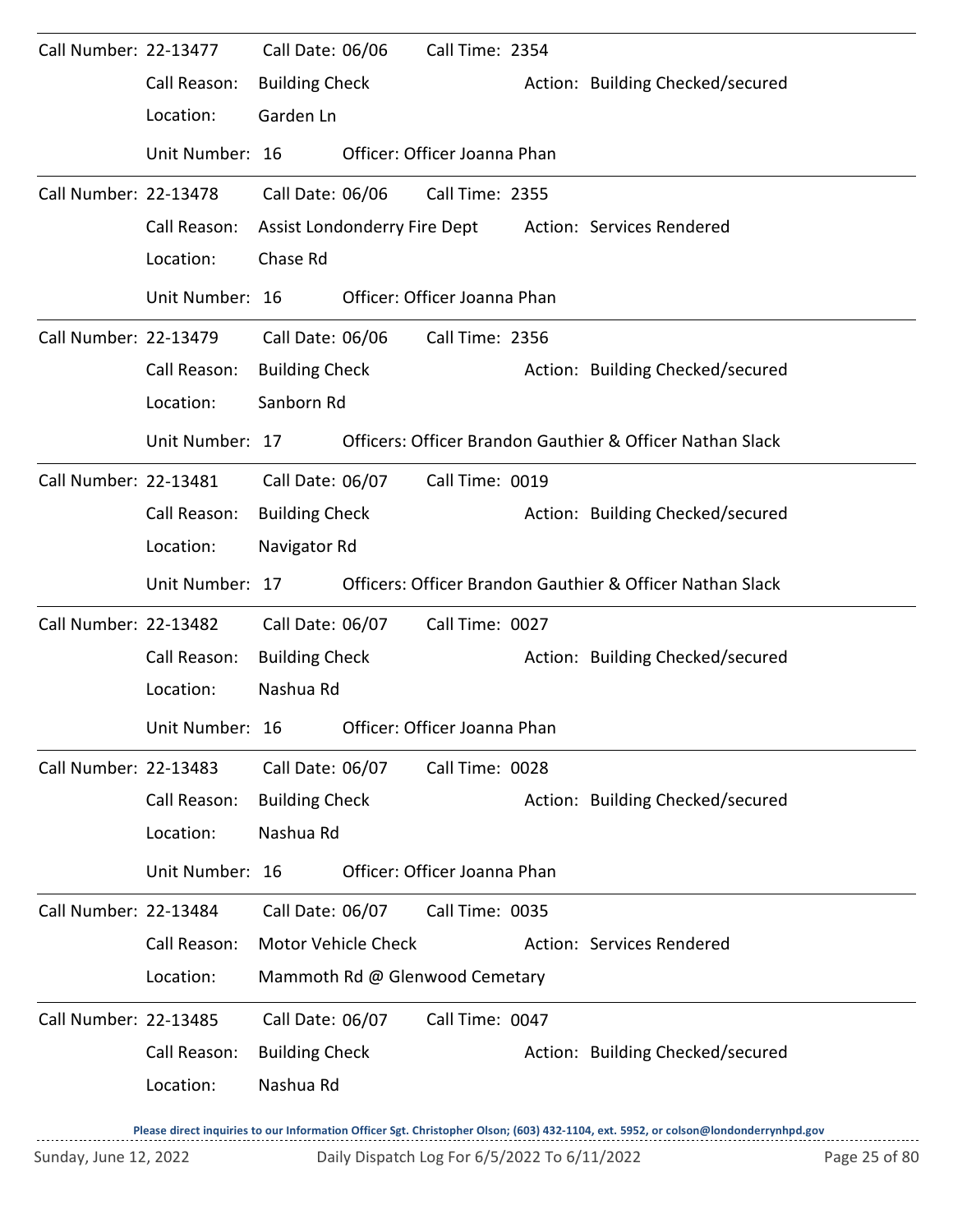Call Number: 22-13477 Call Date: 06/06 Call Time: 2354
Call Reason: Building Check Action: Building Checked/secured
Location: Garden Ln
Unit Number: 16 Officer: Officer Joanna Phan

---

Call Number: 22-13478 Call Date: 06/06 Call Time: 2355
Call Reason: Assist Londonderry Fire Dept Action: Services Rendered
Location: Chase Rd
Unit Number: 16 Officer: Officer Joanna Phan

---

Call Number: 22-13479 Call Date: 06/06 Call Time: 2356
Call Reason: Building Check Action: Building Checked/secured
Location: Sanborn Rd
Unit Number: 17 Officers: Officer Brandon Gauthier & Officer Nathan Slack

---

Call Number: 22-13481 Call Date: 06/07 Call Time: 0019
Call Reason: Building Check Action: Building Checked/secured
Location: Navigator Rd
Unit Number: 17 Officers: Officer Brandon Gauthier & Officer Nathan Slack

---

Call Number: 22-13482 Call Date: 06/07 Call Time: 0027
Call Reason: Building Check Action: Building Checked/secured
Location: Nashua Rd
Unit Number: 16 Officer: Officer Joanna Phan

---

Call Number: 22-13483 Call Date: 06/07 Call Time: 0028
Call Reason: Building Check Action: Building Checked/secured
Location: Nashua Rd
Unit Number: 16 Officer: Officer Joanna Phan

---

Call Number: 22-13484 Call Date: 06/07 Call Time: 0035
Call Reason: Motor Vehicle Check Action: Services Rendered
Location: Mammoth Rd @ Glenwood Cemetary

---

Call Number: 22-13485 Call Date: 06/07 Call Time: 0047
Call Reason: Building Check Action: Building Checked/secured
Location: Nashua Rd

Please direct inquiries to our Information Officer Sgt. Christopher Olson; (603) 432-1104, ext. 5952, or colson@londonderrynhpd.gov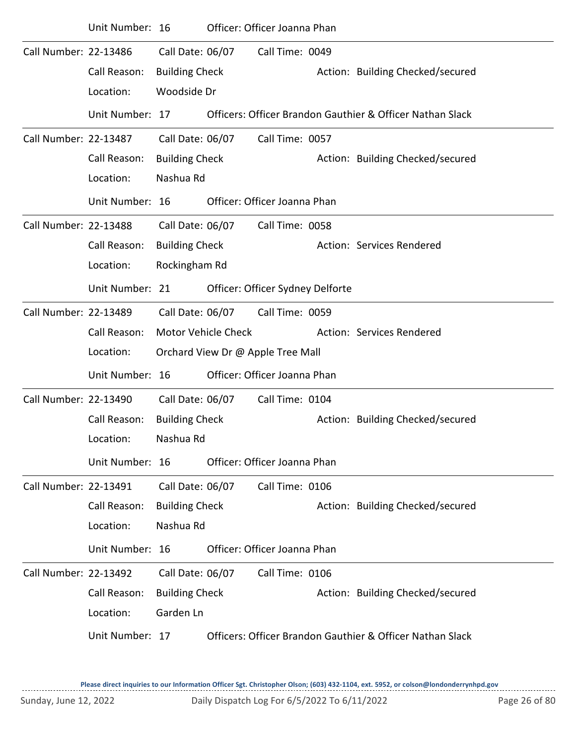Unit Number: 16 Officer: Officer Joanna Phan

---

Call Number: 22-13486 Call Date: 06/07 Call Time: 0049

Call Reason: Building Check Action: Building Checked/secured

Location: Woodside Dr

Unit Number: 17 Officers: Officer Brandon Gauthier & Officer Nathan Slack

---

Call Number: 22-13487 Call Date: 06/07 Call Time: 0057

Call Reason: Building Check Action: Building Checked/secured

Location: Nashua Rd

Unit Number: 16 Officer: Officer Joanna Phan

---

Call Number: 22-13488 Call Date: 06/07 Call Time: 0058

Call Reason: Building Check Action: Services Rendered

Location: Rockingham Rd

Unit Number: 21 Officer: Officer Sydney Delforte

---

Call Number: 22-13489 Call Date: 06/07 Call Time: 0059

Call Reason: Motor Vehicle Check Action: Services Rendered

Location: Orchard View Dr @ Apple Tree Mall

Unit Number: 16 Officer: Officer Joanna Phan

---

Call Number: 22-13490 Call Date: 06/07 Call Time: 0104

Call Reason: Building Check Action: Building Checked/secured

Location: Nashua Rd

Unit Number: 16 Officer: Officer Joanna Phan

---

Call Number: 22-13491 Call Date: 06/07 Call Time: 0106

Call Reason: Building Check Action: Building Checked/secured

Location: Nashua Rd

Unit Number: 16 Officer: Officer Joanna Phan

---

Call Number: 22-13492 Call Date: 06/07 Call Time: 0106

Call Reason: Building Check Action: Building Checked/secured

Location: Garden Ln

Unit Number: 17 Officers: Officer Brandon Gauthier & Officer Nathan Slack

**Please direct inquiries to our Information Officer Sgt. Christopher Olson; (603) 432-1104, ext. 5952, or colson@londonderrynhpd.gov**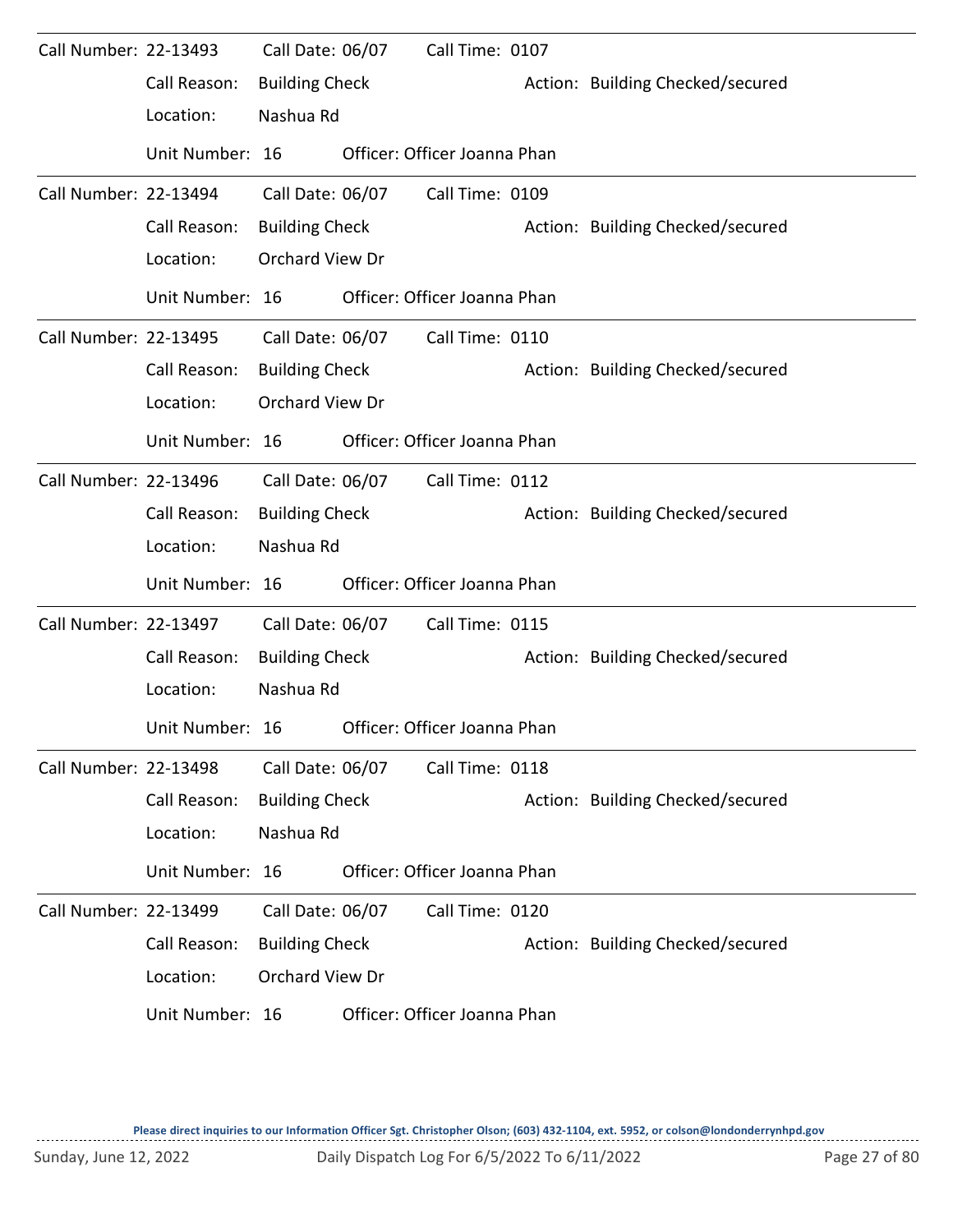Call Number: 22-13493 Call Date: 06/07 Call Time: 0107

Call Reason: Building Check Action: Building Checked/secured

Location: Nashua Rd

Unit Number: 16 Officer: Officer Joanna Phan

---

Call Number: 22-13494 Call Date: 06/07 Call Time: 0109

Call Reason: Building Check Action: Building Checked/secured

Location: Orchard View Dr

Unit Number: 16 Officer: Officer Joanna Phan

---

Call Number: 22-13495 Call Date: 06/07 Call Time: 0110

Call Reason: Building Check Action: Building Checked/secured

Location: Orchard View Dr

Unit Number: 16 Officer: Officer Joanna Phan

---

Call Number: 22-13496 Call Date: 06/07 Call Time: 0112

Call Reason: Building Check Action: Building Checked/secured

Location: Nashua Rd

Unit Number: 16 Officer: Officer Joanna Phan

---

Call Number: 22-13497 Call Date: 06/07 Call Time: 0115

Call Reason: Building Check Action: Building Checked/secured

Location: Nashua Rd

Unit Number: 16 Officer: Officer Joanna Phan

---

Call Number: 22-13498 Call Date: 06/07 Call Time: 0118

Call Reason: Building Check Action: Building Checked/secured

Location: Nashua Rd

Unit Number: 16 Officer: Officer Joanna Phan

---

Call Number: 22-13499 Call Date: 06/07 Call Time: 0120

Call Reason: Building Check Action: Building Checked/secured

Location: Orchard View Dr

Unit Number: 16 Officer: Officer Joanna Phan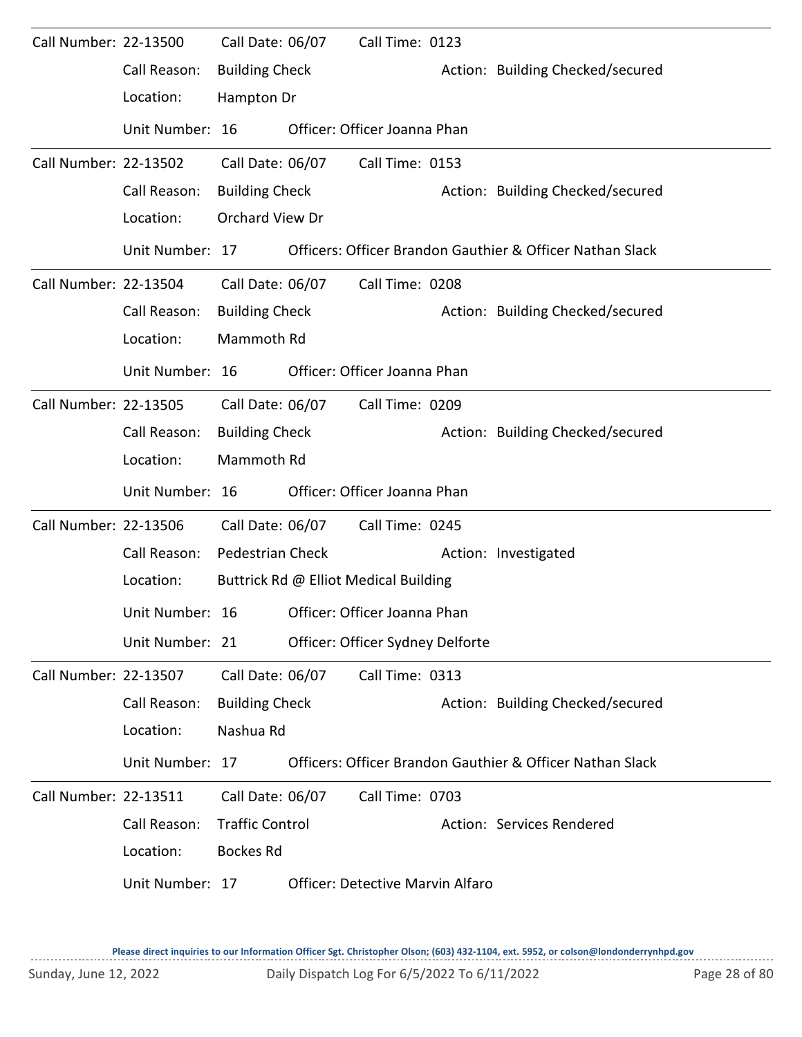Call Number: 22-13500 Call Date: 06/07 Call Time: 0123

Call Reason: Building Check Action: Building Checked/secured

Location: Hampton Dr

Unit Number: 16 Officer: Officer Joanna Phan

---

Call Number: 22-13502 Call Date: 06/07 Call Time: 0153

Call Reason: Building Check Action: Building Checked/secured

Location: Orchard View Dr

Unit Number: 17 Officers: Officer Brandon Gauthier & Officer Nathan Slack

---

Call Number: 22-13504 Call Date: 06/07 Call Time: 0208

Call Reason: Building Check Action: Building Checked/secured

Location: Mammoth Rd

Unit Number: 16 Officer: Officer Joanna Phan

---

Call Number: 22-13505 Call Date: 06/07 Call Time: 0209

Call Reason: Building Check Action: Building Checked/secured

Location: Mammoth Rd

Unit Number: 16 Officer: Officer Joanna Phan

---

Call Number: 22-13506 Call Date: 06/07 Call Time: 0245

Call Reason: Pedestrian Check Action: Investigated

Location: Buttrick Rd @ Elliot Medical Building

Unit Number: 16 Officer: Officer Joanna Phan

Unit Number: 21 Officer: Officer Sydney Delforte

---

Call Number: 22-13507 Call Date: 06/07 Call Time: 0313

Call Reason: Building Check Action: Building Checked/secured

Location: Nashua Rd

Unit Number: 17 Officers: Officer Brandon Gauthier & Officer Nathan Slack

---

Call Number: 22-13511 Call Date: 06/07 Call Time: 0703

Call Reason: Traffic Control Action: Services Rendered

Location: Bockes Rd

Unit Number: 17 Officer: Detective Marvin Alfaro

---

Please direct inquiries to our Information Officer Sgt. Christopher Olson; (603) 432-1104, ext. 5952, or colson@londonderrynhpd.gov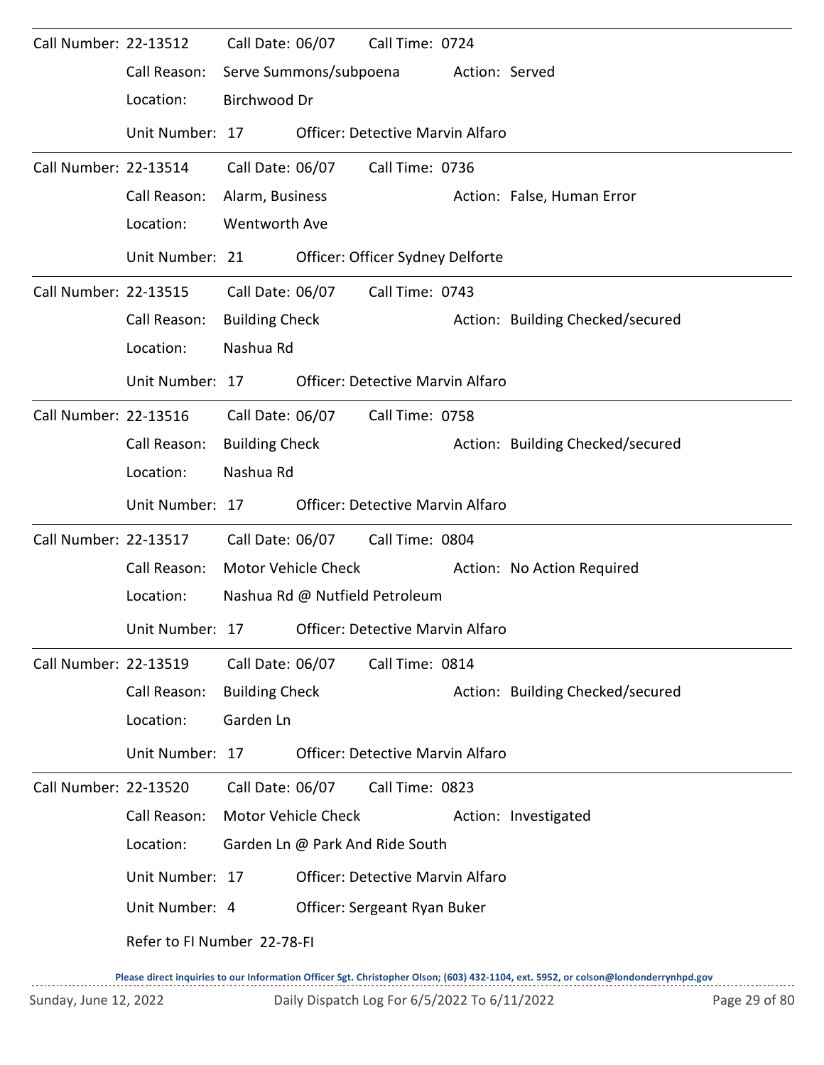Call Number: 22-13512 Call Date: 06/07 Call Time: 0724

Call Reason: Serve Summons/subpoena Action: Served

Location: Birchwood Dr

Unit Number: 17 Officer: Detective Marvin Alfaro

---

Call Number: 22-13514 Call Date: 06/07 Call Time: 0736

Call Reason: Alarm, Business Action: False, Human Error

Location: Wentworth Ave

Unit Number: 21 Officer: Officer Sydney Delforte

---

Call Number: 22-13515 Call Date: 06/07 Call Time: 0743

Call Reason: Building Check Action: Building Checked/secured

Location: Nashua Rd

Unit Number: 17 Officer: Detective Marvin Alfaro

---

Call Number: 22-13516 Call Date: 06/07 Call Time: 0758

Call Reason: Building Check Action: Building Checked/secured

Location: Nashua Rd

Unit Number: 17 Officer: Detective Marvin Alfaro

---

Call Number: 22-13517 Call Date: 06/07 Call Time: 0804

Call Reason: Motor Vehicle Check Action: No Action Required

Location: Nashua Rd @ Nutfield Petroleum

Unit Number: 17 Officer: Detective Marvin Alfaro

---

Call Number: 22-13519 Call Date: 06/07 Call Time: 0814

Call Reason: Building Check Action: Building Checked/secured

Location: Garden Ln

Unit Number: 17 Officer: Detective Marvin Alfaro

---

Call Number: 22-13520 Call Date: 06/07 Call Time: 0823

Call Reason: Motor Vehicle Check Action: Investigated

Location: Garden Ln @ Park And Ride South

Unit Number: 17 Officer: Detective Marvin Alfaro

Unit Number: 4 Officer: Sergeant Ryan Buker

Refer to FI Number 22-78-FI

Please direct inquiries to our Information Officer Sgt. Christopher Olson; (603) 432-1104, ext. 5952, or colson@londonderrynhpd.gov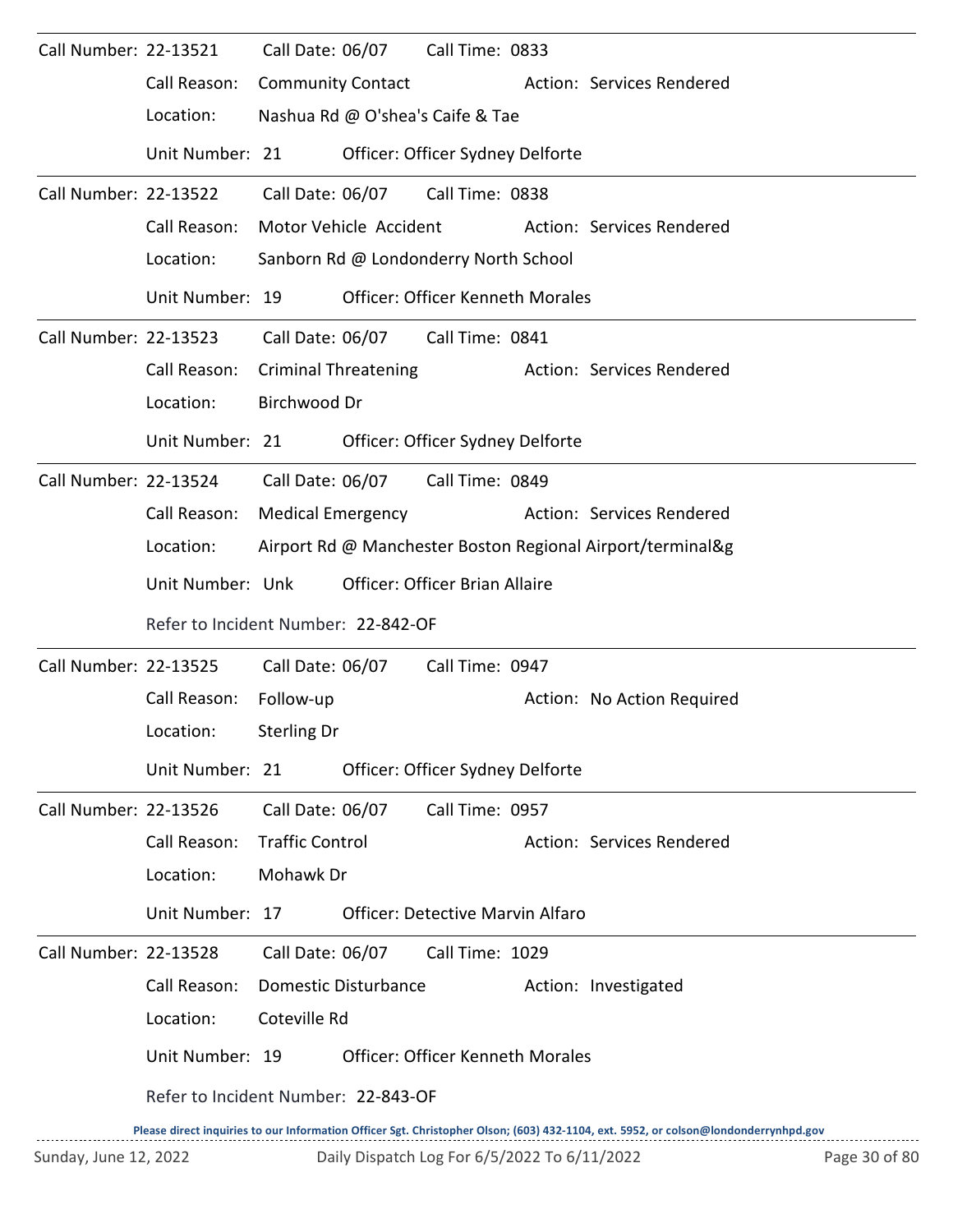Call Number: 22-13521 Call Date: 06/07 Call Time: 0833
Call Reason: Community Contact Action: Services Rendered
Location: Nashua Rd @ O'shea's Caife & Tae
Unit Number: 21 Officer: Officer Sydney Delforte

---

Call Number: 22-13522 Call Date: 06/07 Call Time: 0838
Call Reason: Motor Vehicle Accident Action: Services Rendered
Location: Sanborn Rd @ Londonderry North School
Unit Number: 19 Officer: Officer Kenneth Morales

---

Call Number: 22-13523 Call Date: 06/07 Call Time: 0841
Call Reason: Criminal Threatening Action: Services Rendered
Location: Birchwood Dr
Unit Number: 21 Officer: Officer Sydney Delforte

---

Call Number: 22-13524 Call Date: 06/07 Call Time: 0849
Call Reason: Medical Emergency Action: Services Rendered
Location: Airport Rd @ Manchester Boston Regional Airport/terminal&g
Unit Number: Unk Officer: Officer Brian Allaire
Refer to Incident Number: 22-842-OF

---

Call Number: 22-13525 Call Date: 06/07 Call Time: 0947
Call Reason: Follow-up Action: No Action Required
Location: Sterling Dr
Unit Number: 21 Officer: Officer Sydney Delforte

---

Call Number: 22-13526 Call Date: 06/07 Call Time: 0957
Call Reason: Traffic Control Action: Services Rendered
Location: Mohawk Dr
Unit Number: 17 Officer: Detective Marvin Alfaro

---

Call Number: 22-13528 Call Date: 06/07 Call Time: 1029
Call Reason: Domestic Disturbance Action: Investigated
Location: Coteville Rd
Unit Number: 19 Officer: Officer Kenneth Morales
Refer to Incident Number: 22-843-OF

Please direct inquiries to our Information Officer Sgt. Christopher Olson; (603) 432-1104, ext. 5952, or colson@londonderrynhpd.gov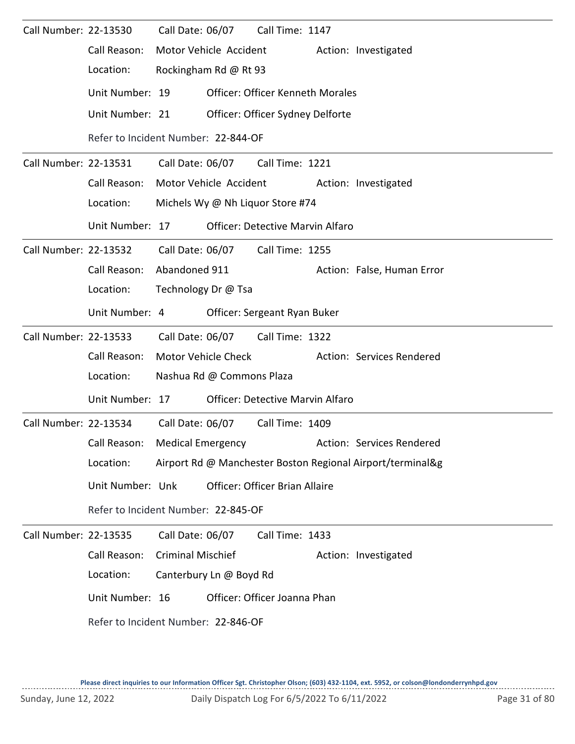Call Number: 22-13530 Call Date: 06/07 Call Time: 1147

Call Reason: Motor Vehicle Accident Action: Investigated

Location: Rockingham Rd @ Rt 93

Unit Number: 19 Officer: Officer Kenneth Morales

Unit Number: 21 Officer: Officer Sydney Delforte

Refer to Incident Number: 22-844-OF

---

Call Number: 22-13531 Call Date: 06/07 Call Time: 1221

Call Reason: Motor Vehicle Accident Action: Investigated

Location: Michels Wy @ Nh Liquor Store #74

Unit Number: 17 Officer: Detective Marvin Alfaro

---

Call Number: 22-13532 Call Date: 06/07 Call Time: 1255

Call Reason: Abandoned 911 Action: False, Human Error

Location: Technology Dr @ Tsa

Unit Number: 4 Officer: Sergeant Ryan Buker

---

Call Number: 22-13533 Call Date: 06/07 Call Time: 1322

Call Reason: Motor Vehicle Check Action: Services Rendered

Location: Nashua Rd @ Commons Plaza

Unit Number: 17 Officer: Detective Marvin Alfaro

---

Call Number: 22-13534 Call Date: 06/07 Call Time: 1409

Call Reason: Medical Emergency Action: Services Rendered

Location: Airport Rd @ Manchester Boston Regional Airport/terminal&g

Unit Number: Unk Officer: Officer Brian Allaire

Refer to Incident Number: 22-845-OF

---

Call Number: 22-13535 Call Date: 06/07 Call Time: 1433

Call Reason: Criminal Mischief Action: Investigated

Location: Canterbury Ln @ Boyd Rd

Unit Number: 16 Officer: Officer Joanna Phan

Refer to Incident Number: 22-846-OF

**Please direct inquiries to our Information Officer Sgt. Christopher Olson; (603) 432-1104, ext. 5952, or colson@londonderrynhpd.gov**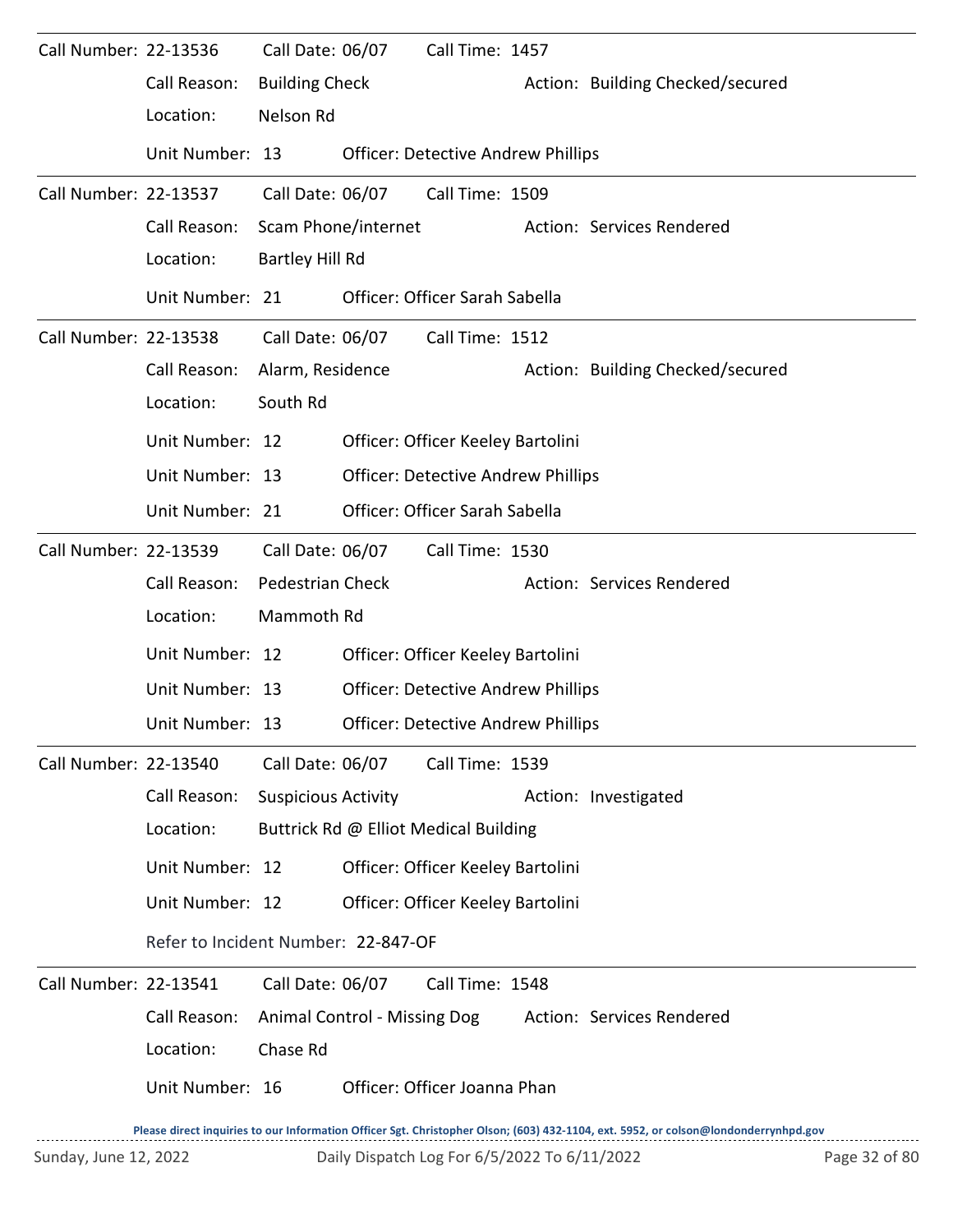Call Number: 22-13536 Call Date: 06/07 Call Time: 1457

Call Reason: Building Check Action: Building Checked/secured

Location: Nelson Rd

Unit Number: 13 Officer: Detective Andrew Phillips

---

Call Number: 22-13537 Call Date: 06/07 Call Time: 1509

Call Reason: Scam Phone/internet Action: Services Rendered

Location: Bartley Hill Rd

Unit Number: 21 Officer: Officer Sarah Sabella

---

Call Number: 22-13538 Call Date: 06/07 Call Time: 1512

Call Reason: Alarm, Residence Action: Building Checked/secured

Location: South Rd

Unit Number: 12 Officer: Officer Keeley Bartolini

Unit Number: 13 Officer: Detective Andrew Phillips

Unit Number: 21 Officer: Officer Sarah Sabella

---

Call Number: 22-13539 Call Date: 06/07 Call Time: 1530

Call Reason: Pedestrian Check Action: Services Rendered

Location: Mammoth Rd

Unit Number: 12 Officer: Officer Keeley Bartolini

Unit Number: 13 Officer: Detective Andrew Phillips

Unit Number: 13 Officer: Detective Andrew Phillips

---

Call Number: 22-13540 Call Date: 06/07 Call Time: 1539

Call Reason: Suspicious Activity Action: Investigated

Location: Buttrick Rd @ Elliot Medical Building

Unit Number: 12 Officer: Officer Keeley Bartolini

Unit Number: 12 Officer: Officer Keeley Bartolini

Refer to Incident Number: 22-847-OF

---

Call Number: 22-13541 Call Date: 06/07 Call Time: 1548

Call Reason: Animal Control - Missing Dog Action: Services Rendered

Location: Chase Rd

Unit Number: 16 Officer: Officer Joanna Phan

Please direct inquiries to our Information Officer Sgt. Christopher Olson; (603) 432-1104, ext. 5952, or colson@londonderrynhpd.gov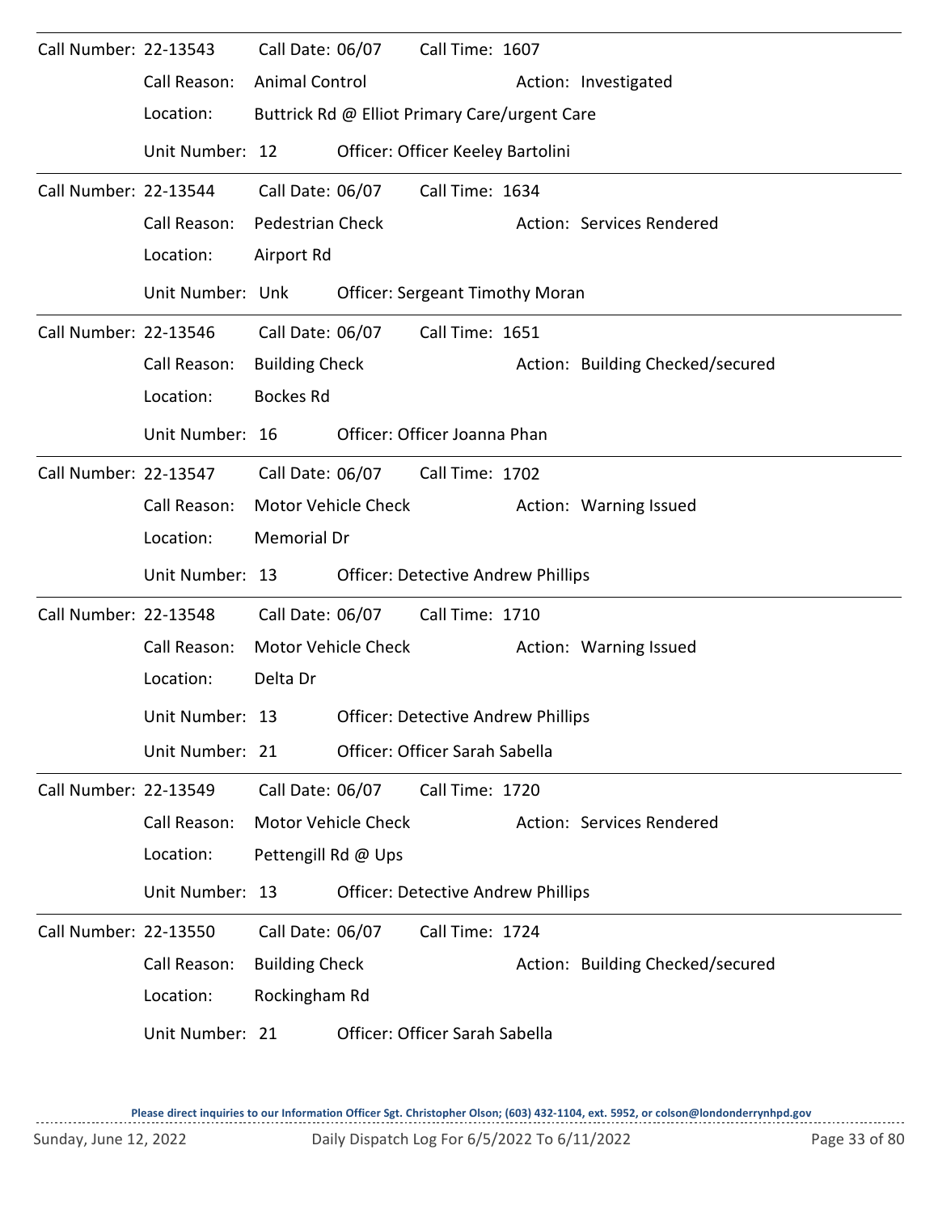Call Number: 22-13543 Call Date: 06/07 Call Time: 1607

Call Reason: Animal Control Action: Investigated

Location: Buttrick Rd @ Elliot Primary Care/urgent Care

Unit Number: 12 Officer: Officer Keeley Bartolini

---

Call Number: 22-13544 Call Date: 06/07 Call Time: 1634

Call Reason: Pedestrian Check Action: Services Rendered

Location: Airport Rd

Unit Number: Unk Officer: Sergeant Timothy Moran

---

Call Number: 22-13546 Call Date: 06/07 Call Time: 1651

Call Reason: Building Check Action: Building Checked/secured

Location: Bockes Rd

Unit Number: 16 Officer: Officer Joanna Phan

---

Call Number: 22-13547 Call Date: 06/07 Call Time: 1702

Call Reason: Motor Vehicle Check Action: Warning Issued

Location: Memorial Dr

Unit Number: 13 Officer: Detective Andrew Phillips

---

Call Number: 22-13548 Call Date: 06/07 Call Time: 1710

Call Reason: Motor Vehicle Check Action: Warning Issued

Location: Delta Dr

Unit Number: 13 Officer: Detective Andrew Phillips

Unit Number: 21 Officer: Officer Sarah Sabella

---

Call Number: 22-13549 Call Date: 06/07 Call Time: 1720

Call Reason: Motor Vehicle Check Action: Services Rendered

Location: Pettengill Rd @ Ups

Unit Number: 13 Officer: Detective Andrew Phillips

---

Call Number: 22-13550 Call Date: 06/07 Call Time: 1724

Call Reason: Building Check Action: Building Checked/secured

Location: Rockingham Rd

Unit Number: 21 Officer: Officer Sarah Sabella

---

**Please direct inquiries to our Information Officer Sgt. Christopher Olson; (603) 432-1104, ext. 5952, or colson@londonderrynhpd.gov**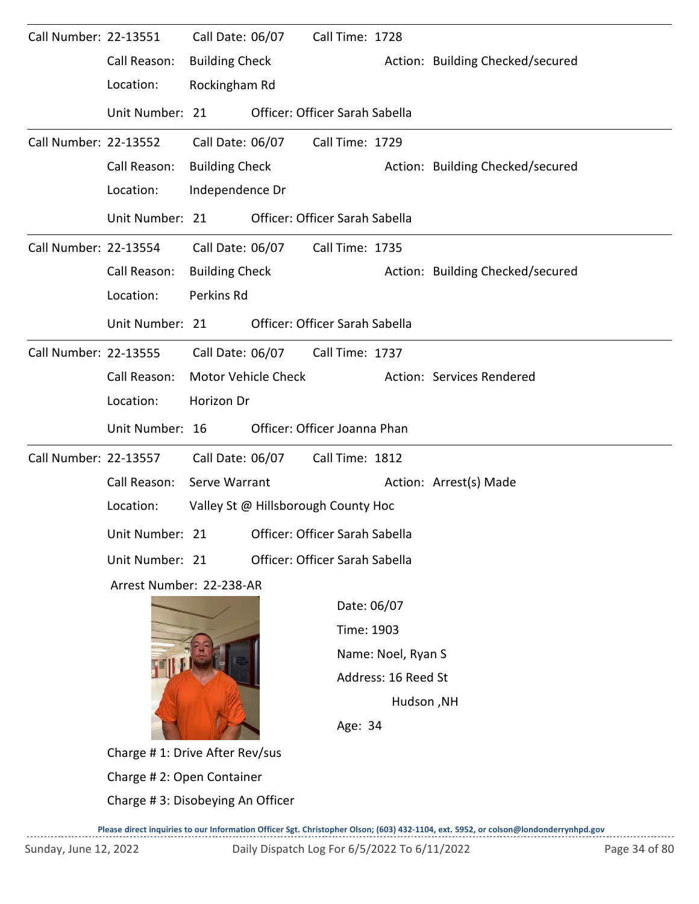Call Number: 22-13551 Call Date: 06/07 Call Time: 1728

Call Reason: Building Check Action: Building Checked/secured

Location: Rockingham Rd

Unit Number: 21 Officer: Officer Sarah Sabella

---

Call Number: 22-13552 Call Date: 06/07 Call Time: 1729

Call Reason: Building Check Action: Building Checked/secured

Location: Independence Dr

Unit Number: 21 Officer: Officer Sarah Sabella

---

Call Number: 22-13554 Call Date: 06/07 Call Time: 1735

Call Reason: Building Check Action: Building Checked/secured

Location: Perkins Rd

Unit Number: 21 Officer: Officer Sarah Sabella

---

Call Number: 22-13555 Call Date: 06/07 Call Time: 1737

Call Reason: Motor Vehicle Check Action: Services Rendered

Location: Horizon Dr

Unit Number: 16 Officer: Officer Joanna Phan

---

Call Number: 22-13557 Call Date: 06/07 Call Time: 1812

Call Reason: Serve Warrant Action: Arrest(s) Made

Location: Valley St @ Hillsborough County Hoc

Unit Number: 21 Officer: Officer Sarah Sabella

Unit Number: 21 Officer: Officer Sarah Sabella

Arrest Number: 22-238-AR

Date: 06/07

Time: 1903

Name: Noel, Ryan S

Address: 16 Reed St

Hudson ,NH

Age: 34

Charge # 1: Drive After Rev/sus

Charge # 2: Open Container

Charge # 3: Disobeying An Officer

Please direct inquiries to our Information Officer Sgt. Christopher Olson; (603) 432-1104, ext. 5952, or colson@londonderrynhpd.gov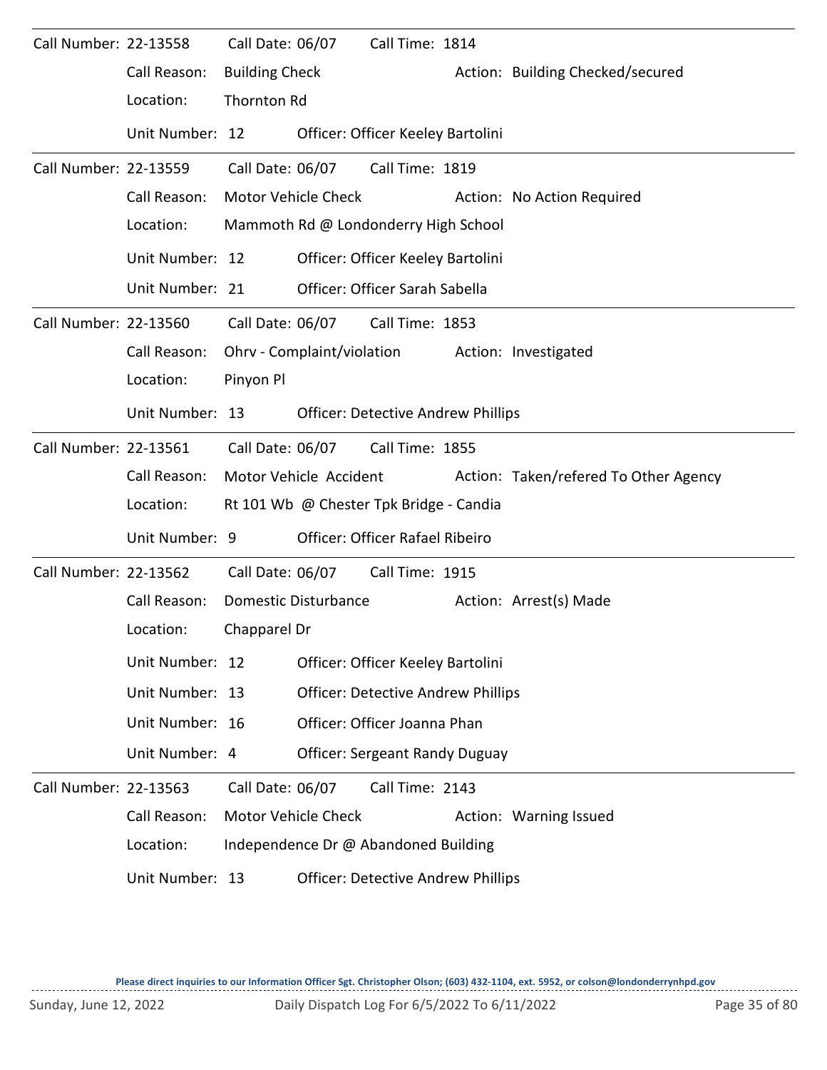Call Number: 22-13558 Call Date: 06/07 Call Time: 1814

Call Reason: Building Check Action: Building Checked/secured

Location: Thornton Rd

Unit Number: 12 Officer: Officer Keeley Bartolini

---

Call Number: 22-13559 Call Date: 06/07 Call Time: 1819

Call Reason: Motor Vehicle Check Action: No Action Required

Location: Mammoth Rd @ Londonderry High School

Unit Number: 12 Officer: Officer Keeley Bartolini

Unit Number: 21 Officer: Officer Sarah Sabella

---

Call Number: 22-13560 Call Date: 06/07 Call Time: 1853

Call Reason: Ohrv - Complaint/violation Action: Investigated

Location: Pinyon Pl

Unit Number: 13 Officer: Detective Andrew Phillips

---

Call Number: 22-13561 Call Date: 06/07 Call Time: 1855

Call Reason: Motor Vehicle Accident Action: Taken/refered To Other Agency

Location: Rt 101 Wb @ Chester Tpk Bridge - Candia

Unit Number: 9 Officer: Officer Rafael Ribeiro

---

Call Number: 22-13562 Call Date: 06/07 Call Time: 1915

Call Reason: Domestic Disturbance Action: Arrest(s) Made

Location: Chapparel Dr

Unit Number: 12 Officer: Officer Keeley Bartolini

Unit Number: 13 Officer: Detective Andrew Phillips

Unit Number: 16 Officer: Officer Joanna Phan

Unit Number: 4 Officer: Sergeant Randy Duguay

---

Call Number: 22-13563 Call Date: 06/07 Call Time: 2143

Call Reason: Motor Vehicle Check Action: Warning Issued

Location: Independence Dr @ Abandoned Building

Unit Number: 13 Officer: Detective Andrew Phillips

**Please direct inquiries to our Information Officer Sgt. Christopher Olson; (603) 432-1104, ext. 5952, or colson@londonderrynhpd.gov**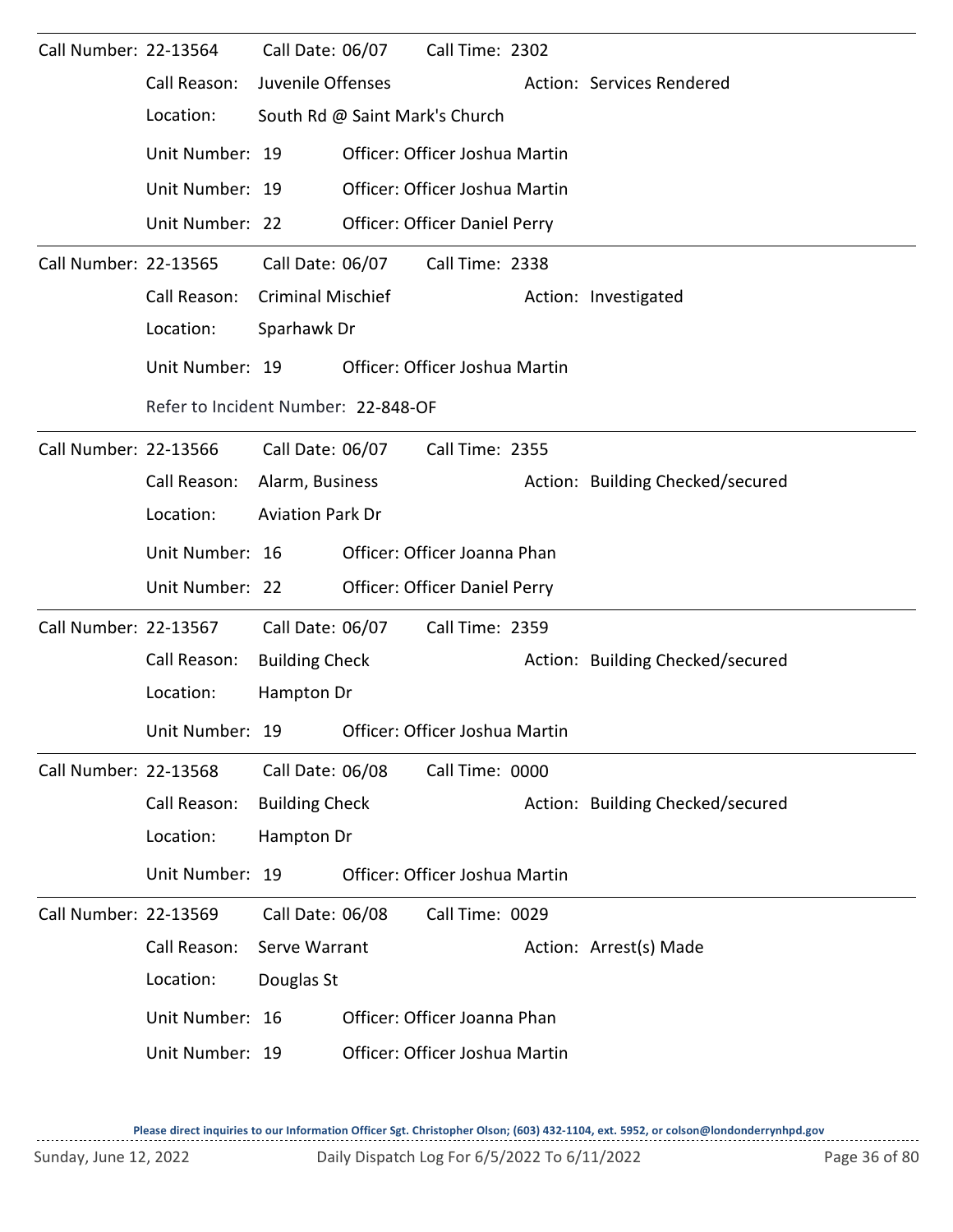Call Number: 22-13564 Call Date: 06/07 Call Time: 2302

Call Reason: Juvenile Offenses Action: Services Rendered

Location: South Rd @ Saint Mark's Church

Unit Number: 19 Officer: Officer Joshua Martin

Unit Number: 19 Officer: Officer Joshua Martin

Unit Number: 22 Officer: Officer Daniel Perry

---

Call Number: 22-13565 Call Date: 06/07 Call Time: 2338

Call Reason: Criminal Mischief Action: Investigated

Location: Sparhawk Dr

Unit Number: 19 Officer: Officer Joshua Martin

Refer to Incident Number: 22-848-OF

---

Call Number: 22-13566 Call Date: 06/07 Call Time: 2355

Call Reason: Alarm, Business Action: Building Checked/secured

Location: Aviation Park Dr

Unit Number: 16 Officer: Officer Joanna Phan

Unit Number: 22 Officer: Officer Daniel Perry

---

Call Number: 22-13567 Call Date: 06/07 Call Time: 2359

Call Reason: Building Check Action: Building Checked/secured

Location: Hampton Dr

Unit Number: 19 Officer: Officer Joshua Martin

---

Call Number: 22-13568 Call Date: 06/08 Call Time: 0000

Call Reason: Building Check Action: Building Checked/secured

Location: Hampton Dr

Unit Number: 19 Officer: Officer Joshua Martin

---

Call Number: 22-13569 Call Date: 06/08 Call Time: 0029

Call Reason: Serve Warrant Action: Arrest(s) Made

Location: Douglas St

Unit Number: 16 Officer: Officer Joanna Phan

Unit Number: 19 Officer: Officer Joshua Martin

**Please direct inquiries to our Information Officer Sgt. Christopher Olson; (603) 432-1104, ext. 5952, or colson@londonderrynhpd.gov**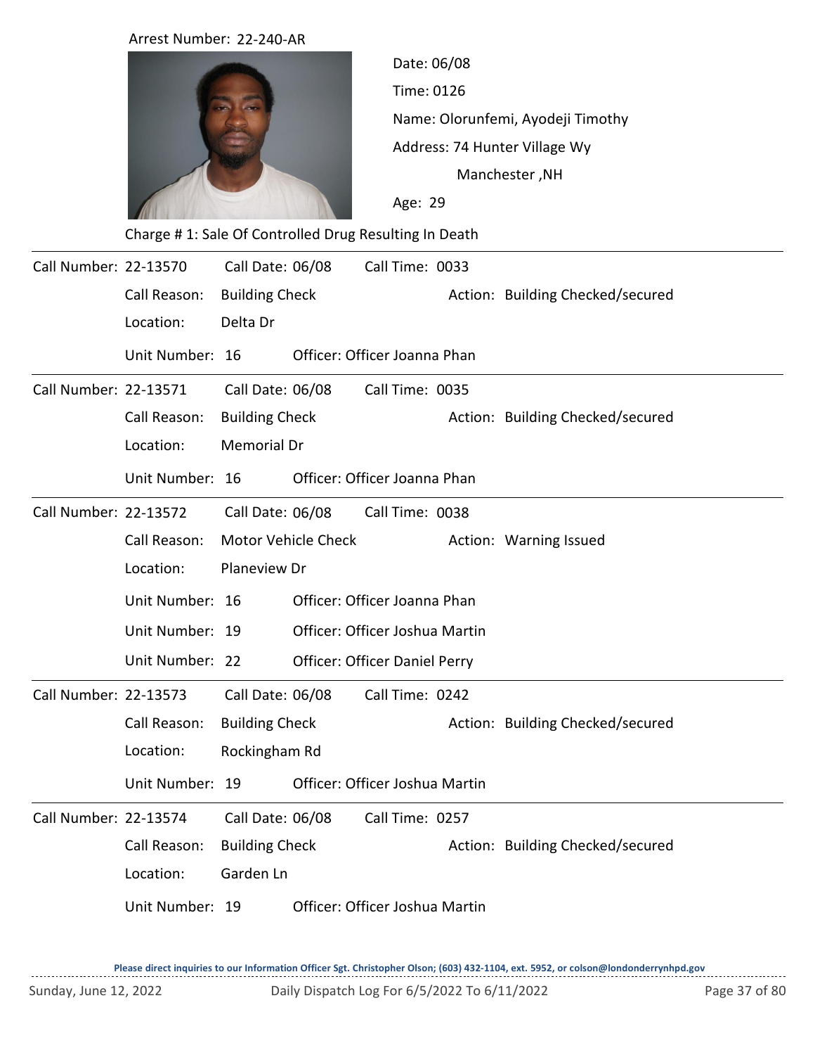Arrest Number: 22-240-AR

Date: 06/08

Time: 0126

Name: Olorunfemi, Ayodeji Timothy

Address: 74 Hunter Village Wy
Manchester ,NH

Age: 29

Charge # 1: Sale Of Controlled Drug Resulting In Death

---

Call Number: 22-13570 Call Date: 06/08 Call Time: 0033

Call Reason: Building Check Action: Building Checked/secured

Location: Delta Dr

Unit Number: 16 Officer: Officer Joanna Phan

---

Call Number: 22-13571 Call Date: 06/08 Call Time: 0035

Call Reason: Building Check Action: Building Checked/secured

Location: Memorial Dr

Unit Number: 16 Officer: Officer Joanna Phan

---

Call Number: 22-13572 Call Date: 06/08 Call Time: 0038

Call Reason: Motor Vehicle Check Action: Warning Issued

Location: Planeview Dr

Unit Number: 16 Officer: Officer Joanna Phan

Unit Number: 19 Officer: Officer Joshua Martin

Unit Number: 22 Officer: Officer Daniel Perry

---

Call Number: 22-13573 Call Date: 06/08 Call Time: 0242

Call Reason: Building Check Action: Building Checked/secured

Location: Rockingham Rd

Unit Number: 19 Officer: Officer Joshua Martin

---

Call Number: 22-13574 Call Date: 06/08 Call Time: 0257

Call Reason: Building Check Action: Building Checked/secured

Location: Garden Ln

Unit Number: 19 Officer: Officer Joshua Martin

**Please direct inquiries to our Information Officer Sgt. Christopher Olson; (603) 432-1104, ext. 5952, or colson@londonderrynhpd.gov**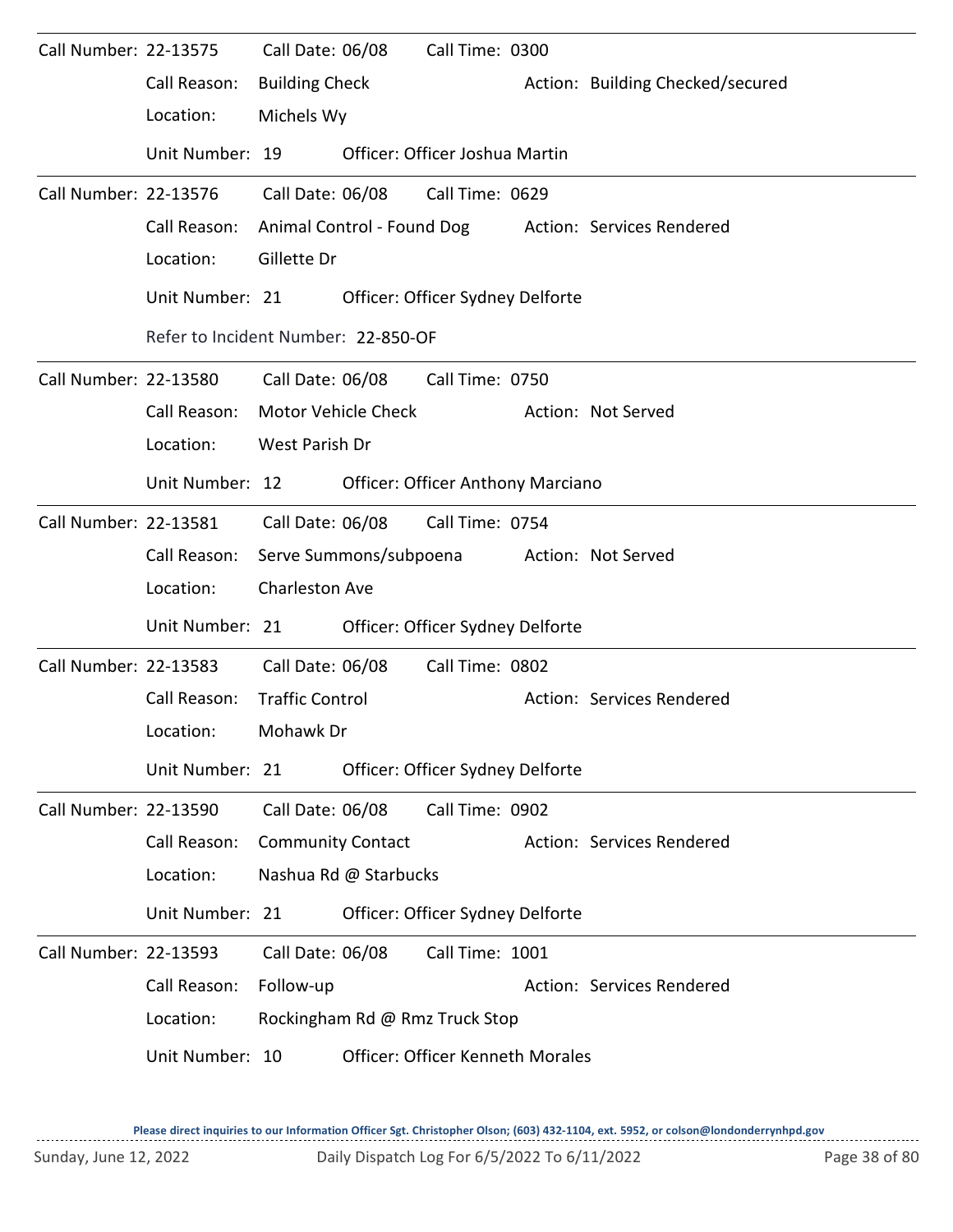Call Number: 22-13575 Call Date: 06/08 Call Time: 0300

Call Reason: Building Check Action: Building Checked/secured

Location: Michels Wy

Unit Number: 19 Officer: Officer Joshua Martin

---

Call Number: 22-13576 Call Date: 06/08 Call Time: 0629

Call Reason: Animal Control - Found Dog Action: Services Rendered

Location: Gillette Dr

Unit Number: 21 Officer: Officer Sydney Delforte

Refer to Incident Number: 22-850-OF

---

Call Number: 22-13580 Call Date: 06/08 Call Time: 0750

Call Reason: Motor Vehicle Check Action: Not Served

Location: West Parish Dr

Unit Number: 12 Officer: Officer Anthony Marciano

---

Call Number: 22-13581 Call Date: 06/08 Call Time: 0754

Call Reason: Serve Summons/subpoena Action: Not Served

Location: Charleston Ave

Unit Number: 21 Officer: Officer Sydney Delforte

---

Call Number: 22-13583 Call Date: 06/08 Call Time: 0802

Call Reason: Traffic Control Action: Services Rendered

Location: Mohawk Dr

Unit Number: 21 Officer: Officer Sydney Delforte

---

Call Number: 22-13590 Call Date: 06/08 Call Time: 0902

Call Reason: Community Contact Action: Services Rendered

Location: Nashua Rd @ Starbucks

Unit Number: 21 Officer: Officer Sydney Delforte

---

Call Number: 22-13593 Call Date: 06/08 Call Time: 1001

Call Reason: Follow-up Action: Services Rendered

Location: Rockingham Rd @ Rmz Truck Stop

Unit Number: 10 Officer: Officer Kenneth Morales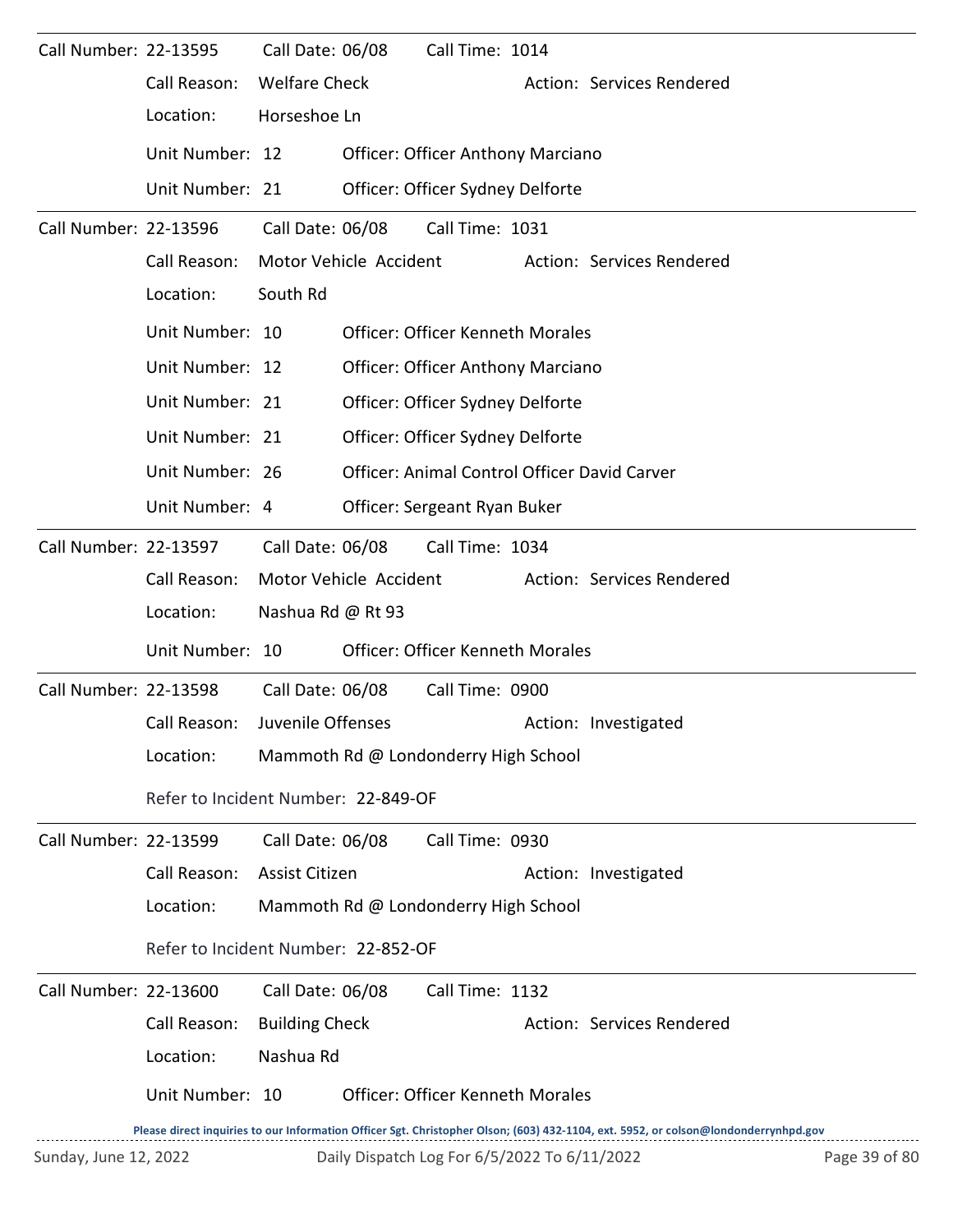Call Number: 22-13595    Call Date: 06/08    Call Time: 1014

Call Reason: Welfare Check    Action: Services Rendered

Location: Horseshoe Ln

Unit Number: 12    Officer: Officer Anthony Marciano

Unit Number: 21    Officer: Officer Sydney Delforte

---

Call Number: 22-13596    Call Date: 06/08    Call Time: 1031

Call Reason: Motor Vehicle Accident    Action: Services Rendered

Location: South Rd

Unit Number: 10    Officer: Officer Kenneth Morales

Unit Number: 12    Officer: Officer Anthony Marciano

Unit Number: 21    Officer: Officer Sydney Delforte

Unit Number: 21    Officer: Officer Sydney Delforte

Unit Number: 26    Officer: Animal Control Officer David Carver

Unit Number: 4    Officer: Sergeant Ryan Buker

---

Call Number: 22-13597    Call Date: 06/08    Call Time: 1034

Call Reason: Motor Vehicle Accident    Action: Services Rendered

Location: Nashua Rd @ Rt 93

Unit Number: 10    Officer: Officer Kenneth Morales

---

Call Number: 22-13598    Call Date: 06/08    Call Time: 0900

Call Reason: Juvenile Offenses    Action: Investigated

Location: Mammoth Rd @ Londonderry High School

Refer to Incident Number: 22-849-OF

---

Call Number: 22-13599    Call Date: 06/08    Call Time: 0930

Call Reason: Assist Citizen    Action: Investigated

Location: Mammoth Rd @ Londonderry High School

Refer to Incident Number: 22-852-OF

---

Call Number: 22-13600    Call Date: 06/08    Call Time: 1132

Call Reason: Building Check    Action: Services Rendered

Location: Nashua Rd

Unit Number: 10    Officer: Officer Kenneth Morales

**Please direct inquiries to our Information Officer Sgt. Christopher Olson; (603) 432-1104, ext. 5952, or colson@londonderrynhpd.gov**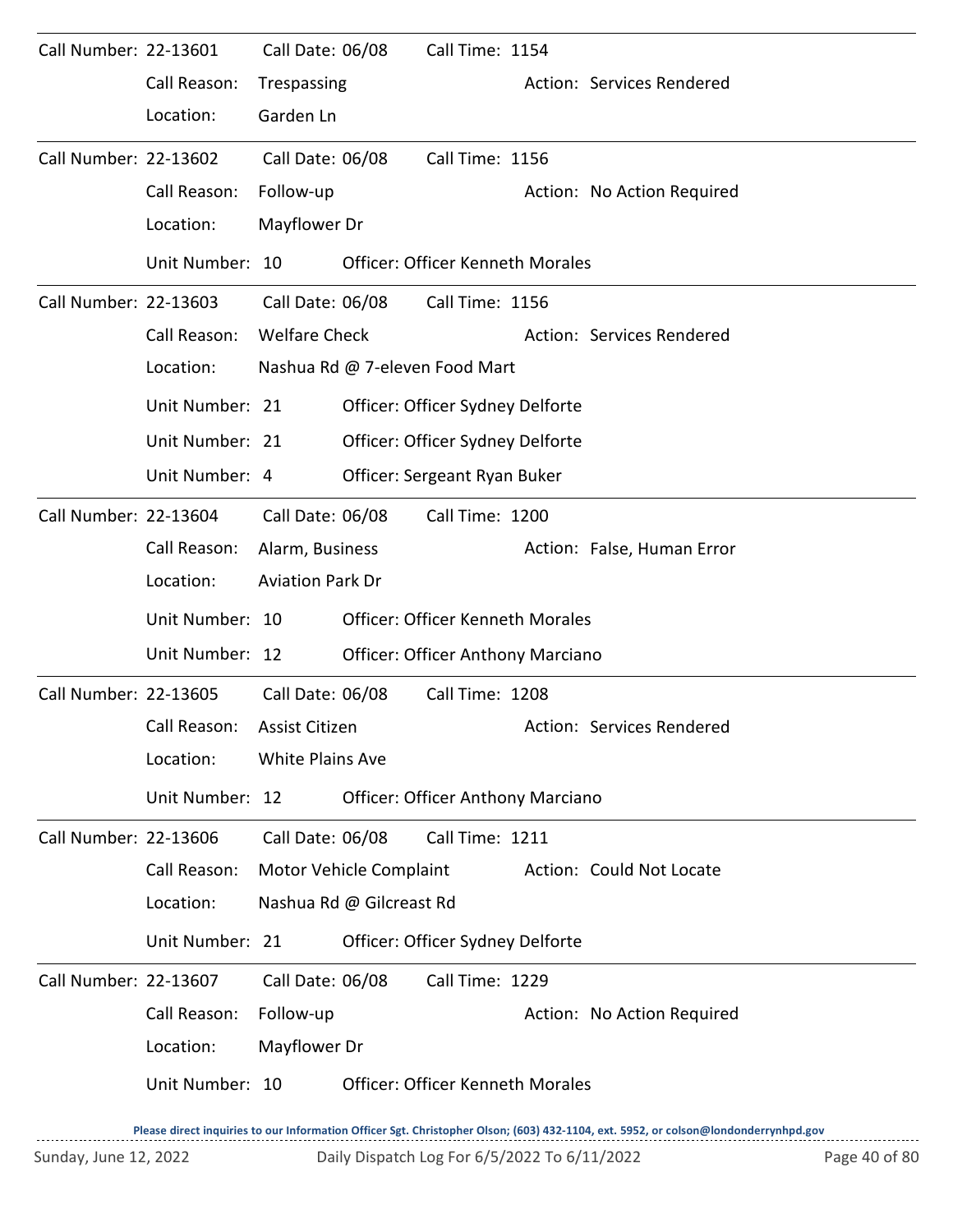Call Number: 22-13601 Call Date: 06/08 Call Time: 1154

Call Reason: Trespassing Action: Services Rendered

Location: Garden Ln

---

Call Number: 22-13602 Call Date: 06/08 Call Time: 1156

Call Reason: Follow-up Action: No Action Required

Location: Mayflower Dr

Unit Number: 10 Officer: Officer Kenneth Morales

---

Call Number: 22-13603 Call Date: 06/08 Call Time: 1156

Call Reason: Welfare Check Action: Services Rendered

Location: Nashua Rd @ 7-eleven Food Mart

Unit Number: 21 Officer: Officer Sydney Delforte

Unit Number: 21 Officer: Officer Sydney Delforte

Unit Number: 4 Officer: Sergeant Ryan Buker

---

Call Number: 22-13604 Call Date: 06/08 Call Time: 1200

Call Reason: Alarm, Business Action: False, Human Error

Location: Aviation Park Dr

Unit Number: 10 Officer: Officer Kenneth Morales

Unit Number: 12 Officer: Officer Anthony Marciano

---

Call Number: 22-13605 Call Date: 06/08 Call Time: 1208

Call Reason: Assist Citizen Action: Services Rendered

Location: White Plains Ave

Unit Number: 12 Officer: Officer Anthony Marciano

---

Call Number: 22-13606 Call Date: 06/08 Call Time: 1211

Call Reason: Motor Vehicle Complaint Action: Could Not Locate

Location: Nashua Rd @ Gilcreast Rd

Unit Number: 21 Officer: Officer Sydney Delforte

---

Call Number: 22-13607 Call Date: 06/08 Call Time: 1229

Call Reason: Follow-up Action: No Action Required

Location: Mayflower Dr

Unit Number: 10 Officer: Officer Kenneth Morales

Please direct inquiries to our Information Officer Sgt. Christopher Olson; (603) 432-1104, ext. 5952, or colson@londonderrynhpd.gov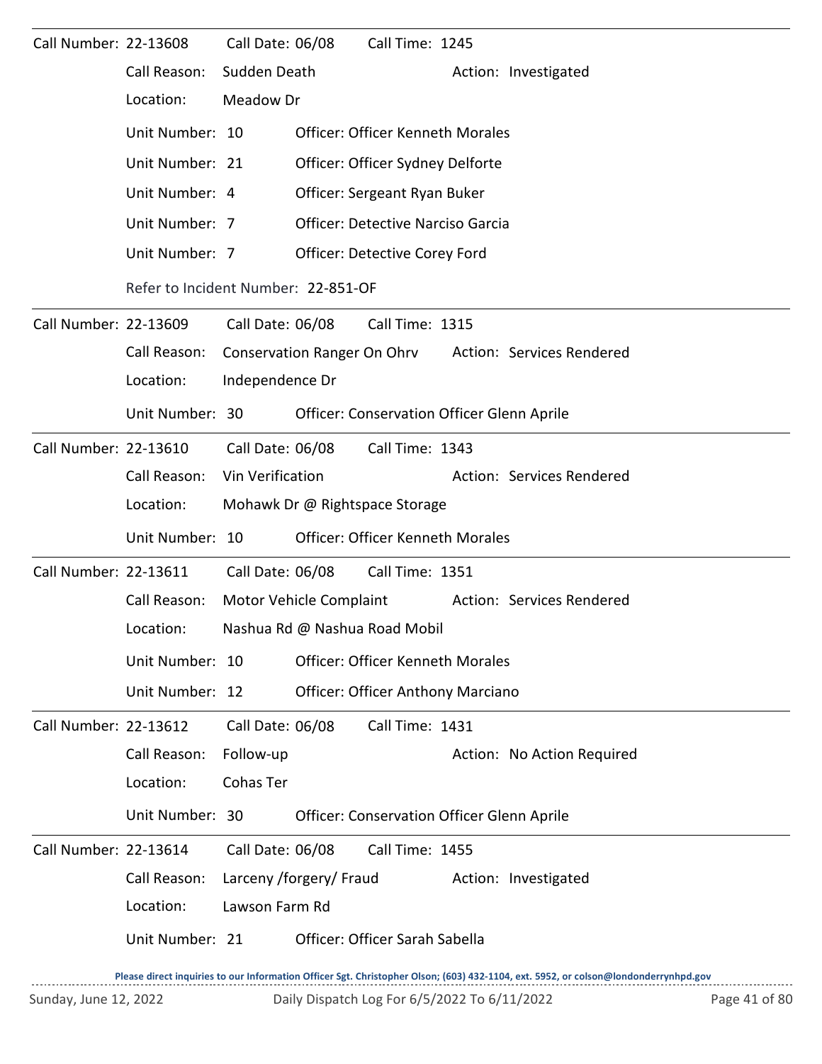Call Number: 22-13608 Call Date: 06/08 Call Time: 1245

Call Reason: Sudden Death Action: Investigated

Location: Meadow Dr

Unit Number: 10 Officer: Officer Kenneth Morales

Unit Number: 21 Officer: Officer Sydney Delforte

Unit Number: 4 Officer: Sergeant Ryan Buker

Unit Number: 7 Officer: Detective Narciso Garcia

Unit Number: 7 Officer: Detective Corey Ford

Refer to Incident Number: 22-851-OF

---

Call Number: 22-13609 Call Date: 06/08 Call Time: 1315

Call Reason: Conservation Ranger On Ohrv Action: Services Rendered

Location: Independence Dr

Unit Number: 30 Officer: Conservation Officer Glenn Aprile

---

Call Number: 22-13610 Call Date: 06/08 Call Time: 1343

Call Reason: Vin Verification Action: Services Rendered

Location: Mohawk Dr @ Rightspace Storage

Unit Number: 10 Officer: Officer Kenneth Morales

---

Call Number: 22-13611 Call Date: 06/08 Call Time: 1351

Call Reason: Motor Vehicle Complaint Action: Services Rendered

Location: Nashua Rd @ Nashua Road Mobil

Unit Number: 10 Officer: Officer Kenneth Morales

Unit Number: 12 Officer: Officer Anthony Marciano

---

Call Number: 22-13612 Call Date: 06/08 Call Time: 1431

Call Reason: Follow-up Action: No Action Required

Location: Cohas Ter

Unit Number: 30 Officer: Conservation Officer Glenn Aprile

---

Call Number: 22-13614 Call Date: 06/08 Call Time: 1455

Call Reason: Larceny /forgery/ Fraud Action: Investigated

Location: Lawson Farm Rd

Unit Number: 21 Officer: Officer Sarah Sabella

**Please direct inquiries to our Information Officer Sgt. Christopher Olson; (603) 432-1104, ext. 5952, or colson@londonderrynhpd.gov**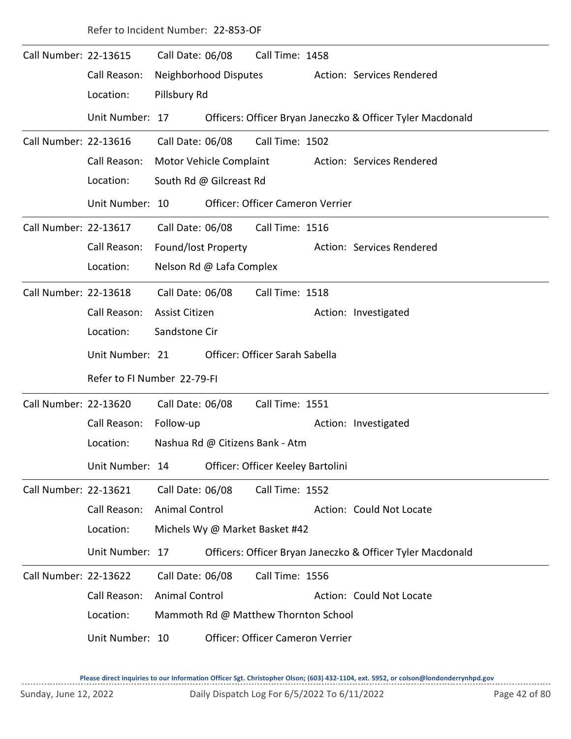Refer to Incident Number: 22-853-OF

---

Call Number: 22-13615 Call Date: 06/08 Call Time: 1458

Call Reason: Neighborhood Disputes Action: Services Rendered

Location: Pillsbury Rd

Unit Number: 17 Officers: Officer Bryan Janeczko & Officer Tyler Macdonald

---

Call Number: 22-13616 Call Date: 06/08 Call Time: 1502

Call Reason: Motor Vehicle Complaint Action: Services Rendered

Location: South Rd @ Gilcreast Rd

Unit Number: 10 Officer: Officer Cameron Verrier

---

Call Number: 22-13617 Call Date: 06/08 Call Time: 1516

Call Reason: Found/lost Property Action: Services Rendered

Location: Nelson Rd @ Lafa Complex

---

Call Number: 22-13618 Call Date: 06/08 Call Time: 1518

Call Reason: Assist Citizen Action: Investigated

Location: Sandstone Cir

Unit Number: 21 Officer: Officer Sarah Sabella

Refer to FI Number 22-79-FI

---

Call Number: 22-13620 Call Date: 06/08 Call Time: 1551

Call Reason: Follow-up Action: Investigated

Location: Nashua Rd @ Citizens Bank - Atm

Unit Number: 14 Officer: Officer Keeley Bartolini

---

Call Number: 22-13621 Call Date: 06/08 Call Time: 1552

Call Reason: Animal Control Action: Could Not Locate

Location: Michels Wy @ Market Basket #42

Unit Number: 17 Officers: Officer Bryan Janeczko & Officer Tyler Macdonald

---

Call Number: 22-13622 Call Date: 06/08 Call Time: 1556

Call Reason: Animal Control Action: Could Not Locate

Location: Mammoth Rd @ Matthew Thornton School

Unit Number: 10 Officer: Officer Cameron Verrier

**Please direct inquiries to our Information Officer Sgt. Christopher Olson; (603) 432-1104, ext. 5952, or colson@londonderrynhpd.gov**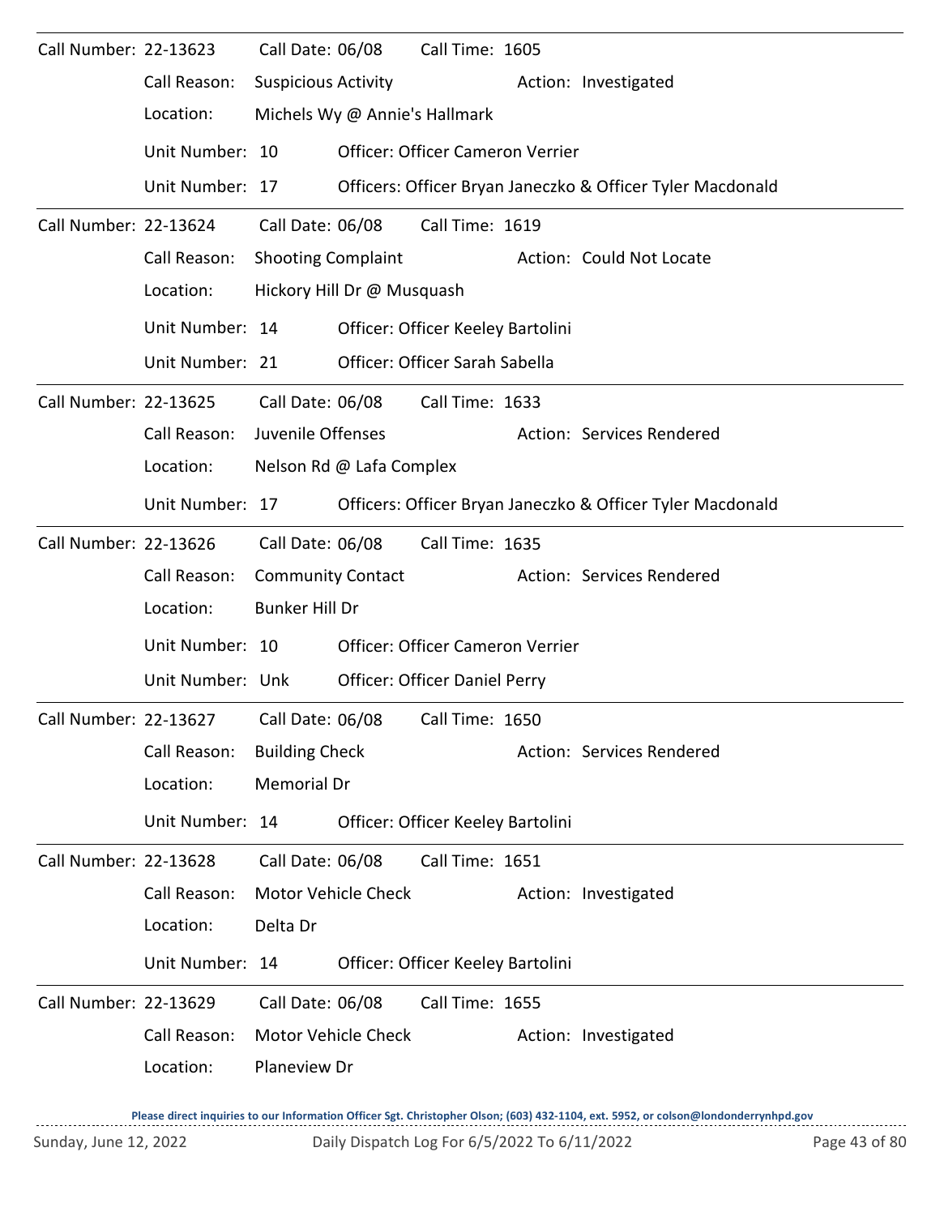Call Number: 22-13623 Call Date: 06/08 Call Time: 1605

Call Reason: Suspicious Activity Action: Investigated

Location: Michels Wy @ Annie's Hallmark

Unit Number: 10 Officer: Officer Cameron Verrier

Unit Number: 17 Officers: Officer Bryan Janeczko & Officer Tyler Macdonald

---

Call Number: 22-13624 Call Date: 06/08 Call Time: 1619

Call Reason: Shooting Complaint Action: Could Not Locate

Location: Hickory Hill Dr @ Musquash

Unit Number: 14 Officer: Officer Keeley Bartolini

Unit Number: 21 Officer: Officer Sarah Sabella

---

Call Number: 22-13625 Call Date: 06/08 Call Time: 1633

Call Reason: Juvenile Offenses Action: Services Rendered

Location: Nelson Rd @ Lafa Complex

Unit Number: 17 Officers: Officer Bryan Janeczko & Officer Tyler Macdonald

---

Call Number: 22-13626 Call Date: 06/08 Call Time: 1635

Call Reason: Community Contact Action: Services Rendered

Location: Bunker Hill Dr

Unit Number: 10 Officer: Officer Cameron Verrier

Unit Number: Unk Officer: Officer Daniel Perry

---

Call Number: 22-13627 Call Date: 06/08 Call Time: 1650

Call Reason: Building Check Action: Services Rendered

Location: Memorial Dr

Unit Number: 14 Officer: Officer Keeley Bartolini

---

Call Number: 22-13628 Call Date: 06/08 Call Time: 1651

Call Reason: Motor Vehicle Check Action: Investigated

Location: Delta Dr

Unit Number: 14 Officer: Officer Keeley Bartolini

---

Call Number: 22-13629 Call Date: 06/08 Call Time: 1655

Call Reason: Motor Vehicle Check Action: Investigated

Location: Planeview Dr

Please direct inquiries to our Information Officer Sgt. Christopher Olson; (603) 432-1104, ext. 5952, or colson@londonderrynhpd.gov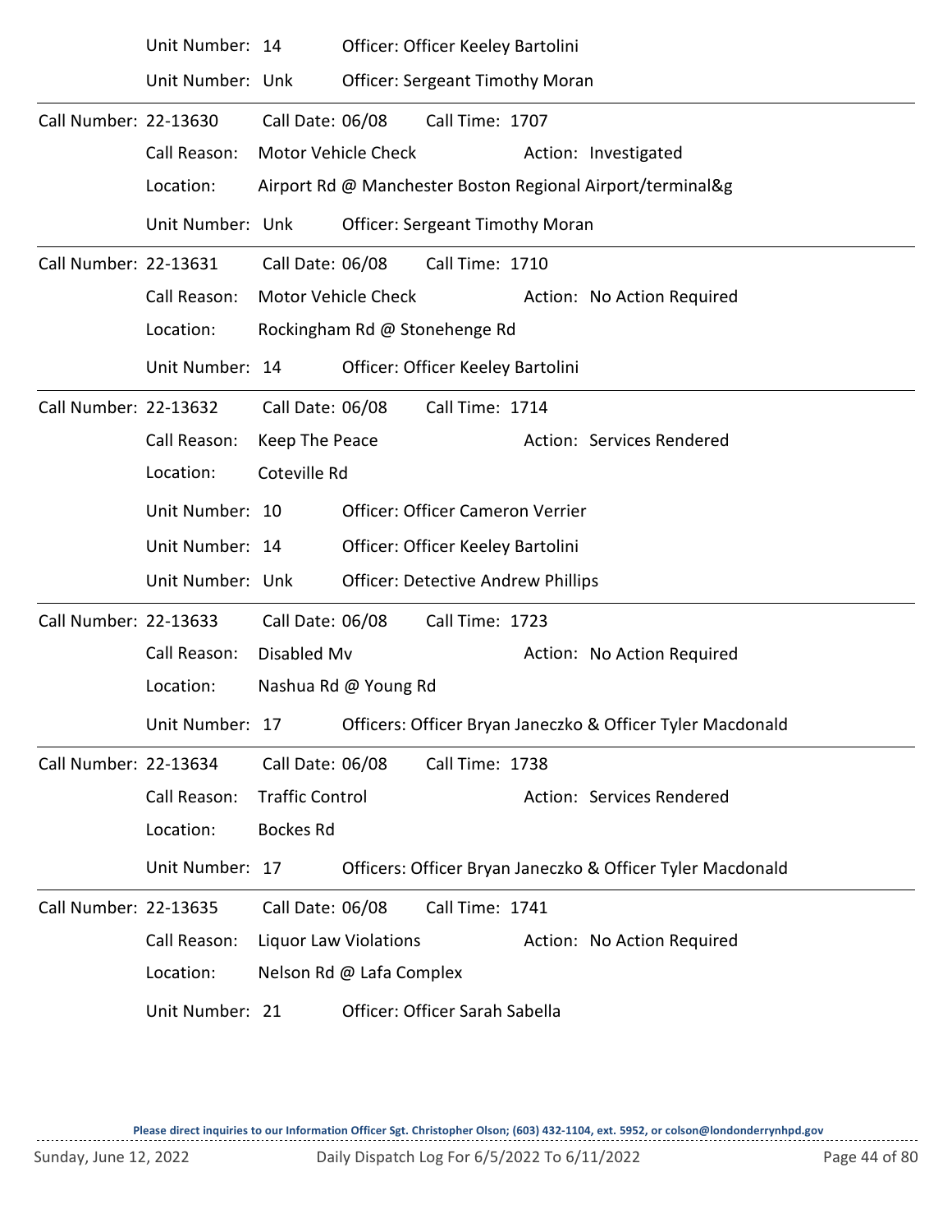Unit Number: 14 Officer: Officer Keeley Bartolini

Unit Number: Unk Officer: Sergeant Timothy Moran

---

Call Number: 22-13630 Call Date: 06/08 Call Time: 1707

Call Reason: Motor Vehicle Check Action: Investigated

Location: Airport Rd @ Manchester Boston Regional Airport/terminal&g

Unit Number: Unk Officer: Sergeant Timothy Moran

---

Call Number: 22-13631 Call Date: 06/08 Call Time: 1710

Call Reason: Motor Vehicle Check Action: No Action Required

Location: Rockingham Rd @ Stonehenge Rd

Unit Number: 14 Officer: Officer Keeley Bartolini

---

Call Number: 22-13632 Call Date: 06/08 Call Time: 1714

Call Reason: Keep The Peace Action: Services Rendered

Location: Coteville Rd

Unit Number: 10 Officer: Officer Cameron Verrier

Unit Number: 14 Officer: Officer Keeley Bartolini

Unit Number: Unk Officer: Detective Andrew Phillips

---

Call Number: 22-13633 Call Date: 06/08 Call Time: 1723

Call Reason: Disabled Mv Action: No Action Required

Location: Nashua Rd @ Young Rd

Unit Number: 17 Officers: Officer Bryan Janeczko & Officer Tyler Macdonald

---

Call Number: 22-13634 Call Date: 06/08 Call Time: 1738

Call Reason: Traffic Control Action: Services Rendered

Location: Bockes Rd

Unit Number: 17 Officers: Officer Bryan Janeczko & Officer Tyler Macdonald

---

Call Number: 22-13635 Call Date: 06/08 Call Time: 1741

Call Reason: Liquor Law Violations Action: No Action Required

Location: Nelson Rd @ Lafa Complex

Unit Number: 21 Officer: Officer Sarah Sabella

Please direct inquiries to our Information Officer Sgt. Christopher Olson; (603) 432-1104, ext. 5952, or colson@londonderrynhpd.gov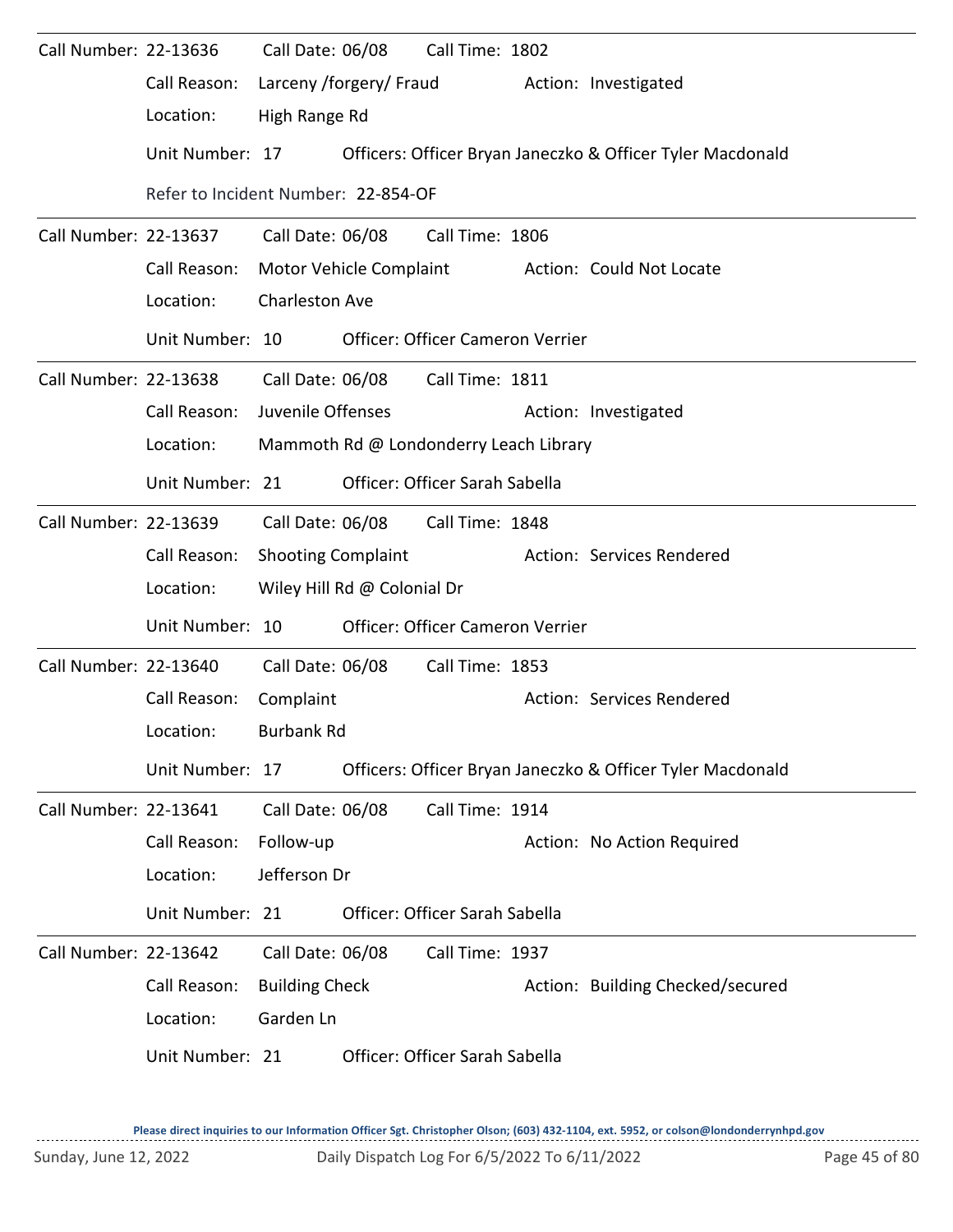Call Number: 22-13636 Call Date: 06/08 Call Time: 1802

Call Reason: Larceny /forgery/ Fraud Action: Investigated

Location: High Range Rd

Unit Number: 17 Officers: Officer Bryan Janeczko & Officer Tyler Macdonald

Refer to Incident Number: 22-854-OF

---

Call Number: 22-13637 Call Date: 06/08 Call Time: 1806

Call Reason: Motor Vehicle Complaint Action: Could Not Locate

Location: Charleston Ave

Unit Number: 10 Officer: Officer Cameron Verrier

---

Call Number: 22-13638 Call Date: 06/08 Call Time: 1811

Call Reason: Juvenile Offenses Action: Investigated

Location: Mammoth Rd @ Londonderry Leach Library

Unit Number: 21 Officer: Officer Sarah Sabella

---

Call Number: 22-13639 Call Date: 06/08 Call Time: 1848

Call Reason: Shooting Complaint Action: Services Rendered

Location: Wiley Hill Rd @ Colonial Dr

Unit Number: 10 Officer: Officer Cameron Verrier

---

Call Number: 22-13640 Call Date: 06/08 Call Time: 1853

Call Reason: Complaint Action: Services Rendered

Location: Burbank Rd

Unit Number: 17 Officers: Officer Bryan Janeczko & Officer Tyler Macdonald

---

Call Number: 22-13641 Call Date: 06/08 Call Time: 1914

Call Reason: Follow-up Action: No Action Required

Location: Jefferson Dr

Unit Number: 21 Officer: Officer Sarah Sabella

---

Call Number: 22-13642 Call Date: 06/08 Call Time: 1937

Call Reason: Building Check Action: Building Checked/secured

Location: Garden Ln

Unit Number: 21 Officer: Officer Sarah Sabella

**Please direct inquiries to our Information Officer Sgt. Christopher Olson; (603) 432-1104, ext. 5952, or colson@londonderrynhpd.gov**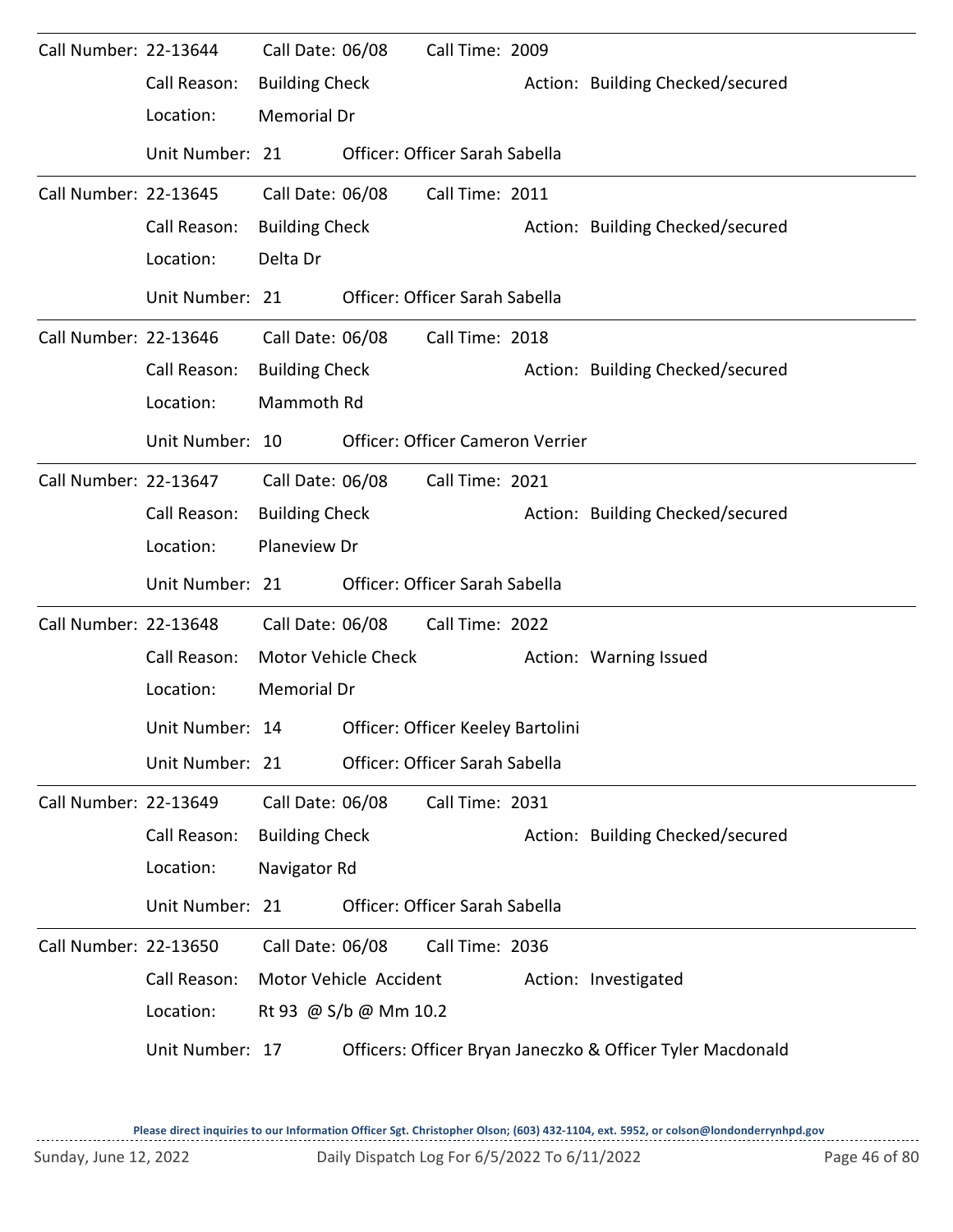Call Number: 22-13644 Call Date: 06/08 Call Time: 2009

Call Reason: Building Check Action: Building Checked/secured

Location: Memorial Dr

Unit Number: 21 Officer: Officer Sarah Sabella

---

Call Number: 22-13645 Call Date: 06/08 Call Time: 2011

Call Reason: Building Check Action: Building Checked/secured

Location: Delta Dr

Unit Number: 21 Officer: Officer Sarah Sabella

---

Call Number: 22-13646 Call Date: 06/08 Call Time: 2018

Call Reason: Building Check Action: Building Checked/secured

Location: Mammoth Rd

Unit Number: 10 Officer: Officer Cameron Verrier

---

Call Number: 22-13647 Call Date: 06/08 Call Time: 2021

Call Reason: Building Check Action: Building Checked/secured

Location: Planeview Dr

Unit Number: 21 Officer: Officer Sarah Sabella

---

Call Number: 22-13648 Call Date: 06/08 Call Time: 2022

Call Reason: Motor Vehicle Check Action: Warning Issued

Location: Memorial Dr

Unit Number: 14 Officer: Officer Keeley Bartolini

Unit Number: 21 Officer: Officer Sarah Sabella

---

Call Number: 22-13649 Call Date: 06/08 Call Time: 2031

Call Reason: Building Check Action: Building Checked/secured

Location: Navigator Rd

Unit Number: 21 Officer: Officer Sarah Sabella

---

Call Number: 22-13650 Call Date: 06/08 Call Time: 2036

Call Reason: Motor Vehicle Accident Action: Investigated

Location: Rt 93 @ S/b @ Mm 10.2

Unit Number: 17 Officers: Officer Bryan Janeczko & Officer Tyler Macdonald

Please direct inquiries to our Information Officer Sgt. Christopher Olson; (603) 432-1104, ext. 5952, or colson@londonderrynhpd.gov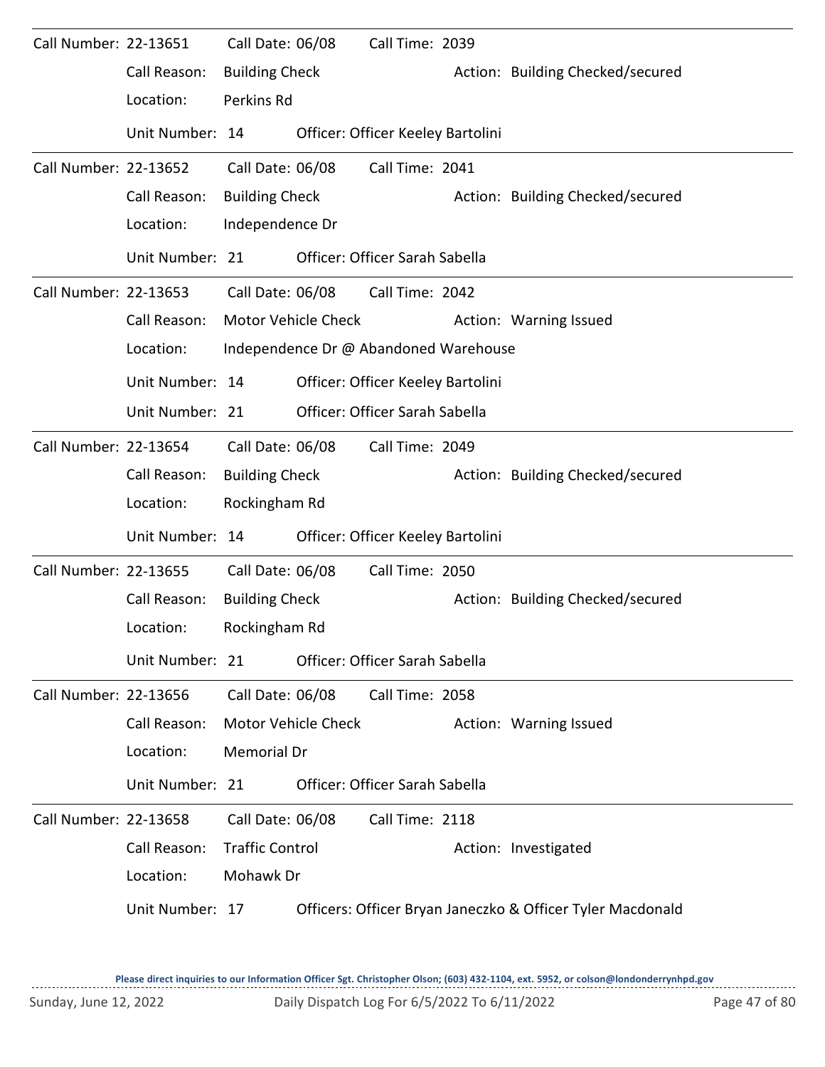Call Number: 22-13651 Call Date: 06/08 Call Time: 2039

Call Reason: Building Check Action: Building Checked/secured

Location: Perkins Rd

Unit Number: 14 Officer: Officer Keeley Bartolini

---

Call Number: 22-13652 Call Date: 06/08 Call Time: 2041

Call Reason: Building Check Action: Building Checked/secured

Location: Independence Dr

Unit Number: 21 Officer: Officer Sarah Sabella

---

Call Number: 22-13653 Call Date: 06/08 Call Time: 2042

Call Reason: Motor Vehicle Check Action: Warning Issued

Location: Independence Dr @ Abandoned Warehouse

Unit Number: 14 Officer: Officer Keeley Bartolini

Unit Number: 21 Officer: Officer Sarah Sabella

---

Call Number: 22-13654 Call Date: 06/08 Call Time: 2049

Call Reason: Building Check Action: Building Checked/secured

Location: Rockingham Rd

Unit Number: 14 Officer: Officer Keeley Bartolini

---

Call Number: 22-13655 Call Date: 06/08 Call Time: 2050

Call Reason: Building Check Action: Building Checked/secured

Location: Rockingham Rd

Unit Number: 21 Officer: Officer Sarah Sabella

---

Call Number: 22-13656 Call Date: 06/08 Call Time: 2058

Call Reason: Motor Vehicle Check Action: Warning Issued

Location: Memorial Dr

Unit Number: 21 Officer: Officer Sarah Sabella

---

Call Number: 22-13658 Call Date: 06/08 Call Time: 2118

Call Reason: Traffic Control Action: Investigated

Location: Mohawk Dr

Unit Number: 17 Officers: Officer Bryan Janeczko & Officer Tyler Macdonald

---

**Please direct inquiries to our Information Officer Sgt. Christopher Olson; (603) 432-1104, ext. 5952, or colson@londonderrynhpd.gov**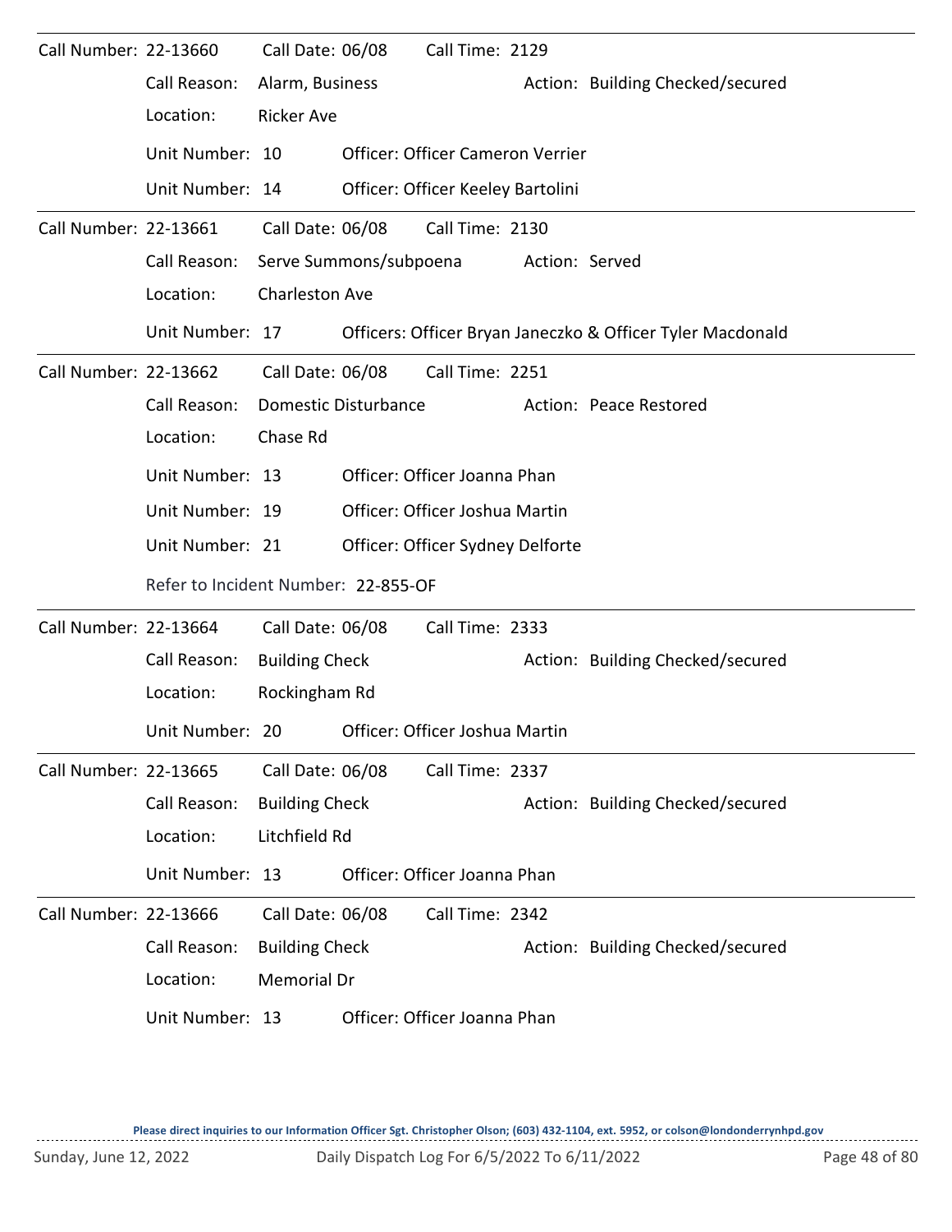Call Number: 22-13660 Call Date: 06/08 Call Time: 2129

Call Reason: Alarm, Business Action: Building Checked/secured

Location: Ricker Ave

Unit Number: 10 Officer: Officer Cameron Verrier

Unit Number: 14 Officer: Officer Keeley Bartolini

---

Call Number: 22-13661 Call Date: 06/08 Call Time: 2130

Call Reason: Serve Summons/subpoena Action: Served

Location: Charleston Ave

Unit Number: 17 Officers: Officer Bryan Janeczko & Officer Tyler Macdonald

---

Call Number: 22-13662 Call Date: 06/08 Call Time: 2251

Call Reason: Domestic Disturbance Action: Peace Restored

Location: Chase Rd

Unit Number: 13 Officer: Officer Joanna Phan

Unit Number: 19 Officer: Officer Joshua Martin

Unit Number: 21 Officer: Officer Sydney Delforte

Refer to Incident Number: 22-855-OF

---

Call Number: 22-13664 Call Date: 06/08 Call Time: 2333

Call Reason: Building Check Action: Building Checked/secured

Location: Rockingham Rd

Unit Number: 20 Officer: Officer Joshua Martin

---

Call Number: 22-13665 Call Date: 06/08 Call Time: 2337

Call Reason: Building Check Action: Building Checked/secured

Location: Litchfield Rd

Unit Number: 13 Officer: Officer Joanna Phan

---

Call Number: 22-13666 Call Date: 06/08 Call Time: 2342

Call Reason: Building Check Action: Building Checked/secured

Location: Memorial Dr

Unit Number: 13 Officer: Officer Joanna Phan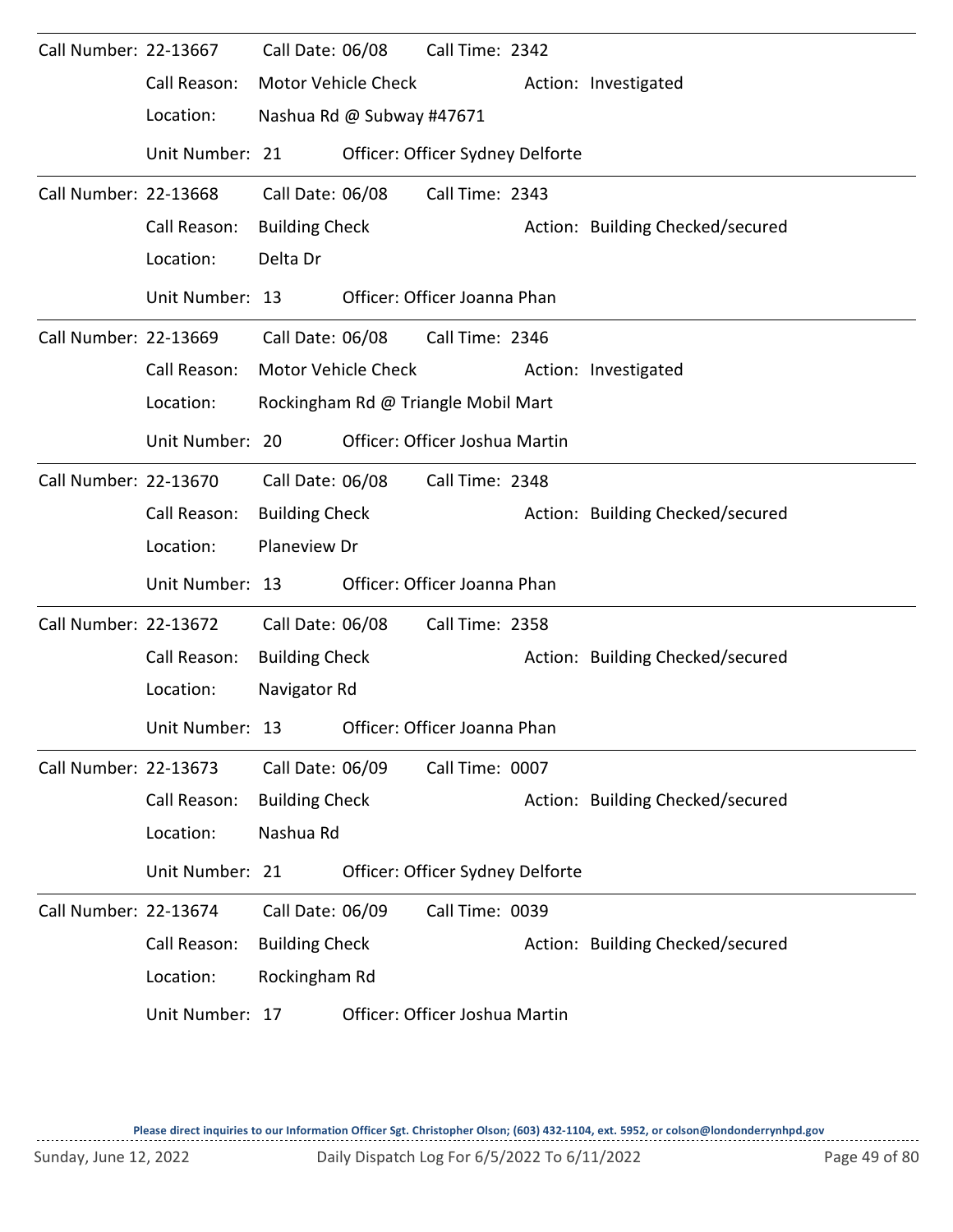Call Number: 22-13667 Call Date: 06/08 Call Time: 2342

Call Reason: Motor Vehicle Check Action: Investigated

Location: Nashua Rd @ Subway #47671

Unit Number: 21 Officer: Officer Sydney Delforte

---

Call Number: 22-13668 Call Date: 06/08 Call Time: 2343

Call Reason: Building Check Action: Building Checked/secured

Location: Delta Dr

Unit Number: 13 Officer: Officer Joanna Phan

---

Call Number: 22-13669 Call Date: 06/08 Call Time: 2346

Call Reason: Motor Vehicle Check Action: Investigated

Location: Rockingham Rd @ Triangle Mobil Mart

Unit Number: 20 Officer: Officer Joshua Martin

---

Call Number: 22-13670 Call Date: 06/08 Call Time: 2348

Call Reason: Building Check Action: Building Checked/secured

Location: Planeview Dr

Unit Number: 13 Officer: Officer Joanna Phan

---

Call Number: 22-13672 Call Date: 06/08 Call Time: 2358

Call Reason: Building Check Action: Building Checked/secured

Location: Navigator Rd

Unit Number: 13 Officer: Officer Joanna Phan

---

Call Number: 22-13673 Call Date: 06/09 Call Time: 0007

Call Reason: Building Check Action: Building Checked/secured

Location: Nashua Rd

Unit Number: 21 Officer: Officer Sydney Delforte

---

Call Number: 22-13674 Call Date: 06/09 Call Time: 0039

Call Reason: Building Check Action: Building Checked/secured

Location: Rockingham Rd

Unit Number: 17 Officer: Officer Joshua Martin

Please direct inquiries to our Information Officer Sgt. Christopher Olson; (603) 432-1104, ext. 5952, or colson@londonderrynhpd.gov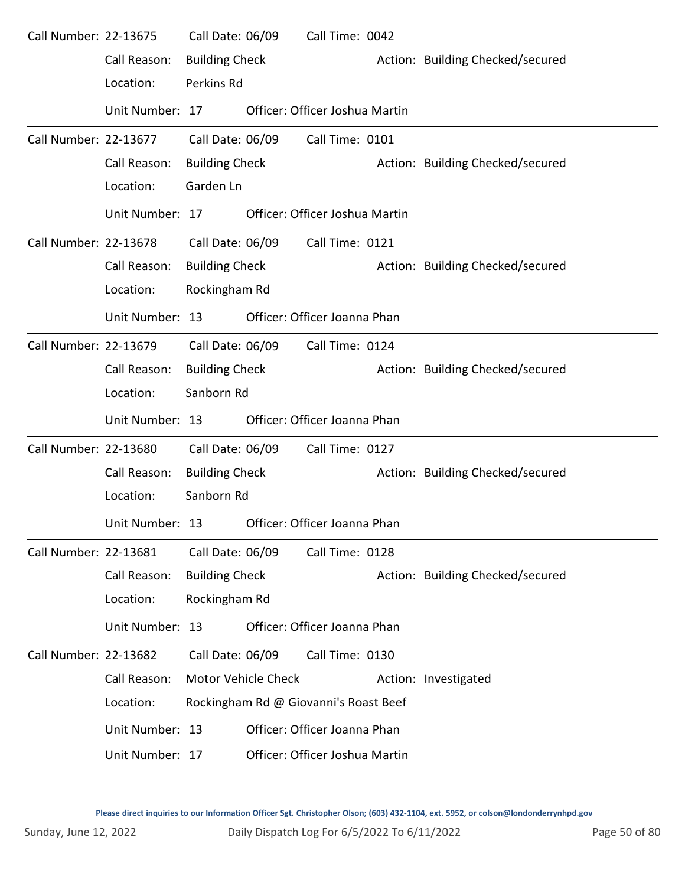Call Number: 22-13675 Call Date: 06/09 Call Time: 0042

Call Reason: Building Check Action: Building Checked/secured

Location: Perkins Rd

Unit Number: 17 Officer: Officer Joshua Martin

---

Call Number: 22-13677 Call Date: 06/09 Call Time: 0101

Call Reason: Building Check Action: Building Checked/secured

Location: Garden Ln

Unit Number: 17 Officer: Officer Joshua Martin

---

Call Number: 22-13678 Call Date: 06/09 Call Time: 0121

Call Reason: Building Check Action: Building Checked/secured

Location: Rockingham Rd

Unit Number: 13 Officer: Officer Joanna Phan

---

Call Number: 22-13679 Call Date: 06/09 Call Time: 0124

Call Reason: Building Check Action: Building Checked/secured

Location: Sanborn Rd

Unit Number: 13 Officer: Officer Joanna Phan

---

Call Number: 22-13680 Call Date: 06/09 Call Time: 0127

Call Reason: Building Check Action: Building Checked/secured

Location: Sanborn Rd

Unit Number: 13 Officer: Officer Joanna Phan

---

Call Number: 22-13681 Call Date: 06/09 Call Time: 0128

Call Reason: Building Check Action: Building Checked/secured

Location: Rockingham Rd

Unit Number: 13 Officer: Officer Joanna Phan

---

Call Number: 22-13682 Call Date: 06/09 Call Time: 0130

Call Reason: Motor Vehicle Check Action: Investigated

Location: Rockingham Rd @ Giovanni's Roast Beef

Unit Number: 13 Officer: Officer Joanna Phan

Unit Number: 17 Officer: Officer Joshua Martin

**Please direct inquiries to our Information Officer Sgt. Christopher Olson; (603) 432-1104, ext. 5952, or colson@londonderrynhpd.gov**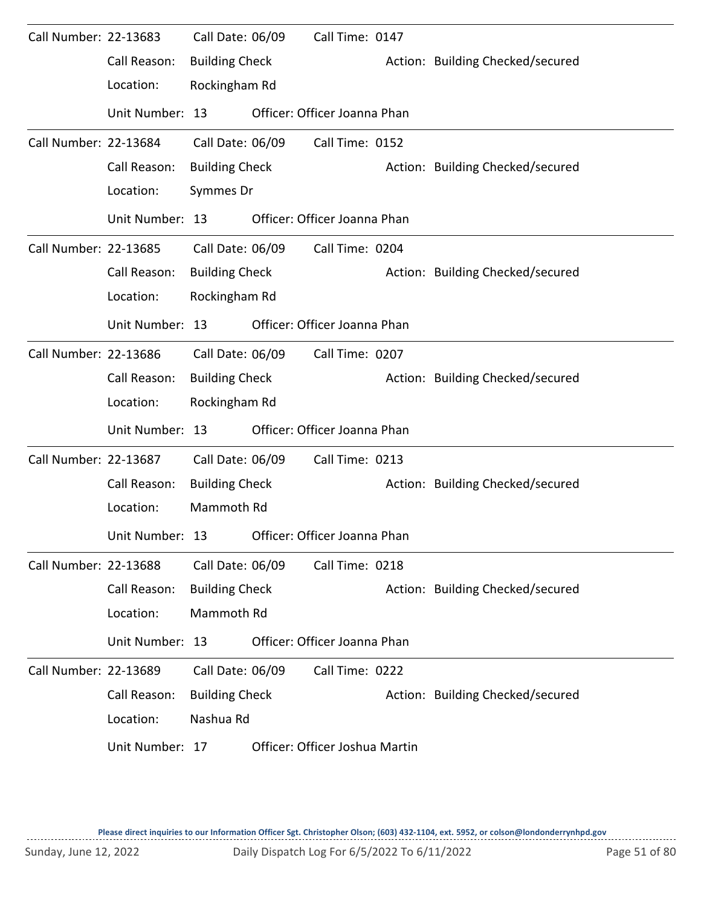Call Number: 22-13683 Call Date: 06/09 Call Time: 0147
Call Reason: Building Check Action: Building Checked/secured
Location: Rockingham Rd
Unit Number: 13 Officer: Officer Joanna Phan

---

Call Number: 22-13684 Call Date: 06/09 Call Time: 0152
Call Reason: Building Check Action: Building Checked/secured
Location: Symmes Dr
Unit Number: 13 Officer: Officer Joanna Phan

---

Call Number: 22-13685 Call Date: 06/09 Call Time: 0204
Call Reason: Building Check Action: Building Checked/secured
Location: Rockingham Rd
Unit Number: 13 Officer: Officer Joanna Phan

---

Call Number: 22-13686 Call Date: 06/09 Call Time: 0207
Call Reason: Building Check Action: Building Checked/secured
Location: Rockingham Rd
Unit Number: 13 Officer: Officer Joanna Phan

---

Call Number: 22-13687 Call Date: 06/09 Call Time: 0213
Call Reason: Building Check Action: Building Checked/secured
Location: Mammoth Rd
Unit Number: 13 Officer: Officer Joanna Phan

---

Call Number: 22-13688 Call Date: 06/09 Call Time: 0218
Call Reason: Building Check Action: Building Checked/secured
Location: Mammoth Rd
Unit Number: 13 Officer: Officer Joanna Phan

---

Call Number: 22-13689 Call Date: 06/09 Call Time: 0222
Call Reason: Building Check Action: Building Checked/secured
Location: Nashua Rd
Unit Number: 17 Officer: Officer Joshua Martin

**Please direct inquiries to our Information Officer Sgt. Christopher Olson; (603) 432-1104, ext. 5952, or colson@londonderrynhpd.gov**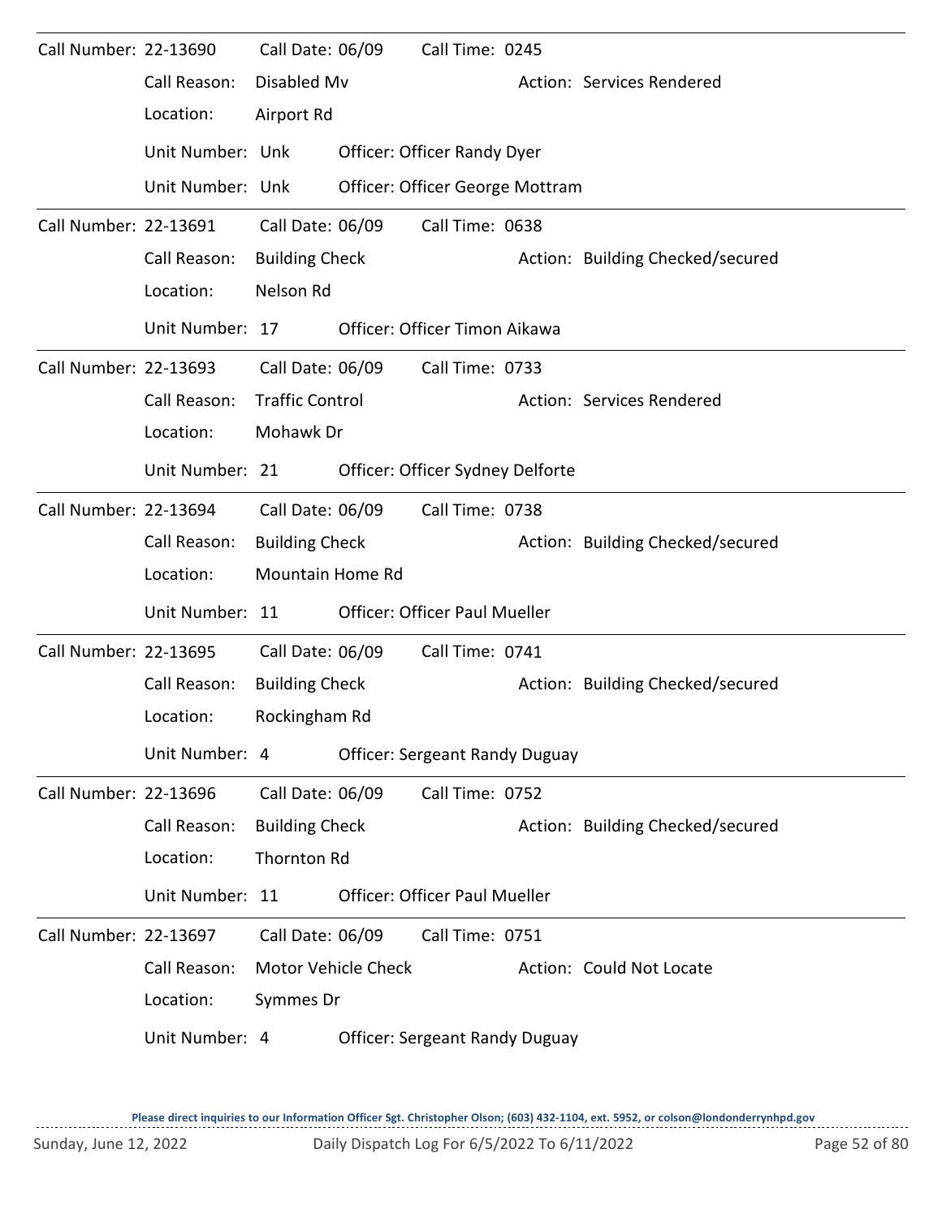Call Number: 22-13690 Call Date: 06/09 Call Time: 0245

Call Reason: Disabled Mv Action: Services Rendered

Location: Airport Rd

Unit Number: Unk Officer: Officer Randy Dyer

Unit Number: Unk Officer: Officer George Mottram

---

Call Number: 22-13691 Call Date: 06/09 Call Time: 0638

Call Reason: Building Check Action: Building Checked/secured

Location: Nelson Rd

Unit Number: 17 Officer: Officer Timon Aikawa

---

Call Number: 22-13693 Call Date: 06/09 Call Time: 0733

Call Reason: Traffic Control Action: Services Rendered

Location: Mohawk Dr

Unit Number: 21 Officer: Officer Sydney Delforte

---

Call Number: 22-13694 Call Date: 06/09 Call Time: 0738

Call Reason: Building Check Action: Building Checked/secured

Location: Mountain Home Rd

Unit Number: 11 Officer: Officer Paul Mueller

---

Call Number: 22-13695 Call Date: 06/09 Call Time: 0741

Call Reason: Building Check Action: Building Checked/secured

Location: Rockingham Rd

Unit Number: 4 Officer: Sergeant Randy Duguay

---

Call Number: 22-13696 Call Date: 06/09 Call Time: 0752

Call Reason: Building Check Action: Building Checked/secured

Location: Thornton Rd

Unit Number: 11 Officer: Officer Paul Mueller

---

Call Number: 22-13697 Call Date: 06/09 Call Time: 0751

Call Reason: Motor Vehicle Check Action: Could Not Locate

Location: Symmes Dr

Unit Number: 4 Officer: Sergeant Randy Duguay

**Please direct inquiries to our Information Officer Sgt. Christopher Olson; (603) 432-1104, ext. 5952, or colson@londonderrynhpd.gov**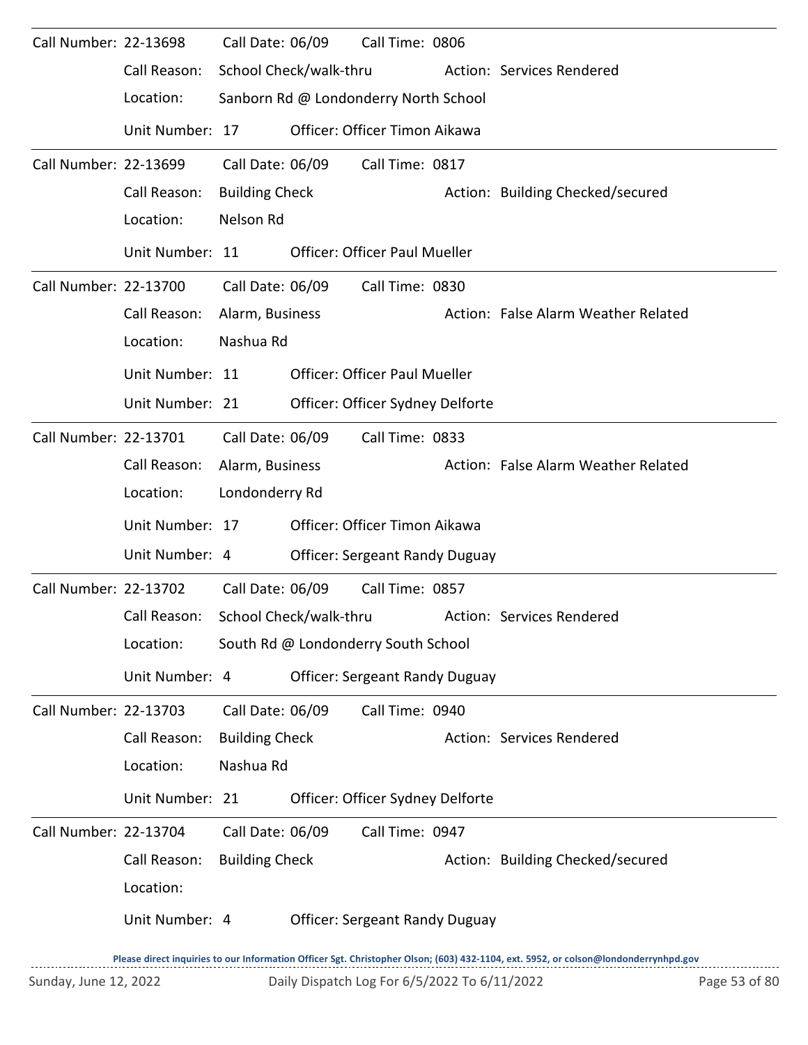Call Number: 22-13698 Call Date: 06/09 Call Time: 0806

Call Reason: School Check/walk-thru Action: Services Rendered

Location: Sanborn Rd @ Londonderry North School

Unit Number: 17 Officer: Officer Timon Aikawa

---

Call Number: 22-13699 Call Date: 06/09 Call Time: 0817

Call Reason: Building Check Action: Building Checked/secured

Location: Nelson Rd

Unit Number: 11 Officer: Officer Paul Mueller

---

Call Number: 22-13700 Call Date: 06/09 Call Time: 0830

Call Reason: Alarm, Business Action: False Alarm Weather Related

Location: Nashua Rd

Unit Number: 11 Officer: Officer Paul Mueller

Unit Number: 21 Officer: Officer Sydney Delforte

---

Call Number: 22-13701 Call Date: 06/09 Call Time: 0833

Call Reason: Alarm, Business Action: False Alarm Weather Related

Location: Londonderry Rd

Unit Number: 17 Officer: Officer Timon Aikawa

Unit Number: 4 Officer: Sergeant Randy Duguay

---

Call Number: 22-13702 Call Date: 06/09 Call Time: 0857

Call Reason: School Check/walk-thru Action: Services Rendered

Location: South Rd @ Londonderry South School

Unit Number: 4 Officer: Sergeant Randy Duguay

---

Call Number: 22-13703 Call Date: 06/09 Call Time: 0940

Call Reason: Building Check Action: Services Rendered

Location: Nashua Rd

Unit Number: 21 Officer: Officer Sydney Delforte

---

Call Number: 22-13704 Call Date: 06/09 Call Time: 0947

Call Reason: Building Check Action: Building Checked/secured

Location:

Unit Number: 4 Officer: Sergeant Randy Duguay

Please direct inquiries to our Information Officer Sgt. Christopher Olson; (603) 432-1104, ext. 5952, or colson@londonderrynhpd.gov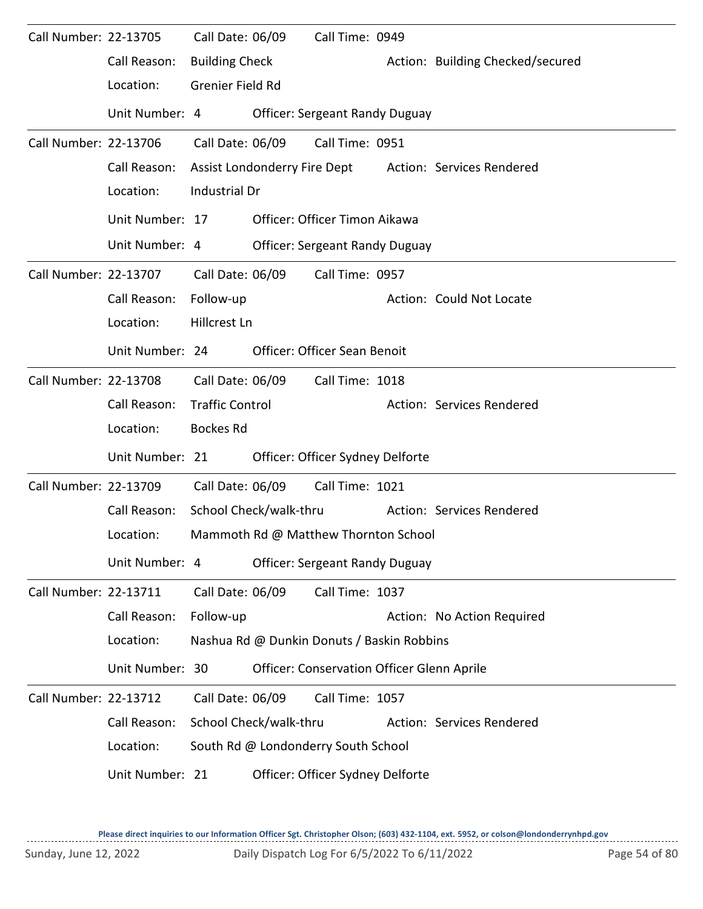Call Number: 22-13705 Call Date: 06/09 Call Time: 0949

Call Reason: Building Check Action: Building Checked/secured

Location: Grenier Field Rd

Unit Number: 4 Officer: Sergeant Randy Duguay

---

Call Number: 22-13706 Call Date: 06/09 Call Time: 0951

Call Reason: Assist Londonderry Fire Dept Action: Services Rendered

Location: Industrial Dr

Unit Number: 17 Officer: Officer Timon Aikawa

Unit Number: 4 Officer: Sergeant Randy Duguay

---

Call Number: 22-13707 Call Date: 06/09 Call Time: 0957

Call Reason: Follow-up Action: Could Not Locate

Location: Hillcrest Ln

Unit Number: 24 Officer: Officer Sean Benoit

---

Call Number: 22-13708 Call Date: 06/09 Call Time: 1018

Call Reason: Traffic Control Action: Services Rendered

Location: Bockes Rd

Unit Number: 21 Officer: Officer Sydney Delforte

---

Call Number: 22-13709 Call Date: 06/09 Call Time: 1021

Call Reason: School Check/walk-thru Action: Services Rendered

Location: Mammoth Rd @ Matthew Thornton School

Unit Number: 4 Officer: Sergeant Randy Duguay

---

Call Number: 22-13711 Call Date: 06/09 Call Time: 1037

Call Reason: Follow-up Action: No Action Required

Location: Nashua Rd @ Dunkin Donuts / Baskin Robbins

Unit Number: 30 Officer: Conservation Officer Glenn Aprile

---

Call Number: 22-13712 Call Date: 06/09 Call Time: 1057

Call Reason: School Check/walk-thru Action: Services Rendered

Location: South Rd @ Londonderry South School

Unit Number: 21 Officer: Officer Sydney Delforte

Please direct inquiries to our Information Officer Sgt. Christopher Olson; (603) 432-1104, ext. 5952, or colson@londonderrynhpd.gov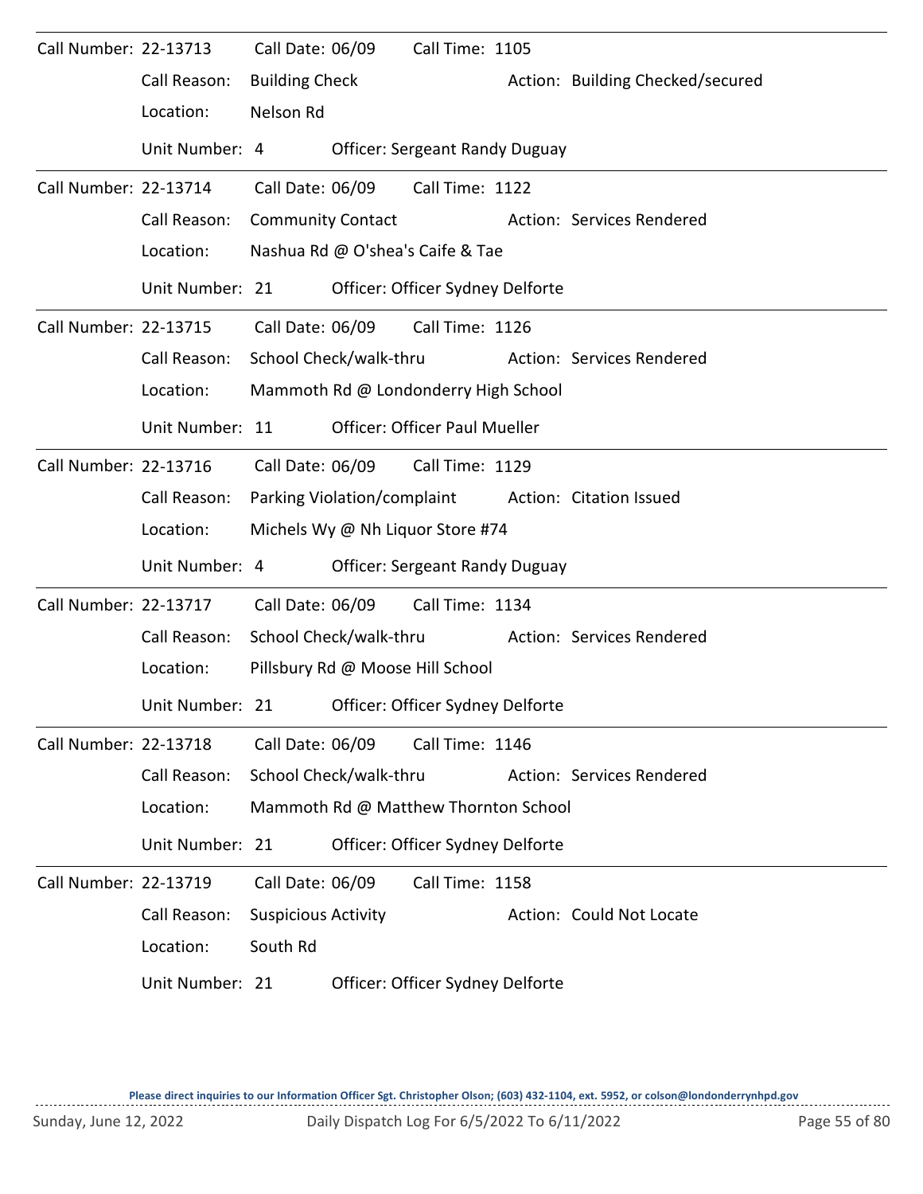Call Number: 22-13713 Call Date: 06/09 Call Time: 1105
Call Reason: Building Check Action: Building Checked/secured
Location: Nelson Rd
Unit Number: 4 Officer: Sergeant Randy Duguay

---

Call Number: 22-13714 Call Date: 06/09 Call Time: 1122
Call Reason: Community Contact Action: Services Rendered
Location: Nashua Rd @ O'shea's Caife & Tae
Unit Number: 21 Officer: Officer Sydney Delforte

---

Call Number: 22-13715 Call Date: 06/09 Call Time: 1126
Call Reason: School Check/walk-thru Action: Services Rendered
Location: Mammoth Rd @ Londonderry High School
Unit Number: 11 Officer: Officer Paul Mueller

---

Call Number: 22-13716 Call Date: 06/09 Call Time: 1129
Call Reason: Parking Violation/complaint Action: Citation Issued
Location: Michels Wy @ Nh Liquor Store #74
Unit Number: 4 Officer: Sergeant Randy Duguay

---

Call Number: 22-13717 Call Date: 06/09 Call Time: 1134
Call Reason: School Check/walk-thru Action: Services Rendered
Location: Pillsbury Rd @ Moose Hill School
Unit Number: 21 Officer: Officer Sydney Delforte

---

Call Number: 22-13718 Call Date: 06/09 Call Time: 1146
Call Reason: School Check/walk-thru Action: Services Rendered
Location: Mammoth Rd @ Matthew Thornton School
Unit Number: 21 Officer: Officer Sydney Delforte

---

Call Number: 22-13719 Call Date: 06/09 Call Time: 1158
Call Reason: Suspicious Activity Action: Could Not Locate
Location: South Rd
Unit Number: 21 Officer: Officer Sydney Delforte

Please direct inquiries to our Information Officer Sgt. Christopher Olson; (603) 432-1104, ext. 5952, or colson@londonderrynhpd.gov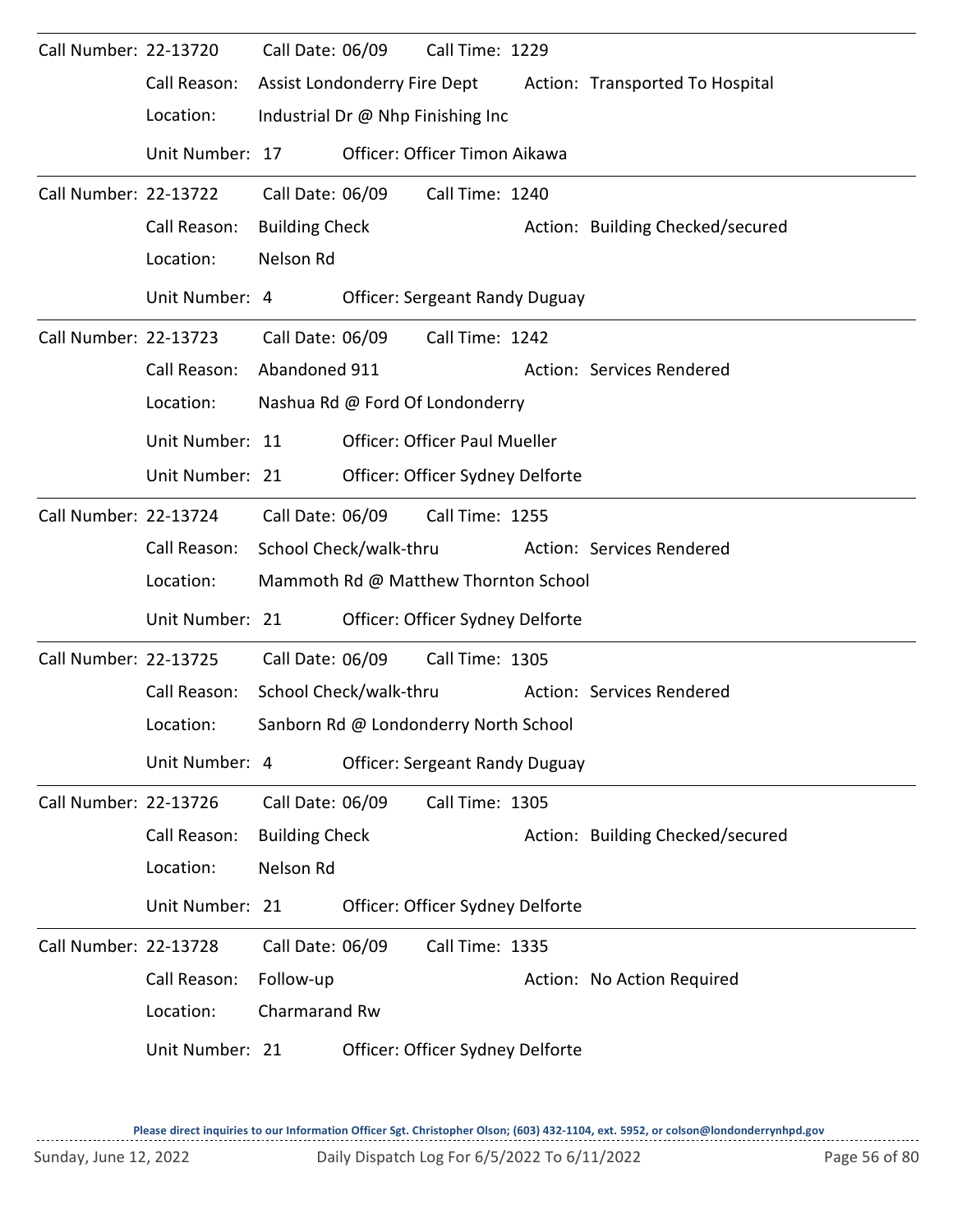Call Number: 22-13720 Call Date: 06/09 Call Time: 1229

Call Reason: Assist Londonderry Fire Dept Action: Transported To Hospital

Location: Industrial Dr @ Nhp Finishing Inc

Unit Number: 17 Officer: Officer Timon Aikawa

---

Call Number: 22-13722 Call Date: 06/09 Call Time: 1240

Call Reason: Building Check Action: Building Checked/secured

Location: Nelson Rd

Unit Number: 4 Officer: Sergeant Randy Duguay

---

Call Number: 22-13723 Call Date: 06/09 Call Time: 1242

Call Reason: Abandoned 911 Action: Services Rendered

Location: Nashua Rd @ Ford Of Londonderry

Unit Number: 11 Officer: Officer Paul Mueller

Unit Number: 21 Officer: Officer Sydney Delforte

---

Call Number: 22-13724 Call Date: 06/09 Call Time: 1255

Call Reason: School Check/walk-thru Action: Services Rendered

Location: Mammoth Rd @ Matthew Thornton School

Unit Number: 21 Officer: Officer Sydney Delforte

---

Call Number: 22-13725 Call Date: 06/09 Call Time: 1305

Call Reason: School Check/walk-thru Action: Services Rendered

Location: Sanborn Rd @ Londonderry North School

Unit Number: 4 Officer: Sergeant Randy Duguay

---

Call Number: 22-13726 Call Date: 06/09 Call Time: 1305

Call Reason: Building Check Action: Building Checked/secured

Location: Nelson Rd

Unit Number: 21 Officer: Officer Sydney Delforte

---

Call Number: 22-13728 Call Date: 06/09 Call Time: 1335

Call Reason: Follow-up Action: No Action Required

Location: Charmarand Rw

Unit Number: 21 Officer: Officer Sydney Delforte

**Please direct inquiries to our Information Officer Sgt. Christopher Olson; (603) 432-1104, ext. 5952, or colson@londonderrynhpd.gov**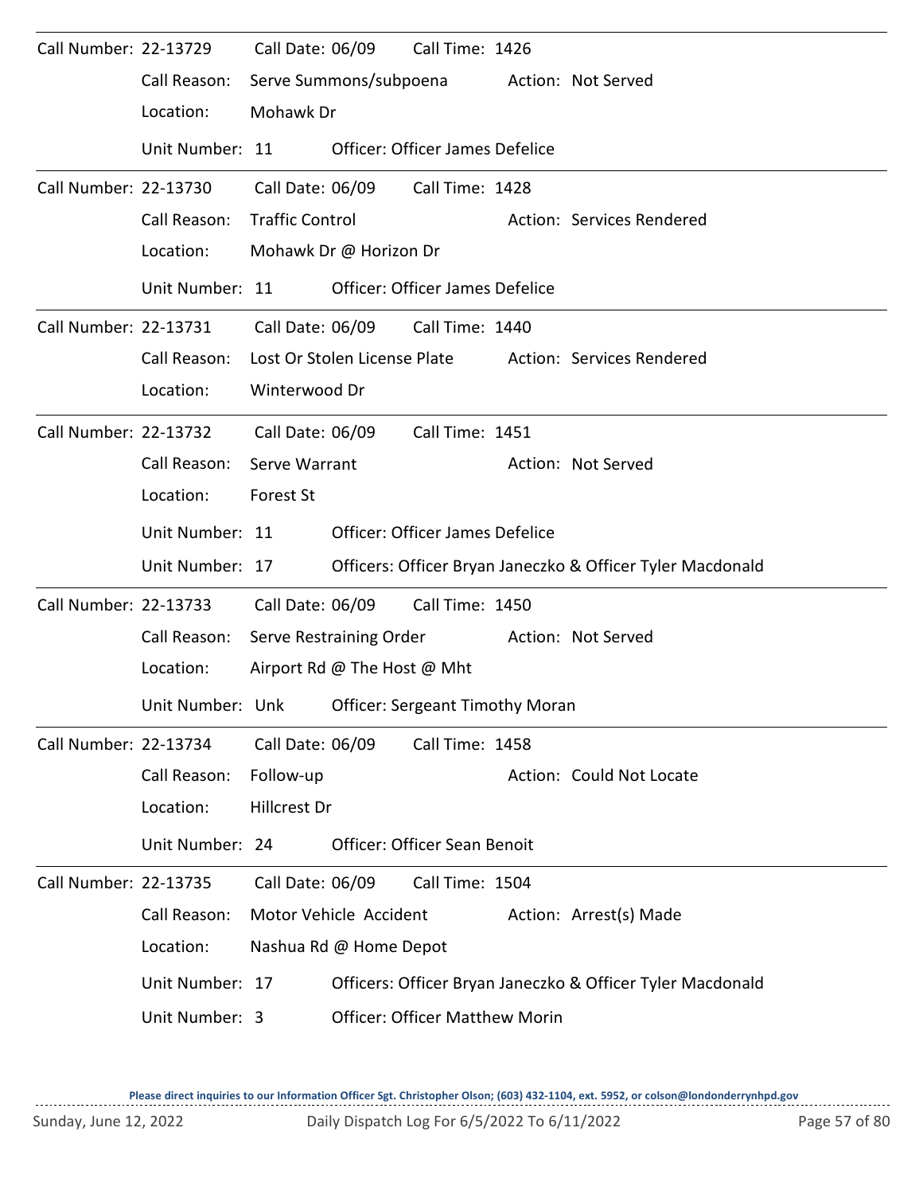Call Number: 22-13729 Call Date: 06/09 Call Time: 1426

Call Reason: Serve Summons/subpoena Action: Not Served

Location: Mohawk Dr

Unit Number: 11 Officer: Officer James Defelice

---

Call Number: 22-13730 Call Date: 06/09 Call Time: 1428

Call Reason: Traffic Control Action: Services Rendered

Location: Mohawk Dr @ Horizon Dr

Unit Number: 11 Officer: Officer James Defelice

---

Call Number: 22-13731 Call Date: 06/09 Call Time: 1440

Call Reason: Lost Or Stolen License Plate Action: Services Rendered

Location: Winterwood Dr

---

Call Number: 22-13732 Call Date: 06/09 Call Time: 1451

Call Reason: Serve Warrant Action: Not Served

Location: Forest St

Unit Number: 11 Officer: Officer James Defelice

Unit Number: 17 Officers: Officer Bryan Janeczko & Officer Tyler Macdonald

---

Call Number: 22-13733 Call Date: 06/09 Call Time: 1450

Call Reason: Serve Restraining Order Action: Not Served

Location: Airport Rd @ The Host @ Mht

Unit Number: Unk Officer: Sergeant Timothy Moran

---

Call Number: 22-13734 Call Date: 06/09 Call Time: 1458

Call Reason: Follow-up Action: Could Not Locate

Location: Hillcrest Dr

Unit Number: 24 Officer: Officer Sean Benoit

---

Call Number: 22-13735 Call Date: 06/09 Call Time: 1504

Call Reason: Motor Vehicle Accident Action: Arrest(s) Made

Location: Nashua Rd @ Home Depot

Unit Number: 17 Officers: Officer Bryan Janeczko & Officer Tyler Macdonald

Unit Number: 3 Officer: Officer Matthew Morin

---

Please direct inquiries to our Information Officer Sgt. Christopher Olson; (603) 432-1104, ext. 5952, or colson@londonderrynhpd.gov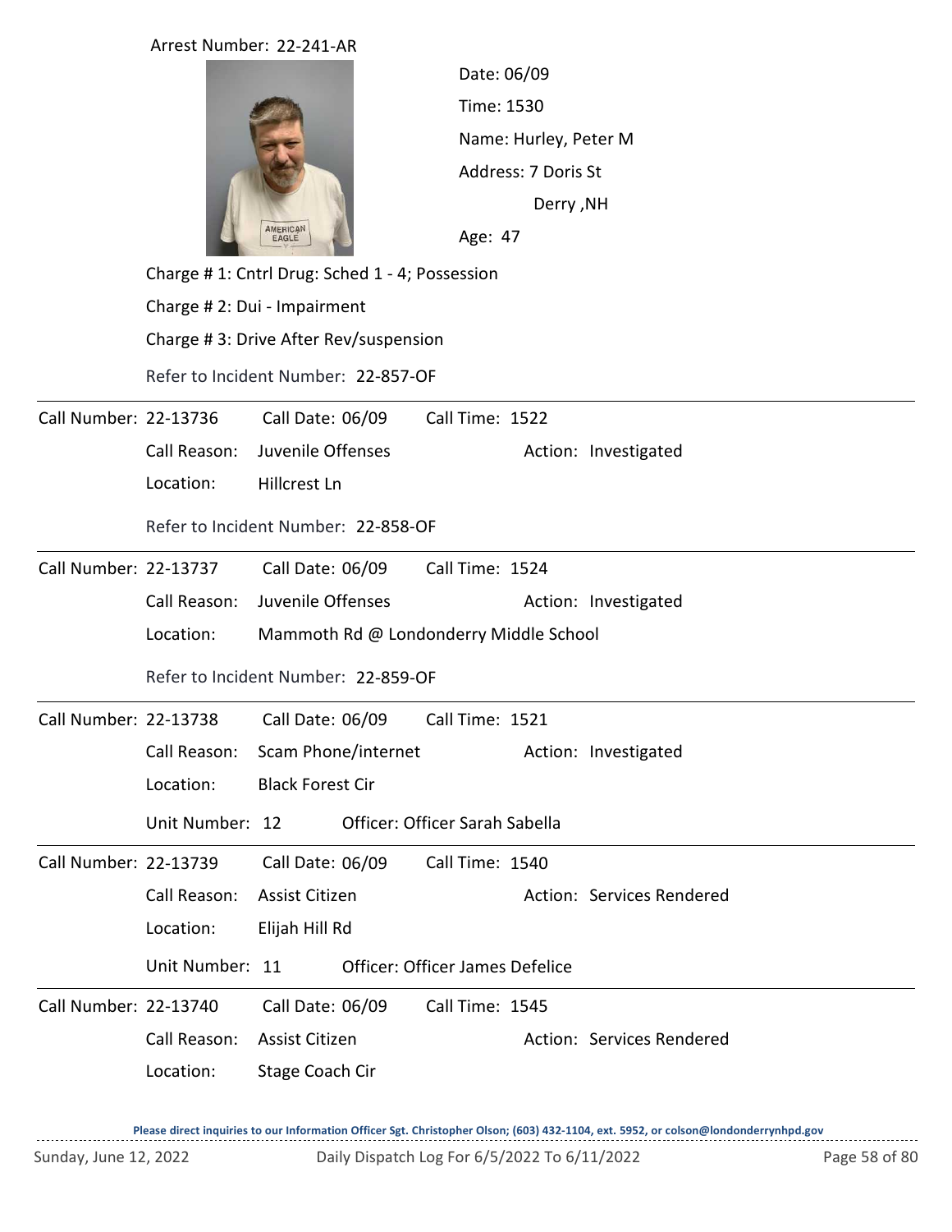Arrest Number: 22-241-AR

Date: 06/09

Time: 1530

Name: Hurley, Peter M

Address: 7 Doris St

Derry ,NH

Age: 47

Charge # 1: Cntrl Drug: Sched 1 - 4; Possession

Charge # 2: Dui - Impairment

Charge # 3: Drive After Rev/suspension

Refer to Incident Number: 22-857-OF

---

Call Number: 22-13736 Call Date: 06/09 Call Time: 1522

Call Reason: Juvenile Offenses Action: Investigated

Location: Hillcrest Ln

Refer to Incident Number: 22-858-OF

---

Call Number: 22-13737 Call Date: 06/09 Call Time: 1524

Call Reason: Juvenile Offenses Action: Investigated

Location: Mammoth Rd @ Londonderry Middle School

Refer to Incident Number: 22-859-OF

---

Call Number: 22-13738 Call Date: 06/09 Call Time: 1521

Call Reason: Scam Phone/internet Action: Investigated

Location: Black Forest Cir

Unit Number: 12 Officer: Officer Sarah Sabella

---

Call Number: 22-13739 Call Date: 06/09 Call Time: 1540

Call Reason: Assist Citizen Action: Services Rendered

Location: Elijah Hill Rd

Unit Number: 11 Officer: Officer James Defelice

---

Call Number: 22-13740 Call Date: 06/09 Call Time: 1545

Call Reason: Assist Citizen Action: Services Rendered

Location: Stage Coach Cir

Please direct inquiries to our Information Officer Sgt. Christopher Olson; (603) 432-1104, ext. 5952, or colson@londonderrynhpd.gov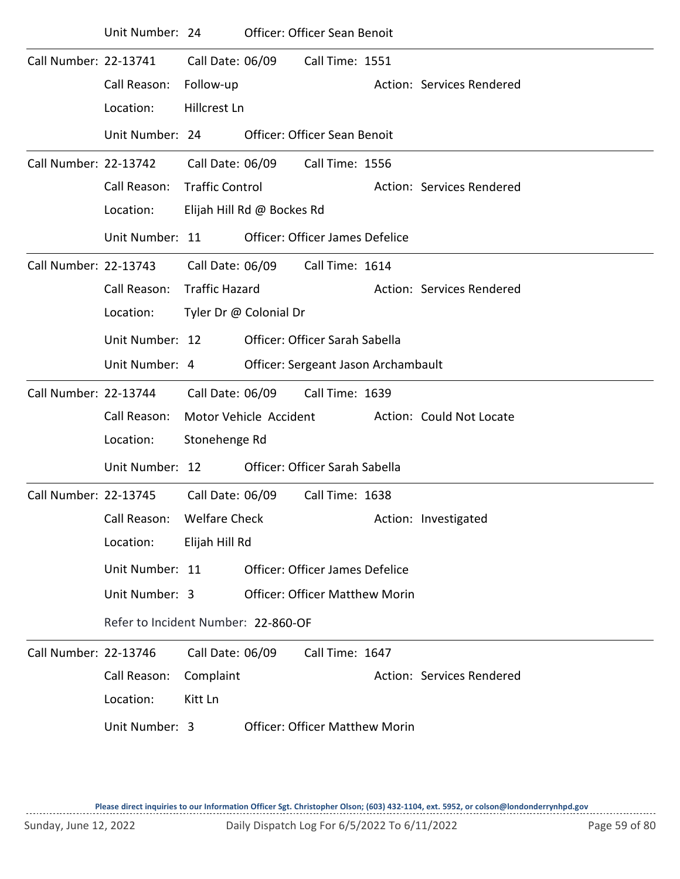Unit Number: 24 Officer: Officer Sean Benoit

---

Call Number: 22-13741 Call Date: 06/09 Call Time: 1551

Call Reason: Follow-up Action: Services Rendered

Location: Hillcrest Ln

Unit Number: 24 Officer: Officer Sean Benoit

---

Call Number: 22-13742 Call Date: 06/09 Call Time: 1556

Call Reason: Traffic Control Action: Services Rendered

Location: Elijah Hill Rd @ Bockes Rd

Unit Number: 11 Officer: Officer James Defelice

---

Call Number: 22-13743 Call Date: 06/09 Call Time: 1614

Call Reason: Traffic Hazard Action: Services Rendered

Location: Tyler Dr @ Colonial Dr

Unit Number: 12 Officer: Officer Sarah Sabella

Unit Number: 4 Officer: Sergeant Jason Archambault

---

Call Number: 22-13744 Call Date: 06/09 Call Time: 1639

Call Reason: Motor Vehicle Accident Action: Could Not Locate

Location: Stonehenge Rd

Unit Number: 12 Officer: Officer Sarah Sabella

---

Call Number: 22-13745 Call Date: 06/09 Call Time: 1638

Call Reason: Welfare Check Action: Investigated

Location: Elijah Hill Rd

Unit Number: 11 Officer: Officer James Defelice

Unit Number: 3 Officer: Officer Matthew Morin

Refer to Incident Number: 22-860-OF

---

Call Number: 22-13746 Call Date: 06/09 Call Time: 1647

Call Reason: Complaint Action: Services Rendered

Location: Kitt Ln

Unit Number: 3 Officer: Officer Matthew Morin

Please direct inquiries to our Information Officer Sgt. Christopher Olson; (603) 432-1104, ext. 5952, or colson@londonderrynhpd.gov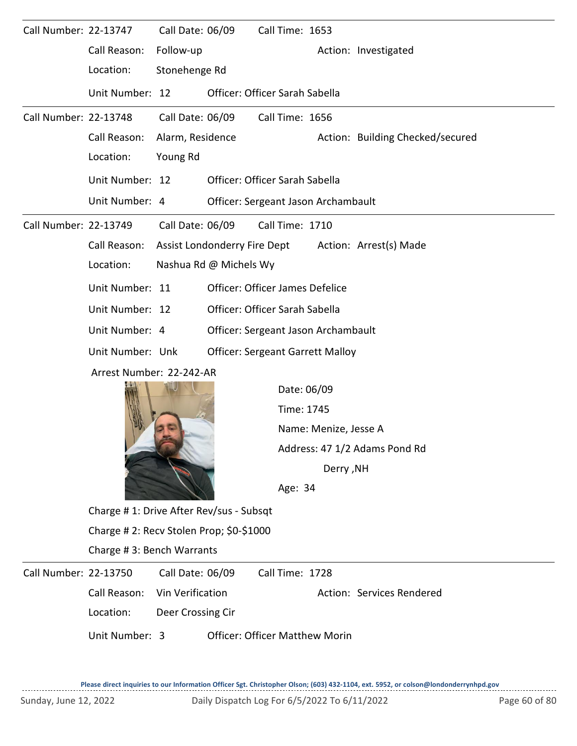Call Number: 22-13747 Call Date: 06/09 Call Time: 1653

Call Reason: Follow-up Action: Investigated

Location: Stonehenge Rd

Unit Number: 12 Officer: Officer Sarah Sabella

---

Call Number: 22-13748 Call Date: 06/09 Call Time: 1656

Call Reason: Alarm, Residence Action: Building Checked/secured

Location: Young Rd

Unit Number: 12 Officer: Officer Sarah Sabella

Unit Number: 4 Officer: Sergeant Jason Archambault

---

Call Number: 22-13749 Call Date: 06/09 Call Time: 1710

Call Reason: Assist Londonderry Fire Dept Action: Arrest(s) Made

Location: Nashua Rd @ Michels Wy

Unit Number: 11 Officer: Officer James Defelice

Unit Number: 12 Officer: Officer Sarah Sabella

Unit Number: 4 Officer: Sergeant Jason Archambault

Unit Number: Unk Officer: Sergeant Garrett Malloy

Arrest Number: 22-242-AR

Date: 06/09

Time: 1745

Name: Menize, Jesse A

Address: 47 1/2 Adams Pond Rd

Derry ,NH

Age: 34

Charge # 1: Drive After Rev/sus - Subsqt

Charge # 2: Recv Stolen Prop; $0-$1000

Charge # 3: Bench Warrants

---

Call Number: 22-13750 Call Date: 06/09 Call Time: 1728

Call Reason: Vin Verification Action: Services Rendered

Location: Deer Crossing Cir

Unit Number: 3 Officer: Officer Matthew Morin

Please direct inquiries to our Information Officer Sgt. Christopher Olson; (603) 432-1104, ext. 5952, or colson@londonderrynhpd.gov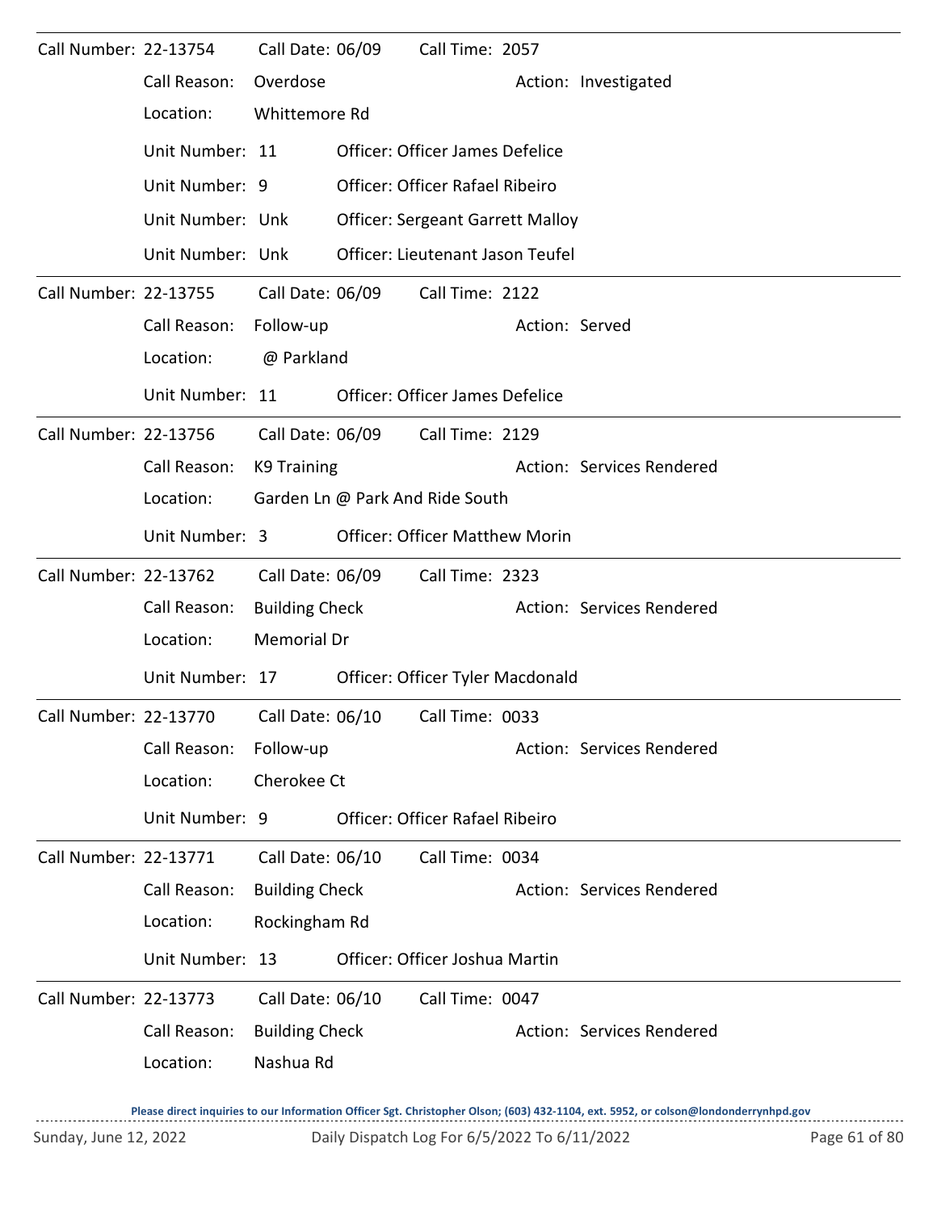Call Number: 22-13754 Call Date: 06/09 Call Time: 2057

Call Reason: Overdose Action: Investigated

Location: Whittemore Rd

Unit Number: 11 Officer: Officer James Defelice

Unit Number: 9 Officer: Officer Rafael Ribeiro

Unit Number: Unk Officer: Sergeant Garrett Malloy

Unit Number: Unk Officer: Lieutenant Jason Teufel

---

Call Number: 22-13755 Call Date: 06/09 Call Time: 2122

Call Reason: Follow-up Action: Served

Location: @ Parkland

Unit Number: 11 Officer: Officer James Defelice

---

Call Number: 22-13756 Call Date: 06/09 Call Time: 2129

Call Reason: K9 Training Action: Services Rendered

Location: Garden Ln @ Park And Ride South

Unit Number: 3 Officer: Officer Matthew Morin

---

Call Number: 22-13762 Call Date: 06/09 Call Time: 2323

Call Reason: Building Check Action: Services Rendered

Location: Memorial Dr

Unit Number: 17 Officer: Officer Tyler Macdonald

---

Call Number: 22-13770 Call Date: 06/10 Call Time: 0033

Call Reason: Follow-up Action: Services Rendered

Location: Cherokee Ct

Unit Number: 9 Officer: Officer Rafael Ribeiro

---

Call Number: 22-13771 Call Date: 06/10 Call Time: 0034

Call Reason: Building Check Action: Services Rendered

Location: Rockingham Rd

Unit Number: 13 Officer: Officer Joshua Martin

---

Call Number: 22-13773 Call Date: 06/10 Call Time: 0047

Call Reason: Building Check Action: Services Rendered

Location: Nashua Rd

**Please direct inquiries to our Information Officer Sgt. Christopher Olson; (603) 432-1104, ext. 5952, or colson@londonderrynhpd.gov**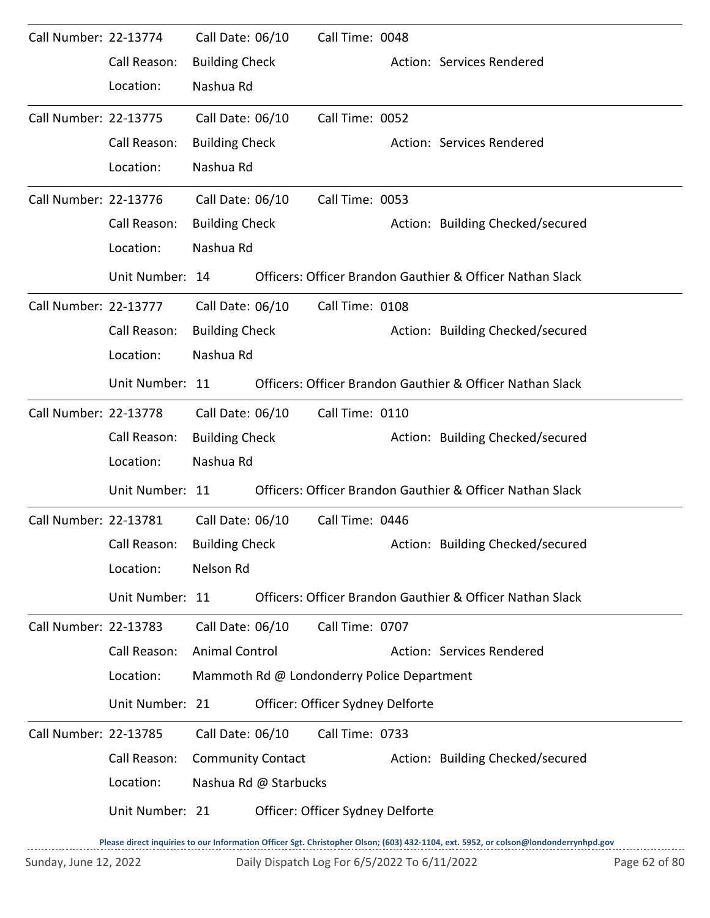Call Number: 22-13774 Call Date: 06/10 Call Time: 0048
Call Reason: Building Check Action: Services Rendered
Location: Nashua Rd

---

Call Number: 22-13775 Call Date: 06/10 Call Time: 0052
Call Reason: Building Check Action: Services Rendered
Location: Nashua Rd

---

Call Number: 22-13776 Call Date: 06/10 Call Time: 0053
Call Reason: Building Check Action: Building Checked/secured
Location: Nashua Rd
Unit Number: 14 Officers: Officer Brandon Gauthier & Officer Nathan Slack

---

Call Number: 22-13777 Call Date: 06/10 Call Time: 0108
Call Reason: Building Check Action: Building Checked/secured
Location: Nashua Rd
Unit Number: 11 Officers: Officer Brandon Gauthier & Officer Nathan Slack

---

Call Number: 22-13778 Call Date: 06/10 Call Time: 0110
Call Reason: Building Check Action: Building Checked/secured
Location: Nashua Rd
Unit Number: 11 Officers: Officer Brandon Gauthier & Officer Nathan Slack

---

Call Number: 22-13781 Call Date: 06/10 Call Time: 0446
Call Reason: Building Check Action: Building Checked/secured
Location: Nelson Rd
Unit Number: 11 Officers: Officer Brandon Gauthier & Officer Nathan Slack

---

Call Number: 22-13783 Call Date: 06/10 Call Time: 0707
Call Reason: Animal Control Action: Services Rendered
Location: Mammoth Rd @ Londonderry Police Department
Unit Number: 21 Officer: Officer Sydney Delforte

---

Call Number: 22-13785 Call Date: 06/10 Call Time: 0733
Call Reason: Community Contact Action: Building Checked/secured
Location: Nashua Rd @ Starbucks
Unit Number: 21 Officer: Officer Sydney Delforte

Please direct inquiries to our Information Officer Sgt. Christopher Olson; (603) 432-1104, ext. 5952, or colson@londonderrynhpd.gov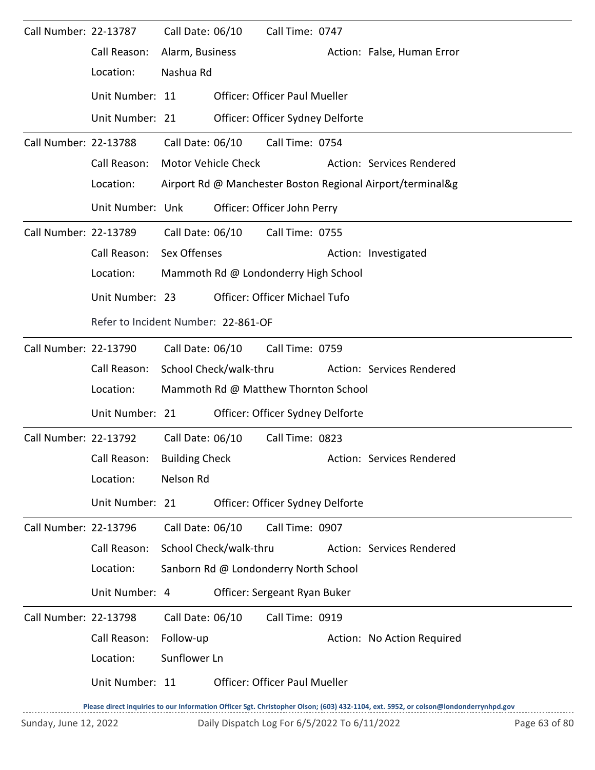Call Number: 22-13787 Call Date: 06/10 Call Time: 0747

Call Reason: Alarm, Business Action: False, Human Error

Location: Nashua Rd

Unit Number: 11 Officer: Officer Paul Mueller

Unit Number: 21 Officer: Officer Sydney Delforte

---

Call Number: 22-13788 Call Date: 06/10 Call Time: 0754

Call Reason: Motor Vehicle Check Action: Services Rendered

Location: Airport Rd @ Manchester Boston Regional Airport/terminal&g

Unit Number: Unk Officer: Officer John Perry

---

Call Number: 22-13789 Call Date: 06/10 Call Time: 0755

Call Reason: Sex Offenses Action: Investigated

Location: Mammoth Rd @ Londonderry High School

Unit Number: 23 Officer: Officer Michael Tufo

Refer to Incident Number: 22-861-OF

---

Call Number: 22-13790 Call Date: 06/10 Call Time: 0759

Call Reason: School Check/walk-thru Action: Services Rendered

Location: Mammoth Rd @ Matthew Thornton School

Unit Number: 21 Officer: Officer Sydney Delforte

---

Call Number: 22-13792 Call Date: 06/10 Call Time: 0823

Call Reason: Building Check Action: Services Rendered

Location: Nelson Rd

Unit Number: 21 Officer: Officer Sydney Delforte

---

Call Number: 22-13796 Call Date: 06/10 Call Time: 0907

Call Reason: School Check/walk-thru Action: Services Rendered

Location: Sanborn Rd @ Londonderry North School

Unit Number: 4 Officer: Sergeant Ryan Buker

---

Call Number: 22-13798 Call Date: 06/10 Call Time: 0919

Call Reason: Follow-up Action: No Action Required

Location: Sunflower Ln

Unit Number: 11 Officer: Officer Paul Mueller

**Please direct inquiries to our Information Officer Sgt. Christopher Olson; (603) 432-1104, ext. 5952, or colson@londonderrynhpd.gov**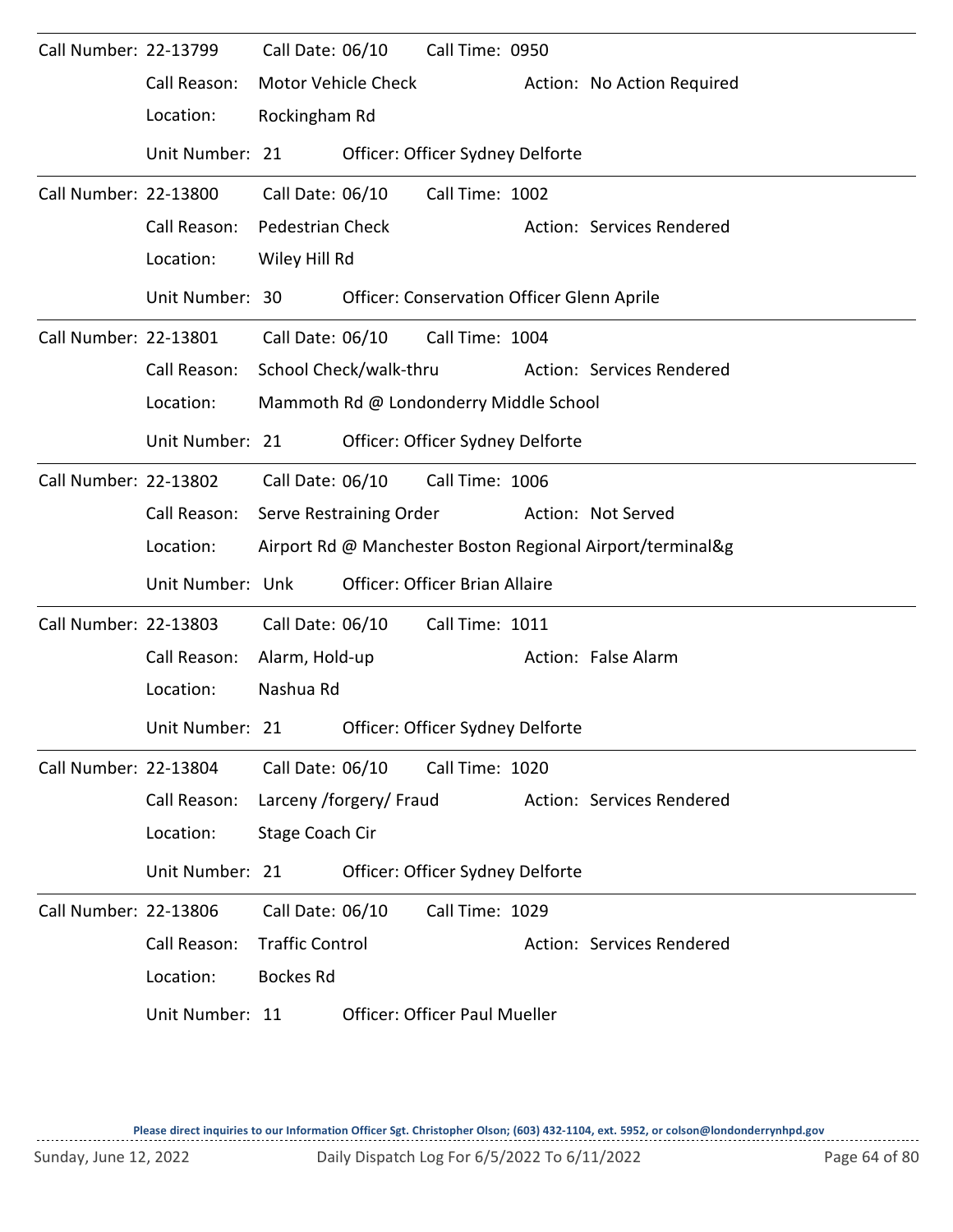Call Number: 22-13799 Call Date: 06/10 Call Time: 0950
Call Reason: Motor Vehicle Check Action: No Action Required
Location: Rockingham Rd
Unit Number: 21 Officer: Officer Sydney Delforte

---

Call Number: 22-13800 Call Date: 06/10 Call Time: 1002
Call Reason: Pedestrian Check Action: Services Rendered
Location: Wiley Hill Rd
Unit Number: 30 Officer: Conservation Officer Glenn Aprile

---

Call Number: 22-13801 Call Date: 06/10 Call Time: 1004
Call Reason: School Check/walk-thru Action: Services Rendered
Location: Mammoth Rd @ Londonderry Middle School
Unit Number: 21 Officer: Officer Sydney Delforte

---

Call Number: 22-13802 Call Date: 06/10 Call Time: 1006
Call Reason: Serve Restraining Order Action: Not Served
Location: Airport Rd @ Manchester Boston Regional Airport/terminal&g
Unit Number: Unk Officer: Officer Brian Allaire

---

Call Number: 22-13803 Call Date: 06/10 Call Time: 1011
Call Reason: Alarm, Hold-up Action: False Alarm
Location: Nashua Rd
Unit Number: 21 Officer: Officer Sydney Delforte

---

Call Number: 22-13804 Call Date: 06/10 Call Time: 1020
Call Reason: Larceny /forgery/ Fraud Action: Services Rendered
Location: Stage Coach Cir
Unit Number: 21 Officer: Officer Sydney Delforte

---

Call Number: 22-13806 Call Date: 06/10 Call Time: 1029
Call Reason: Traffic Control Action: Services Rendered
Location: Bockes Rd
Unit Number: 11 Officer: Officer Paul Mueller

Please direct inquiries to our Information Officer Sgt. Christopher Olson; (603) 432-1104, ext. 5952, or colson@londonderrynhpd.gov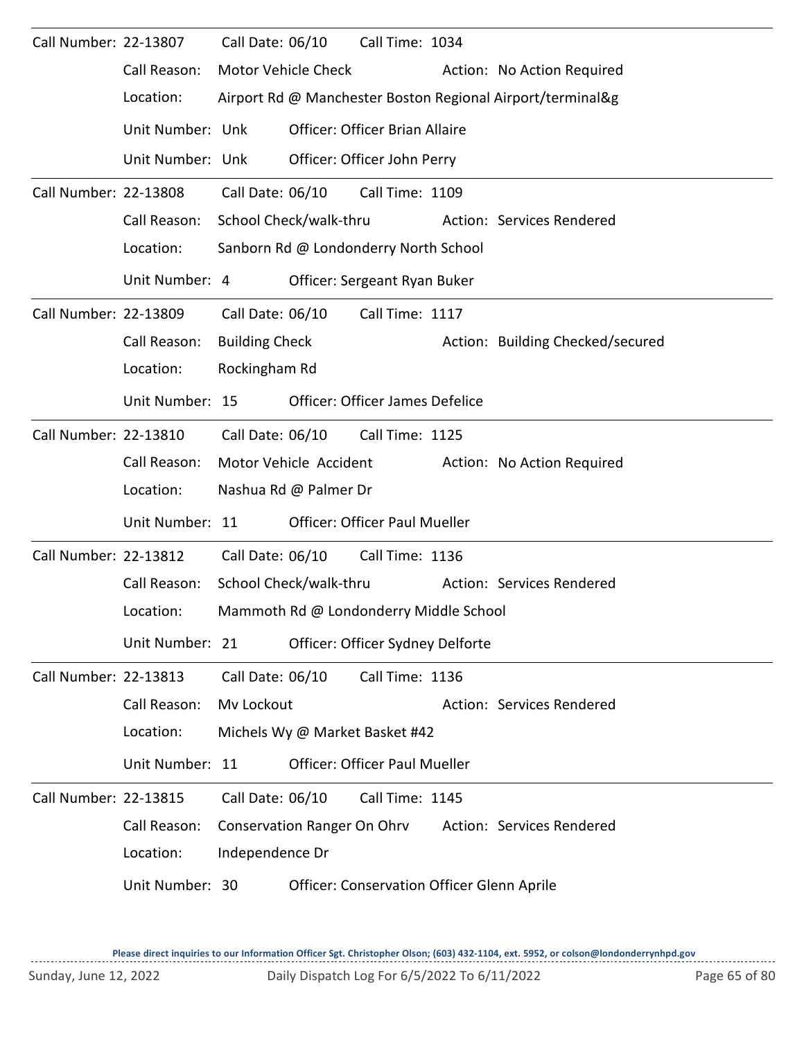Call Number: 22-13807 Call Date: 06/10 Call Time: 1034

Call Reason: Motor Vehicle Check Action: No Action Required

Location: Airport Rd @ Manchester Boston Regional Airport/terminal&g

Unit Number: Unk Officer: Officer Brian Allaire

Unit Number: Unk Officer: Officer John Perry

---

Call Number: 22-13808 Call Date: 06/10 Call Time: 1109

Call Reason: School Check/walk-thru Action: Services Rendered

Location: Sanborn Rd @ Londonderry North School

Unit Number: 4 Officer: Sergeant Ryan Buker

---

Call Number: 22-13809 Call Date: 06/10 Call Time: 1117

Call Reason: Building Check Action: Building Checked/secured

Location: Rockingham Rd

Unit Number: 15 Officer: Officer James Defelice

---

Call Number: 22-13810 Call Date: 06/10 Call Time: 1125

Call Reason: Motor Vehicle Accident Action: No Action Required

Location: Nashua Rd @ Palmer Dr

Unit Number: 11 Officer: Officer Paul Mueller

---

Call Number: 22-13812 Call Date: 06/10 Call Time: 1136

Call Reason: School Check/walk-thru Action: Services Rendered

Location: Mammoth Rd @ Londonderry Middle School

Unit Number: 21 Officer: Officer Sydney Delforte

---

Call Number: 22-13813 Call Date: 06/10 Call Time: 1136

Call Reason: Mv Lockout Action: Services Rendered

Location: Michels Wy @ Market Basket #42

Unit Number: 11 Officer: Officer Paul Mueller

---

Call Number: 22-13815 Call Date: 06/10 Call Time: 1145

Call Reason: Conservation Ranger On Ohrv Action: Services Rendered

Location: Independence Dr

Unit Number: 30 Officer: Conservation Officer Glenn Aprile

**Please direct inquiries to our Information Officer Sgt. Christopher Olson; (603) 432-1104, ext. 5952, or colson@londonderrynhpd.gov**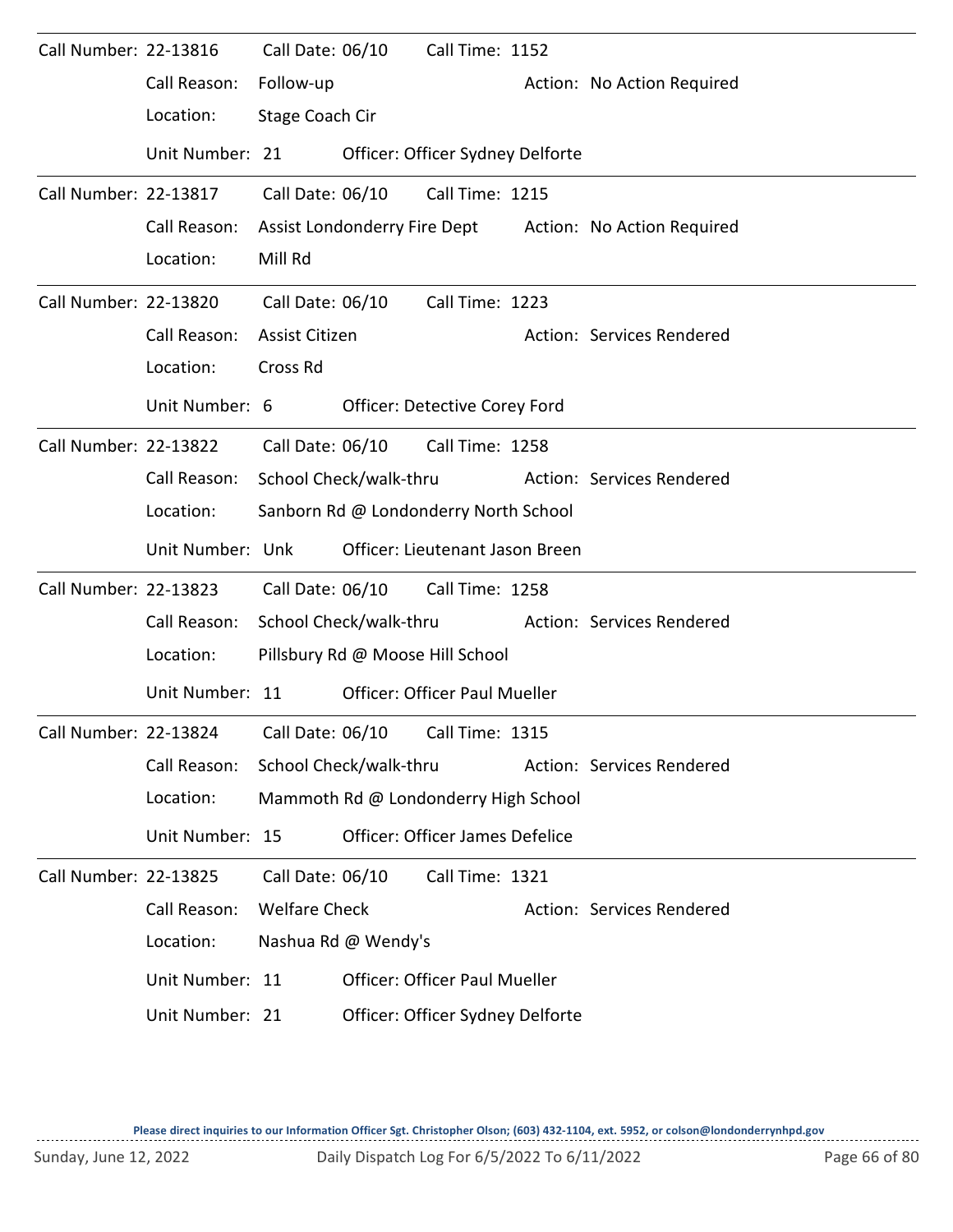Call Number: 22-13816 Call Date: 06/10 Call Time: 1152

Call Reason: Follow-up  Action: No Action Required

Location: Stage Coach Cir

Unit Number: 21  Officer: Officer Sydney Delforte

---

Call Number: 22-13817 Call Date: 06/10 Call Time: 1215

Call Reason: Assist Londonderry Fire Dept  Action: No Action Required

Location: Mill Rd

---

Call Number: 22-13820 Call Date: 06/10 Call Time: 1223

Call Reason: Assist Citizen  Action: Services Rendered

Location: Cross Rd

Unit Number: 6  Officer: Detective Corey Ford

---

Call Number: 22-13822 Call Date: 06/10 Call Time: 1258

Call Reason: School Check/walk-thru  Action: Services Rendered

Location: Sanborn Rd @ Londonderry North School

Unit Number: Unk  Officer: Lieutenant Jason Breen

---

Call Number: 22-13823 Call Date: 06/10 Call Time: 1258

Call Reason: School Check/walk-thru  Action: Services Rendered

Location: Pillsbury Rd @ Moose Hill School

Unit Number: 11  Officer: Officer Paul Mueller

---

Call Number: 22-13824 Call Date: 06/10 Call Time: 1315

Call Reason: School Check/walk-thru  Action: Services Rendered

Location: Mammoth Rd @ Londonderry High School

Unit Number: 15  Officer: Officer James Defelice

---

Call Number: 22-13825 Call Date: 06/10 Call Time: 1321

Call Reason: Welfare Check  Action: Services Rendered

Location: Nashua Rd @ Wendy's

Unit Number: 11  Officer: Officer Paul Mueller

Unit Number: 21  Officer: Officer Sydney Delforte

---

Please direct inquiries to our Information Officer Sgt. Christopher Olson; (603) 432-1104, ext. 5952, or colson@londonderrynhpd.gov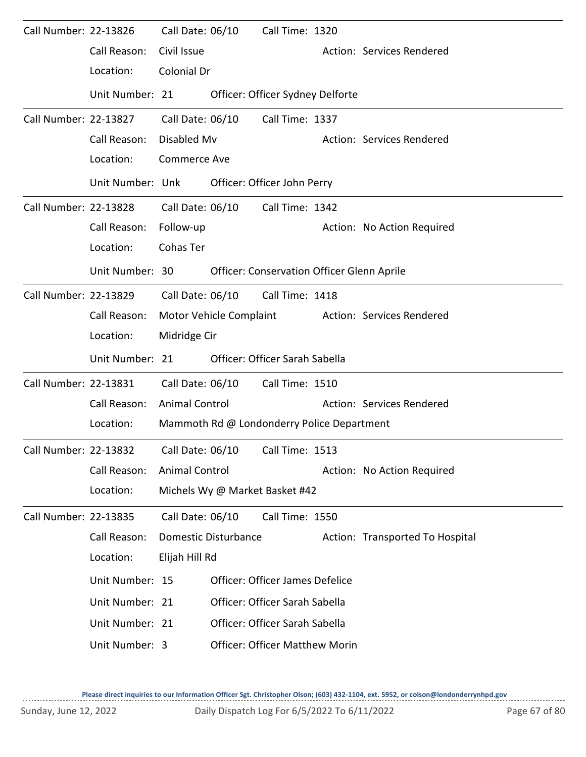Call Number: 22-13826 Call Date: 06/10 Call Time: 1320

Call Reason: Civil Issue Action: Services Rendered

Location: Colonial Dr

Unit Number: 21 Officer: Officer Sydney Delforte

---

Call Number: 22-13827 Call Date: 06/10 Call Time: 1337

Call Reason: Disabled Mv Action: Services Rendered

Location: Commerce Ave

Unit Number: Unk Officer: Officer John Perry

---

Call Number: 22-13828 Call Date: 06/10 Call Time: 1342

Call Reason: Follow-up Action: No Action Required

Location: Cohas Ter

Unit Number: 30 Officer: Conservation Officer Glenn Aprile

---

Call Number: 22-13829 Call Date: 06/10 Call Time: 1418

Call Reason: Motor Vehicle Complaint Action: Services Rendered

Location: Midridge Cir

Unit Number: 21 Officer: Officer Sarah Sabella

---

Call Number: 22-13831 Call Date: 06/10 Call Time: 1510

Call Reason: Animal Control Action: Services Rendered

Location: Mammoth Rd @ Londonderry Police Department

---

Call Number: 22-13832 Call Date: 06/10 Call Time: 1513

Call Reason: Animal Control Action: No Action Required

Location: Michels Wy @ Market Basket #42

---

Call Number: 22-13835 Call Date: 06/10 Call Time: 1550

Call Reason: Domestic Disturbance Action: Transported To Hospital

Location: Elijah Hill Rd

Unit Number: 15 Officer: Officer James Defelice

Unit Number: 21 Officer: Officer Sarah Sabella

Unit Number: 21 Officer: Officer Sarah Sabella

Unit Number: 3 Officer: Officer Matthew Morin

**Please direct inquiries to our Information Officer Sgt. Christopher Olson; (603) 432-1104, ext. 5952, or colson@londonderrynhpd.gov**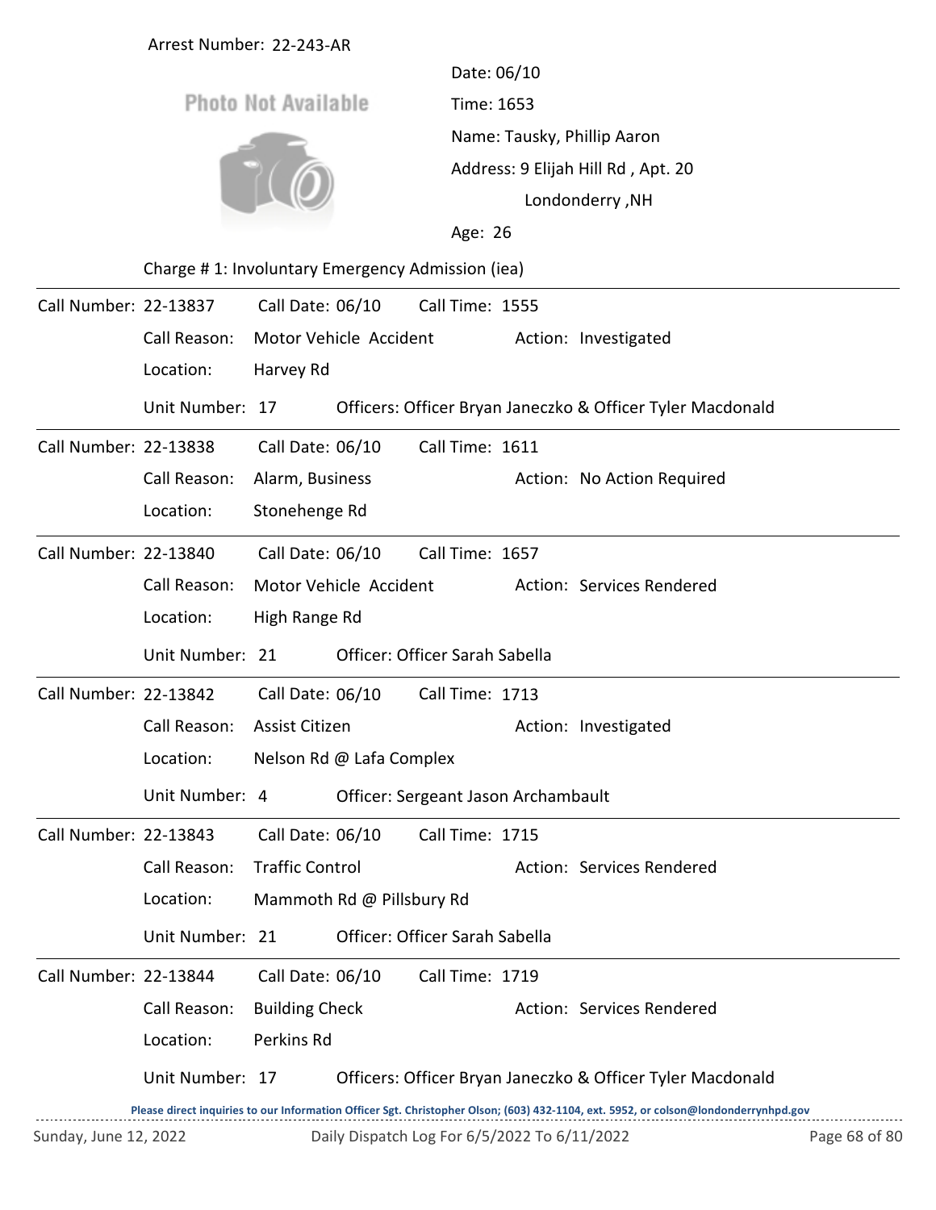Arrest Number: 22-243-AR

Photo Not Available

Date: 06/10

Time: 1653

Name: Tausky, Phillip Aaron

Address: 9 Elijah Hill Rd , Apt. 20
Londonderry ,NH

Age: 26

Charge # 1: Involuntary Emergency Admission (iea)

---

Call Number: 22-13837 Call Date: 06/10 Call Time: 1555
Call Reason: Motor Vehicle Accident Action: Investigated
Location: Harvey Rd
Unit Number: 17 Officers: Officer Bryan Janeczko & Officer Tyler Macdonald

---

Call Number: 22-13838 Call Date: 06/10 Call Time: 1611
Call Reason: Alarm, Business Action: No Action Required
Location: Stonehenge Rd

---

Call Number: 22-13840 Call Date: 06/10 Call Time: 1657
Call Reason: Motor Vehicle Accident Action: Services Rendered
Location: High Range Rd
Unit Number: 21 Officer: Officer Sarah Sabella

---

Call Number: 22-13842 Call Date: 06/10 Call Time: 1713
Call Reason: Assist Citizen Action: Investigated
Location: Nelson Rd @ Lafa Complex
Unit Number: 4 Officer: Sergeant Jason Archambault

---

Call Number: 22-13843 Call Date: 06/10 Call Time: 1715
Call Reason: Traffic Control Action: Services Rendered
Location: Mammoth Rd @ Pillsbury Rd
Unit Number: 21 Officer: Officer Sarah Sabella

---

Call Number: 22-13844 Call Date: 06/10 Call Time: 1719
Call Reason: Building Check Action: Services Rendered
Location: Perkins Rd
Unit Number: 17 Officers: Officer Bryan Janeczko & Officer Tyler Macdonald

Please direct inquiries to our Information Officer Sgt. Christopher Olson; (603) 432-1104, ext. 5952, or colson@londonderrynhpd.gov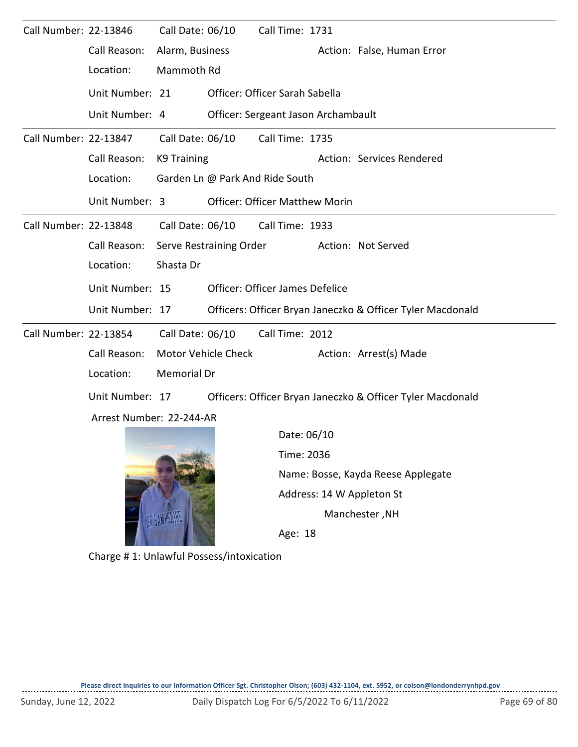Call Number: 22-13846 Call Date: 06/10 Call Time: 1731

Call Reason: Alarm, Business Action: False, Human Error

Location: Mammoth Rd

Unit Number: 21 Officer: Officer Sarah Sabella

Unit Number: 4 Officer: Sergeant Jason Archambault

---

Call Number: 22-13847 Call Date: 06/10 Call Time: 1735

Call Reason: K9 Training Action: Services Rendered

Location: Garden Ln @ Park And Ride South

Unit Number: 3 Officer: Officer Matthew Morin

---

Call Number: 22-13848 Call Date: 06/10 Call Time: 1933

Call Reason: Serve Restraining Order Action: Not Served

Location: Shasta Dr

Unit Number: 15 Officer: Officer James Defelice

Unit Number: 17 Officers: Officer Bryan Janeczko & Officer Tyler Macdonald

---

Call Number: 22-13854 Call Date: 06/10 Call Time: 2012

Call Reason: Motor Vehicle Check Action: Arrest(s) Made

Location: Memorial Dr

Unit Number: 17 Officers: Officer Bryan Janeczko & Officer Tyler Macdonald

Arrest Number: 22-244-AR

Date: 06/10

Time: 2036

Name: Bosse, Kayda Reese Applegate

Address: 14 W Appleton St
Manchester ,NH

Age: 18

Charge # 1: Unlawful Possess/intoxication

Please direct inquiries to our Information Officer Sgt. Christopher Olson; (603) 432-1104, ext. 5952, or colson@londonderrynhpd.gov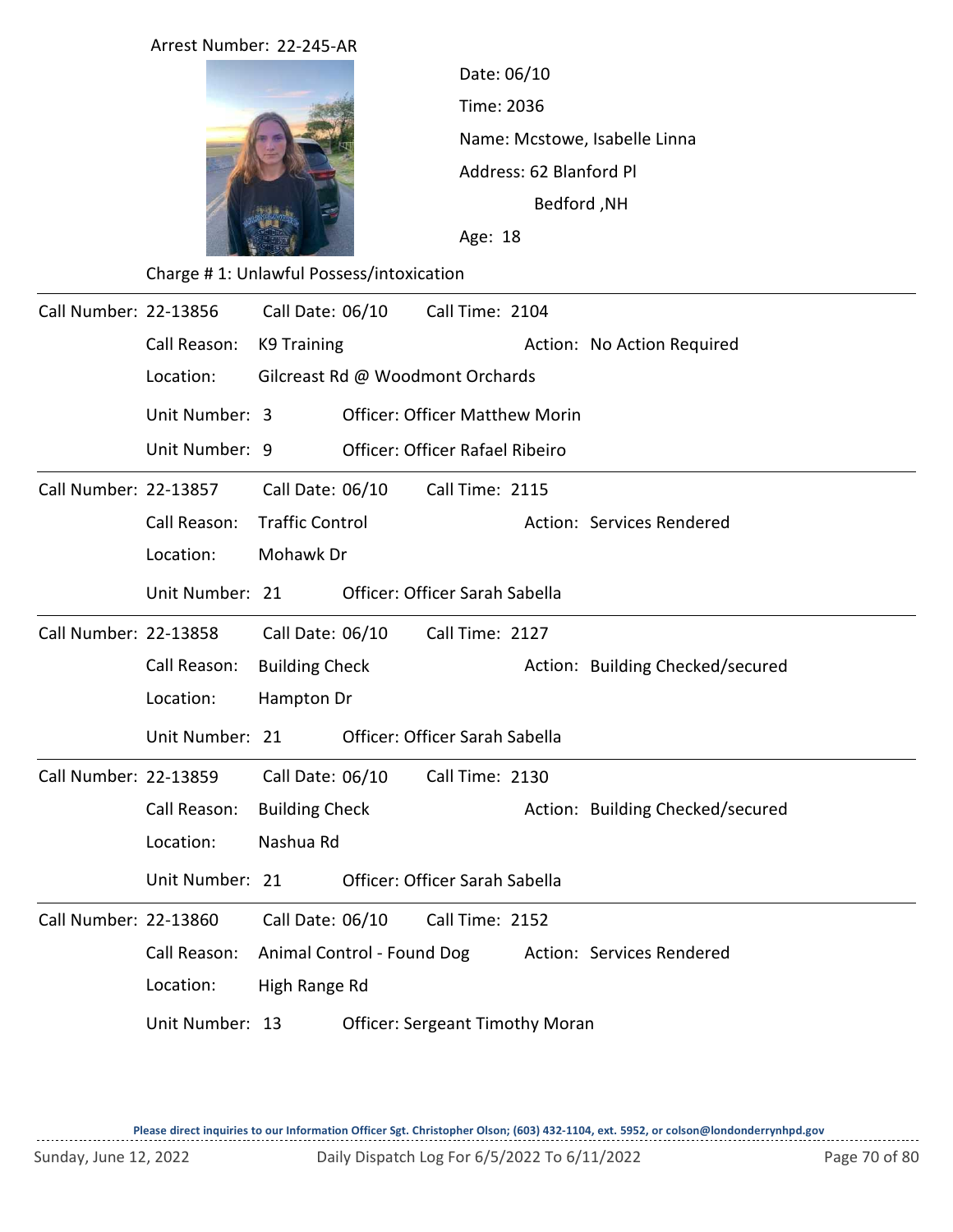Arrest Number: 22-245-AR

Date: 06/10

Time: 2036

Name: Mcstowe, Isabelle Linna

Address: 62 Blanford Pl
Bedford ,NH

Age: 18

Charge # 1: Unlawful Possess/intoxication

---

Call Number: 22-13856 Call Date: 06/10 Call Time: 2104

Call Reason: K9 Training Action: No Action Required

Location: Gilcreast Rd @ Woodmont Orchards

Unit Number: 3 Officer: Officer Matthew Morin

Unit Number: 9 Officer: Officer Rafael Ribeiro

---

Call Number: 22-13857 Call Date: 06/10 Call Time: 2115

Call Reason: Traffic Control Action: Services Rendered

Location: Mohawk Dr

Unit Number: 21 Officer: Officer Sarah Sabella

---

Call Number: 22-13858 Call Date: 06/10 Call Time: 2127

Call Reason: Building Check Action: Building Checked/secured

Location: Hampton Dr

Unit Number: 21 Officer: Officer Sarah Sabella

---

Call Number: 22-13859 Call Date: 06/10 Call Time: 2130

Call Reason: Building Check Action: Building Checked/secured

Location: Nashua Rd

Unit Number: 21 Officer: Officer Sarah Sabella

---

Call Number: 22-13860 Call Date: 06/10 Call Time: 2152

Call Reason: Animal Control - Found Dog Action: Services Rendered

Location: High Range Rd

Unit Number: 13 Officer: Sergeant Timothy Moran

**Please direct inquiries to our Information Officer Sgt. Christopher Olson; (603) 432-1104, ext. 5952, or colson@londonderrynhpd.gov**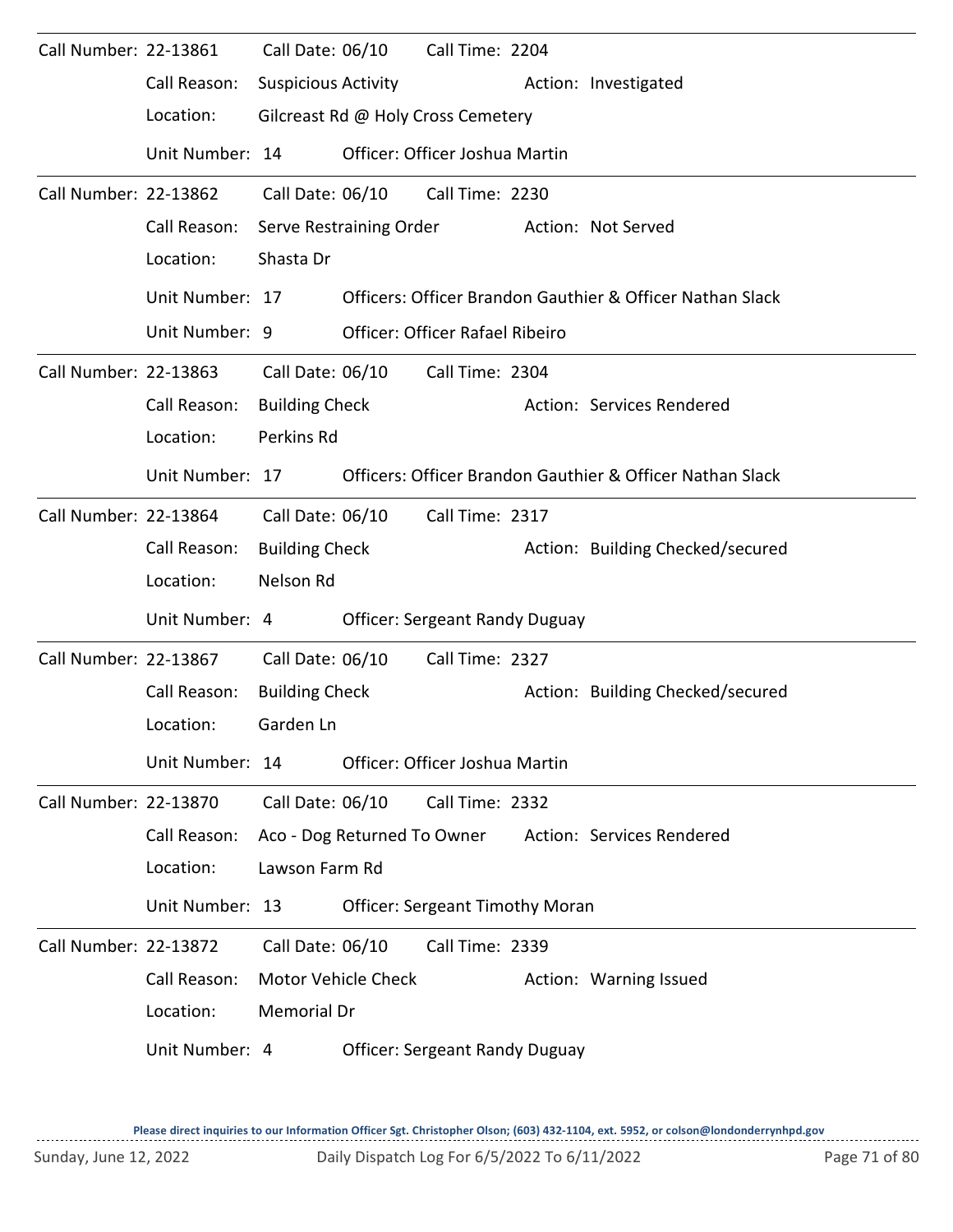Call Number: 22-13861    Call Date: 06/10    Call Time: 2204
Call Reason: Suspicious Activity    Action: Investigated
Location: Gilcreast Rd @ Holy Cross Cemetery
Unit Number: 14    Officer: Officer Joshua Martin

---

Call Number: 22-13862    Call Date: 06/10    Call Time: 2230
Call Reason: Serve Restraining Order    Action: Not Served
Location: Shasta Dr
Unit Number: 17    Officers: Officer Brandon Gauthier & Officer Nathan Slack
Unit Number: 9    Officer: Officer Rafael Ribeiro

---

Call Number: 22-13863    Call Date: 06/10    Call Time: 2304
Call Reason: Building Check    Action: Services Rendered
Location: Perkins Rd
Unit Number: 17    Officers: Officer Brandon Gauthier & Officer Nathan Slack

---

Call Number: 22-13864    Call Date: 06/10    Call Time: 2317
Call Reason: Building Check    Action: Building Checked/secured
Location: Nelson Rd
Unit Number: 4    Officer: Sergeant Randy Duguay

---

Call Number: 22-13867    Call Date: 06/10    Call Time: 2327
Call Reason: Building Check    Action: Building Checked/secured
Location: Garden Ln
Unit Number: 14    Officer: Officer Joshua Martin

---

Call Number: 22-13870    Call Date: 06/10    Call Time: 2332
Call Reason: Aco - Dog Returned To Owner    Action: Services Rendered
Location: Lawson Farm Rd
Unit Number: 13    Officer: Sergeant Timothy Moran

---

Call Number: 22-13872    Call Date: 06/10    Call Time: 2339
Call Reason: Motor Vehicle Check    Action: Warning Issued
Location: Memorial Dr
Unit Number: 4    Officer: Sergeant Randy Duguay

**Please direct inquiries to our Information Officer Sgt. Christopher Olson; (603) 432-1104, ext. 5952, or colson@londonderrynhpd.gov**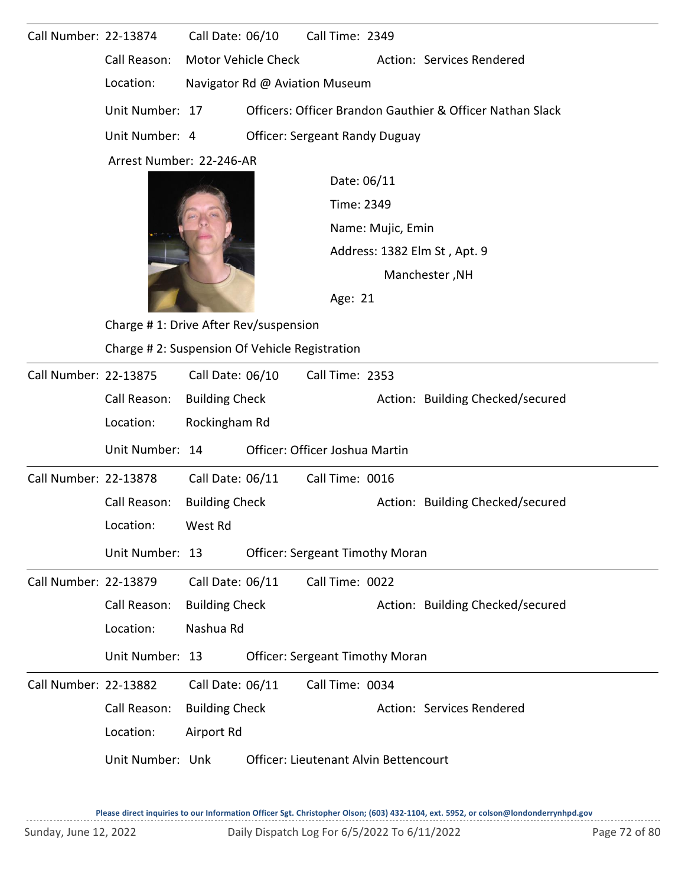Call Number: 22-13874 Call Date: 06/10 Call Time: 2349

Call Reason: Motor Vehicle Check Action: Services Rendered

Location: Navigator Rd @ Aviation Museum

Unit Number: 17 Officers: Officer Brandon Gauthier & Officer Nathan Slack

Unit Number: 4 Officer: Sergeant Randy Duguay

Arrest Number: 22-246-AR

Date: 06/11

Time: 2349

Name: Mujic, Emin

Address: 1382 Elm St , Apt. 9
Manchester ,NH

Age: 21

Charge # 1: Drive After Rev/suspension

Charge # 2: Suspension Of Vehicle Registration

---

Call Number: 22-13875 Call Date: 06/10 Call Time: 2353

Call Reason: Building Check Action: Building Checked/secured

Location: Rockingham Rd

Unit Number: 14 Officer: Officer Joshua Martin

---

Call Number: 22-13878 Call Date: 06/11 Call Time: 0016

Call Reason: Building Check Action: Building Checked/secured

Location: West Rd

Unit Number: 13 Officer: Sergeant Timothy Moran

---

Call Number: 22-13879 Call Date: 06/11 Call Time: 0022

Call Reason: Building Check Action: Building Checked/secured

Location: Nashua Rd

Unit Number: 13 Officer: Sergeant Timothy Moran

---

Call Number: 22-13882 Call Date: 06/11 Call Time: 0034

Call Reason: Building Check Action: Services Rendered

Location: Airport Rd

Unit Number: Unk Officer: Lieutenant Alvin Bettencourt

**Please direct inquiries to our Information Officer Sgt. Christopher Olson; (603) 432-1104, ext. 5952, or colson@londonderrynhpd.gov**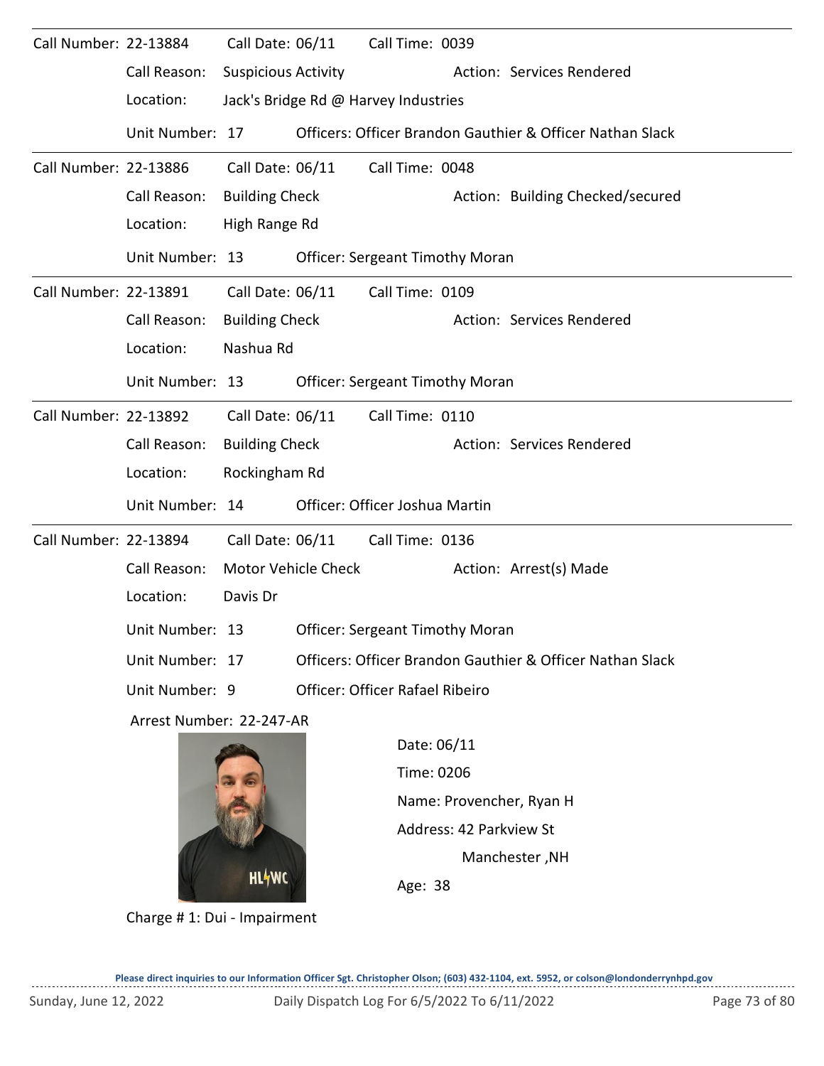Call Number: 22-13884 Call Date: 06/11 Call Time: 0039

Call Reason: Suspicious Activity Action: Services Rendered

Location: Jack's Bridge Rd @ Harvey Industries

Unit Number: 17 Officers: Officer Brandon Gauthier & Officer Nathan Slack

---

Call Number: 22-13886 Call Date: 06/11 Call Time: 0048

Call Reason: Building Check Action: Building Checked/secured

Location: High Range Rd

Unit Number: 13 Officer: Sergeant Timothy Moran

---

Call Number: 22-13891 Call Date: 06/11 Call Time: 0109

Call Reason: Building Check Action: Services Rendered

Location: Nashua Rd

Unit Number: 13 Officer: Sergeant Timothy Moran

---

Call Number: 22-13892 Call Date: 06/11 Call Time: 0110

Call Reason: Building Check Action: Services Rendered

Location: Rockingham Rd

Unit Number: 14 Officer: Officer Joshua Martin

---

Call Number: 22-13894 Call Date: 06/11 Call Time: 0136

Call Reason: Motor Vehicle Check Action: Arrest(s) Made

Location: Davis Dr

Unit Number: 13 Officer: Sergeant Timothy Moran

Unit Number: 17 Officers: Officer Brandon Gauthier & Officer Nathan Slack

Unit Number: 9 Officer: Officer Rafael Ribeiro

Arrest Number: 22-247-AR

Date: 06/11

Time: 0206

Name: Provencher, Ryan H

Address: 42 Parkview St

Manchester ,NH

Age: 38

Charge # 1: Dui - Impairment

Please direct inquiries to our Information Officer Sgt. Christopher Olson; (603) 432-1104, ext. 5952, or colson@londonderrynhpd.gov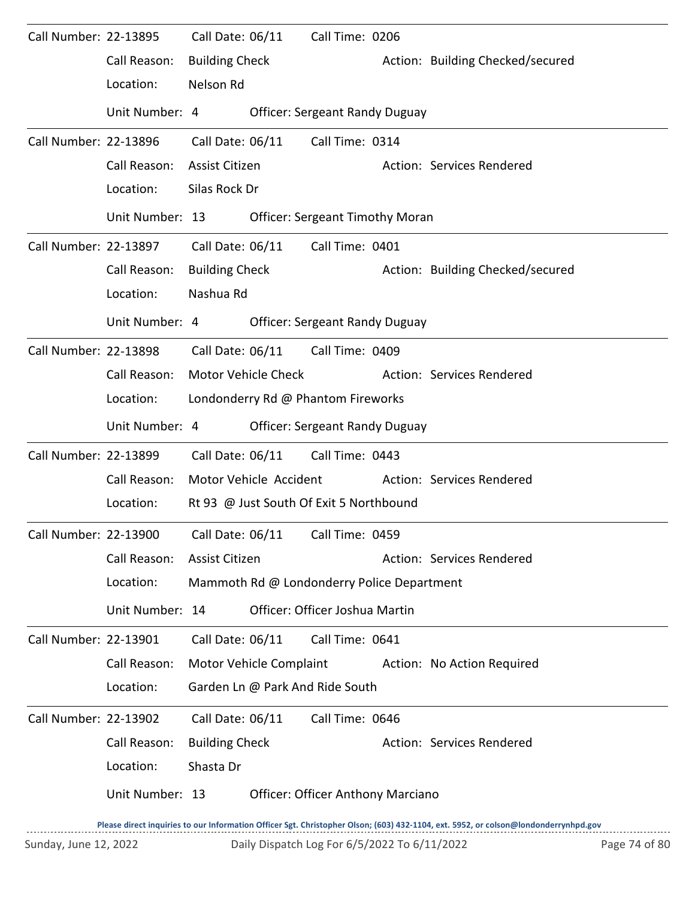Call Number: 22-13895 Call Date: 06/11 Call Time: 0206

Call Reason: Building Check Action: Building Checked/secured

Location: Nelson Rd

Unit Number: 4 Officer: Sergeant Randy Duguay

---

Call Number: 22-13896 Call Date: 06/11 Call Time: 0314

Call Reason: Assist Citizen Action: Services Rendered

Location: Silas Rock Dr

Unit Number: 13 Officer: Sergeant Timothy Moran

---

Call Number: 22-13897 Call Date: 06/11 Call Time: 0401

Call Reason: Building Check Action: Building Checked/secured

Location: Nashua Rd

Unit Number: 4 Officer: Sergeant Randy Duguay

---

Call Number: 22-13898 Call Date: 06/11 Call Time: 0409

Call Reason: Motor Vehicle Check Action: Services Rendered

Location: Londonderry Rd @ Phantom Fireworks

Unit Number: 4 Officer: Sergeant Randy Duguay

---

Call Number: 22-13899 Call Date: 06/11 Call Time: 0443

Call Reason: Motor Vehicle Accident Action: Services Rendered

Location: Rt 93 @ Just South Of Exit 5 Northbound

---

Call Number: 22-13900 Call Date: 06/11 Call Time: 0459

Call Reason: Assist Citizen Action: Services Rendered

Location: Mammoth Rd @ Londonderry Police Department

Unit Number: 14 Officer: Officer Joshua Martin

---

Call Number: 22-13901 Call Date: 06/11 Call Time: 0641

Call Reason: Motor Vehicle Complaint Action: No Action Required

Location: Garden Ln @ Park And Ride South

---

Call Number: 22-13902 Call Date: 06/11 Call Time: 0646

Call Reason: Building Check Action: Services Rendered

Location: Shasta Dr

Unit Number: 13 Officer: Officer Anthony Marciano

Please direct inquiries to our Information Officer Sgt. Christopher Olson; (603) 432-1104, ext. 5952, or colson@londonderrynhpd.gov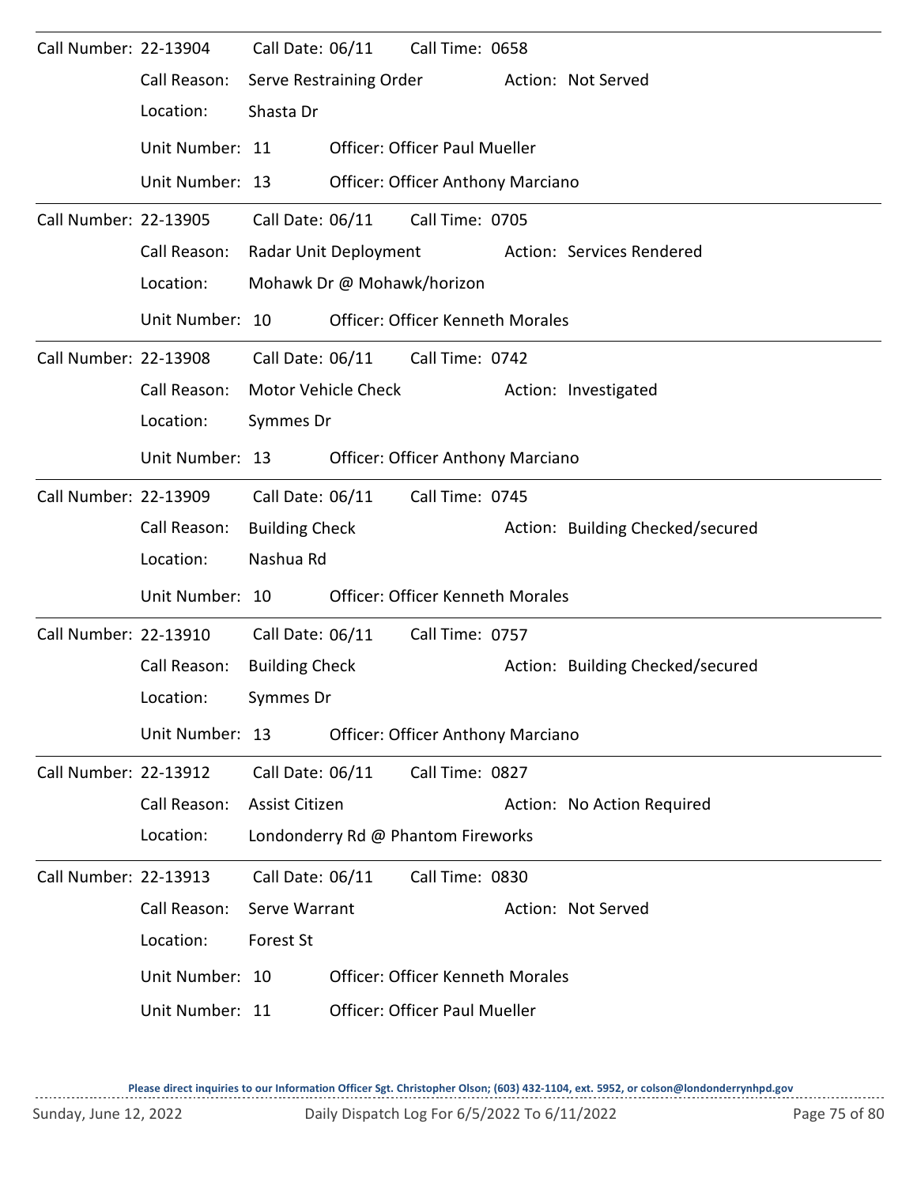Call Number: 22-13904    Call Date: 06/11    Call Time: 0658

Call Reason: Serve Restraining Order    Action: Not Served

Location: Shasta Dr

Unit Number: 11    Officer: Officer Paul Mueller

Unit Number: 13    Officer: Officer Anthony Marciano

---

Call Number: 22-13905    Call Date: 06/11    Call Time: 0705

Call Reason: Radar Unit Deployment    Action: Services Rendered

Location: Mohawk Dr @ Mohawk/horizon

Unit Number: 10    Officer: Officer Kenneth Morales

---

Call Number: 22-13908    Call Date: 06/11    Call Time: 0742

Call Reason: Motor Vehicle Check    Action: Investigated

Location: Symmes Dr

Unit Number: 13    Officer: Officer Anthony Marciano

---

Call Number: 22-13909    Call Date: 06/11    Call Time: 0745

Call Reason: Building Check    Action: Building Checked/secured

Location: Nashua Rd

Unit Number: 10    Officer: Officer Kenneth Morales

---

Call Number: 22-13910    Call Date: 06/11    Call Time: 0757

Call Reason: Building Check    Action: Building Checked/secured

Location: Symmes Dr

Unit Number: 13    Officer: Officer Anthony Marciano

---

Call Number: 22-13912    Call Date: 06/11    Call Time: 0827

Call Reason: Assist Citizen    Action: No Action Required

Location: Londonderry Rd @ Phantom Fireworks

---

Call Number: 22-13913    Call Date: 06/11    Call Time: 0830

Call Reason: Serve Warrant    Action: Not Served

Location: Forest St

Unit Number: 10    Officer: Officer Kenneth Morales

Unit Number: 11    Officer: Officer Paul Mueller

**Please direct inquiries to our Information Officer Sgt. Christopher Olson; (603) 432-1104, ext. 5952, or colson@londonderrynhpd.gov**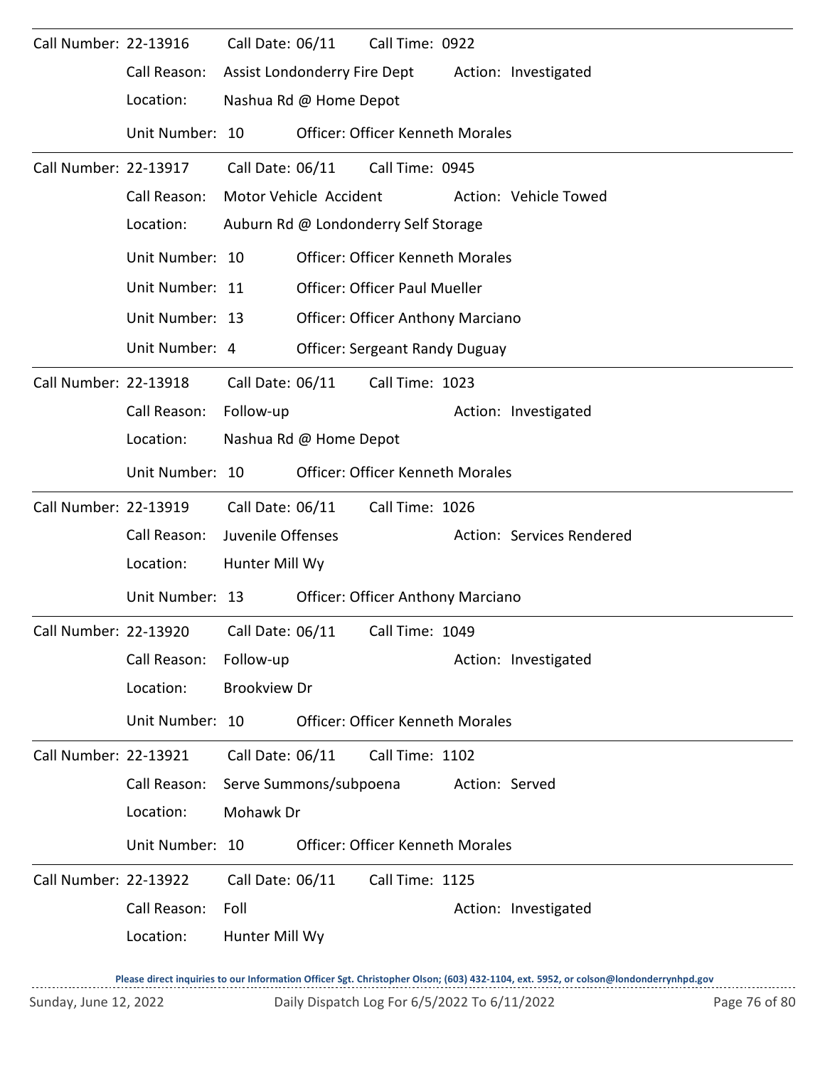Call Number: 22-13916 Call Date: 06/11 Call Time: 0922

Call Reason: Assist Londonderry Fire Dept Action: Investigated

Location: Nashua Rd @ Home Depot

Unit Number: 10 Officer: Officer Kenneth Morales

---

Call Number: 22-13917 Call Date: 06/11 Call Time: 0945

Call Reason: Motor Vehicle Accident Action: Vehicle Towed

Location: Auburn Rd @ Londonderry Self Storage

Unit Number: 10 Officer: Officer Kenneth Morales

Unit Number: 11 Officer: Officer Paul Mueller

Unit Number: 13 Officer: Officer Anthony Marciano

Unit Number: 4 Officer: Sergeant Randy Duguay

---

Call Number: 22-13918 Call Date: 06/11 Call Time: 1023

Call Reason: Follow-up Action: Investigated

Location: Nashua Rd @ Home Depot

Unit Number: 10 Officer: Officer Kenneth Morales

---

Call Number: 22-13919 Call Date: 06/11 Call Time: 1026

Call Reason: Juvenile Offenses Action: Services Rendered

Location: Hunter Mill Wy

Unit Number: 13 Officer: Officer Anthony Marciano

---

Call Number: 22-13920 Call Date: 06/11 Call Time: 1049

Call Reason: Follow-up Action: Investigated

Location: Brookview Dr

Unit Number: 10 Officer: Officer Kenneth Morales

---

Call Number: 22-13921 Call Date: 06/11 Call Time: 1102

Call Reason: Serve Summons/subpoena Action: Served

Location: Mohawk Dr

Unit Number: 10 Officer: Officer Kenneth Morales

---

Call Number: 22-13922 Call Date: 06/11 Call Time: 1125

Call Reason: Foll Action: Investigated

Location: Hunter Mill Wy

Please direct inquiries to our Information Officer Sgt. Christopher Olson; (603) 432-1104, ext. 5952, or colson@londonderrynhpd.gov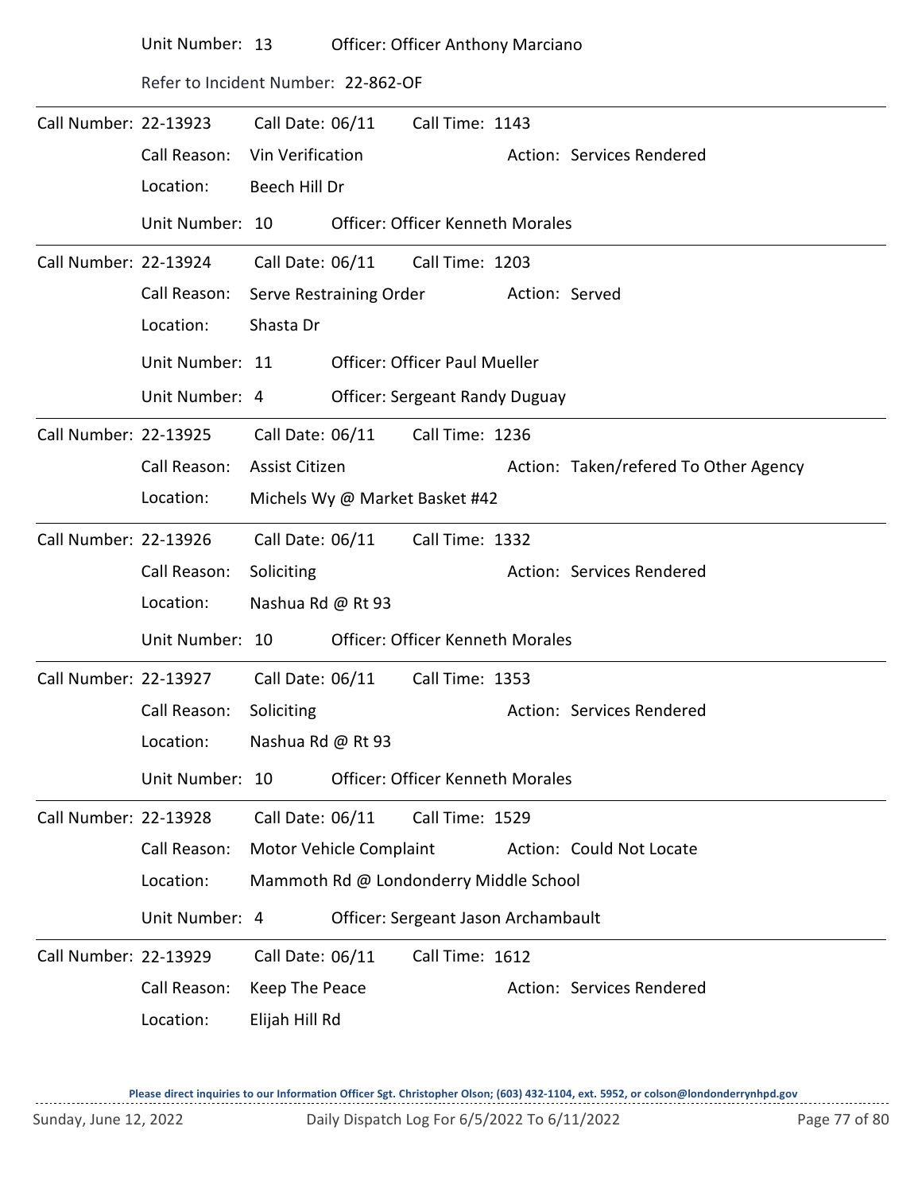Unit Number: 13 Officer: Officer Anthony Marciano

Refer to Incident Number: 22-862-OF

---

Call Number: 22-13923 Call Date: 06/11 Call Time: 1143

Call Reason: Vin Verification Action: Services Rendered

Location: Beech Hill Dr

Unit Number: 10 Officer: Officer Kenneth Morales

---

Call Number: 22-13924 Call Date: 06/11 Call Time: 1203

Call Reason: Serve Restraining Order Action: Served

Location: Shasta Dr

Unit Number: 11 Officer: Officer Paul Mueller

Unit Number: 4 Officer: Sergeant Randy Duguay

---

Call Number: 22-13925 Call Date: 06/11 Call Time: 1236

Call Reason: Assist Citizen Action: Taken/refered To Other Agency

Location: Michels Wy @ Market Basket #42

---

Call Number: 22-13926 Call Date: 06/11 Call Time: 1332

Call Reason: Soliciting Action: Services Rendered

Location: Nashua Rd @ Rt 93

Unit Number: 10 Officer: Officer Kenneth Morales

---

Call Number: 22-13927 Call Date: 06/11 Call Time: 1353

Call Reason: Soliciting Action: Services Rendered

Location: Nashua Rd @ Rt 93

Unit Number: 10 Officer: Officer Kenneth Morales

---

Call Number: 22-13928 Call Date: 06/11 Call Time: 1529

Call Reason: Motor Vehicle Complaint Action: Could Not Locate

Location: Mammoth Rd @ Londonderry Middle School

Unit Number: 4 Officer: Sergeant Jason Archambault

---

Call Number: 22-13929 Call Date: 06/11 Call Time: 1612

Call Reason: Keep The Peace Action: Services Rendered

Location: Elijah Hill Rd

**Please direct inquiries to our Information Officer Sgt. Christopher Olson; (603) 432-1104, ext. 5952, or colson@londonderrynhpd.gov**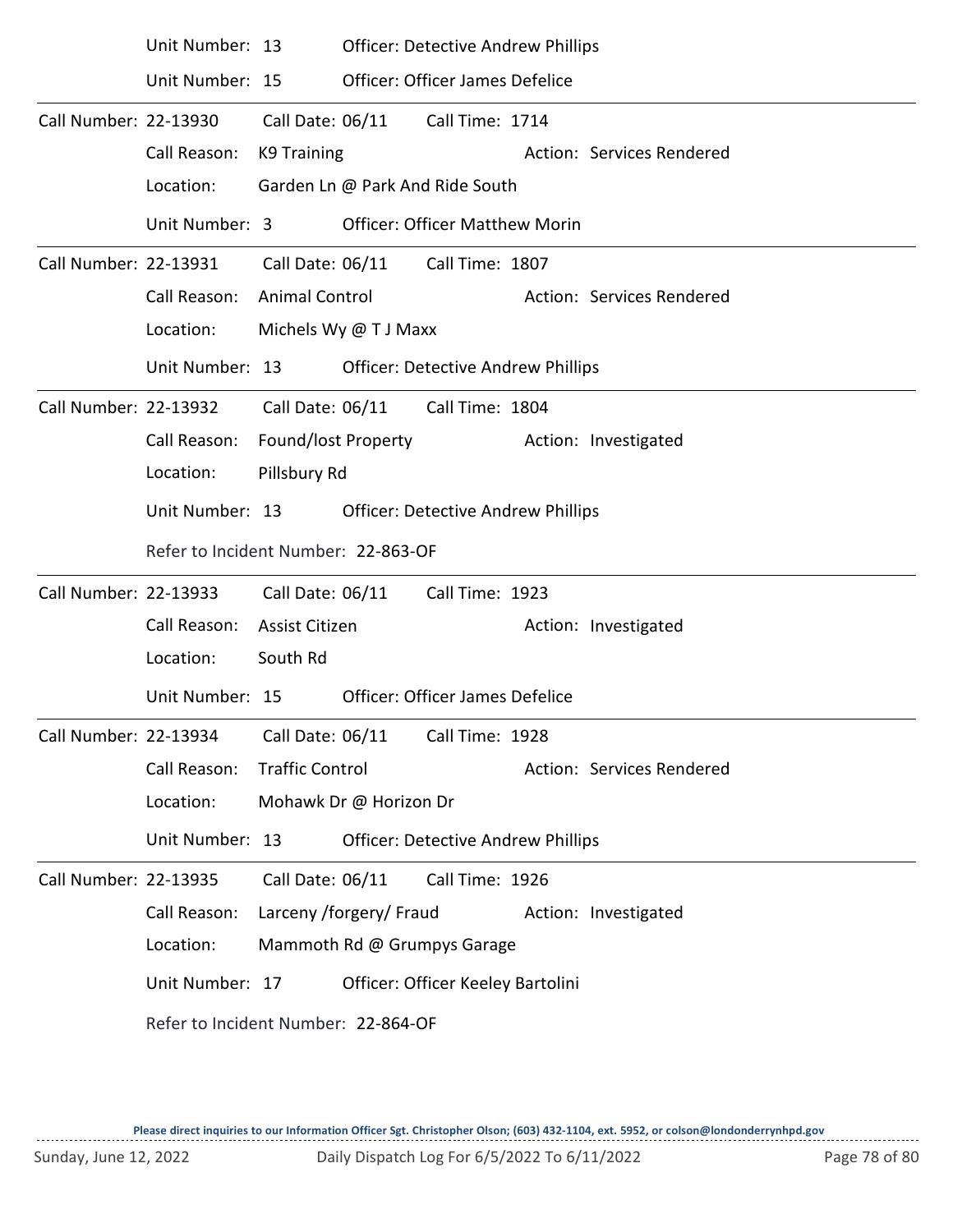Unit Number: 13 Officer: Detective Andrew Phillips

Unit Number: 15 Officer: Officer James Defelice

---

Call Number: 22-13930 Call Date: 06/11 Call Time: 1714

Call Reason: K9 Training Action: Services Rendered

Location: Garden Ln @ Park And Ride South

Unit Number: 3 Officer: Officer Matthew Morin

---

Call Number: 22-13931 Call Date: 06/11 Call Time: 1807

Call Reason: Animal Control Action: Services Rendered

Location: Michels Wy @ T J Maxx

Unit Number: 13 Officer: Detective Andrew Phillips

---

Call Number: 22-13932 Call Date: 06/11 Call Time: 1804

Call Reason: Found/lost Property Action: Investigated

Location: Pillsbury Rd

Unit Number: 13 Officer: Detective Andrew Phillips

Refer to Incident Number: 22-863-OF

---

Call Number: 22-13933 Call Date: 06/11 Call Time: 1923

Call Reason: Assist Citizen Action: Investigated

Location: South Rd

Unit Number: 15 Officer: Officer James Defelice

---

Call Number: 22-13934 Call Date: 06/11 Call Time: 1928

Call Reason: Traffic Control Action: Services Rendered

Location: Mohawk Dr @ Horizon Dr

Unit Number: 13 Officer: Detective Andrew Phillips

---

Call Number: 22-13935 Call Date: 06/11 Call Time: 1926

Call Reason: Larceny /forgery/ Fraud Action: Investigated

Location: Mammoth Rd @ Grumpys Garage

Unit Number: 17 Officer: Officer Keeley Bartolini

Refer to Incident Number: 22-864-OF

Please direct inquiries to our Information Officer Sgt. Christopher Olson; (603) 432-1104, ext. 5952, or colson@londonderrynhpd.gov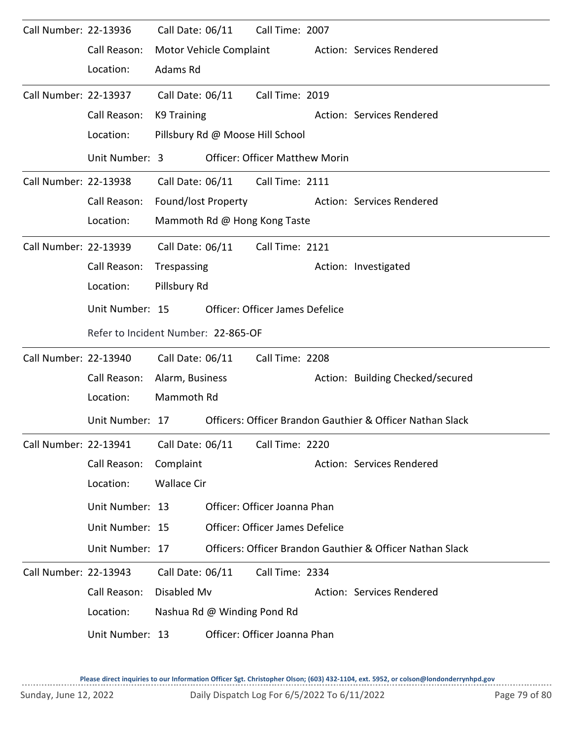Call Number: 22-13936 Call Date: 06/11 Call Time: 2007

Call Reason: Motor Vehicle Complaint Action: Services Rendered

Location: Adams Rd

---

Call Number: 22-13937 Call Date: 06/11 Call Time: 2019

Call Reason: K9 Training Action: Services Rendered

Location: Pillsbury Rd @ Moose Hill School

Unit Number: 3 Officer: Officer Matthew Morin

---

Call Number: 22-13938 Call Date: 06/11 Call Time: 2111

Call Reason: Found/lost Property Action: Services Rendered

Location: Mammoth Rd @ Hong Kong Taste

---

Call Number: 22-13939 Call Date: 06/11 Call Time: 2121

Call Reason: Trespassing Action: Investigated

Location: Pillsbury Rd

Unit Number: 15 Officer: Officer James Defelice

Refer to Incident Number: 22-865-OF

---

Call Number: 22-13940 Call Date: 06/11 Call Time: 2208

Call Reason: Alarm, Business Action: Building Checked/secured

Location: Mammoth Rd

Unit Number: 17 Officers: Officer Brandon Gauthier & Officer Nathan Slack

---

Call Number: 22-13941 Call Date: 06/11 Call Time: 2220

Call Reason: Complaint Action: Services Rendered

Location: Wallace Cir

Unit Number: 13 Officer: Officer Joanna Phan

Unit Number: 15 Officer: Officer James Defelice

Unit Number: 17 Officers: Officer Brandon Gauthier & Officer Nathan Slack

---

Call Number: 22-13943 Call Date: 06/11 Call Time: 2334

Call Reason: Disabled Mv Action: Services Rendered

Location: Nashua Rd @ Winding Pond Rd

Unit Number: 13 Officer: Officer Joanna Phan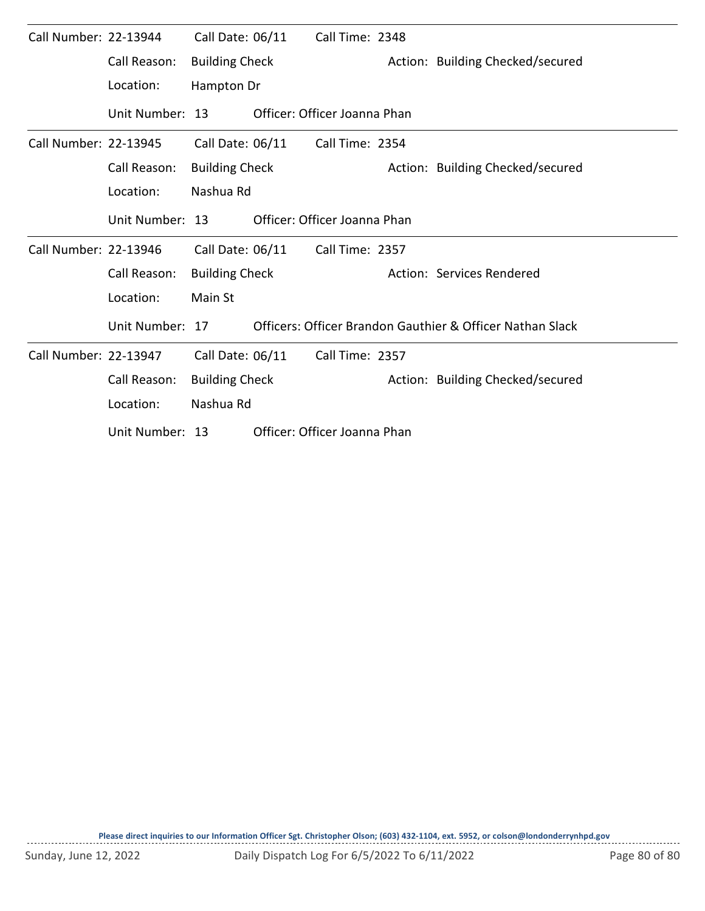Call Number: 22-13944 Call Date: 06/11 Call Time: 2348

Call Reason: Building Check Action: Building Checked/secured

Location: Hampton Dr

Unit Number: 13 Officer: Officer Joanna Phan

---

Call Number: 22-13945 Call Date: 06/11 Call Time: 2354

Call Reason: Building Check Action: Building Checked/secured

Location: Nashua Rd

Unit Number: 13 Officer: Officer Joanna Phan

---

Call Number: 22-13946 Call Date: 06/11 Call Time: 2357

Call Reason: Building Check Action: Services Rendered

Location: Main St

Unit Number: 17 Officers: Officer Brandon Gauthier & Officer Nathan Slack

---

Call Number: 22-13947 Call Date: 06/11 Call Time: 2357

Call Reason: Building Check Action: Building Checked/secured

Location: Nashua Rd

Unit Number: 13 Officer: Officer Joanna Phan

**Please direct inquiries to our Information Officer Sgt. Christopher Olson; (603) 432-1104, ext. 5952, or colson@londonderrynhpd.gov**